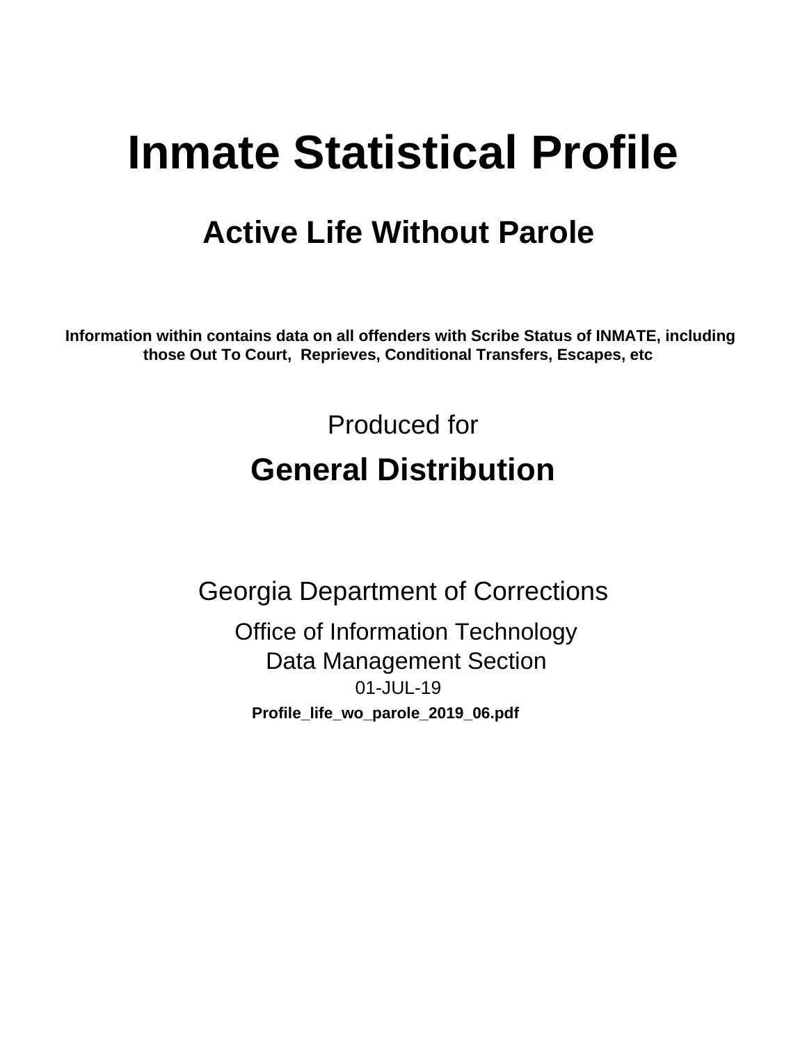# Inmate Statistical Profile

## Active Life Without Parole

**Information within contains data on all offenders with Scribe Status of INMATE, including those Out To Court, Reprieves, Conditional Transfers, Escapes, etc**

Produced for

## General Distribution

Georgia Department of Corrections

Office of Information Technology
Data Management Section
01-JUL-19

**Profile_life_wo_parole_2019_06.pdf**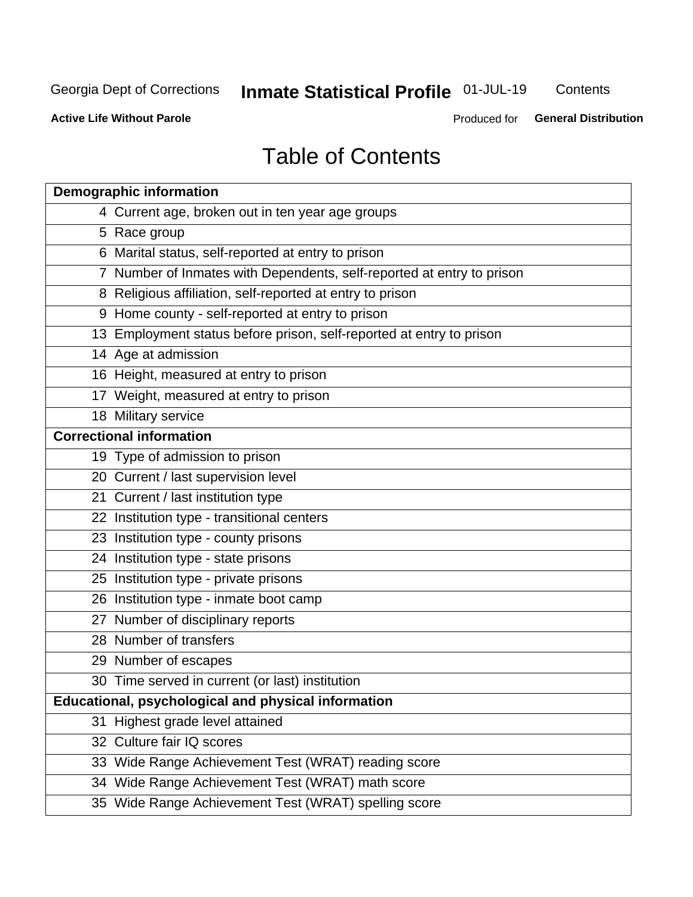# Table of Contents

| Demographic information | |
|---|---|
| 4 | Current age, broken out in ten year age groups |
| 5 | Race group |
| 6 | Marital status, self-reported at entry to prison |
| 7 | Number of Inmates with Dependents, self-reported at entry to prison |
| 8 | Religious affiliation, self-reported at entry to prison |
| 9 | Home county - self-reported at entry to prison |
| 13 | Employment status before prison, self-reported at entry to prison |
| 14 | Age at admission |
| 16 | Height, measured at entry to prison |
| 17 | Weight, measured at entry to prison |
| 18 | Military service |
| **Correctional information** | |
| 19 | Type of admission to prison |
| 20 | Current / last supervision level |
| 21 | Current / last institution type |
| 22 | Institution type - transitional centers |
| 23 | Institution type - county prisons |
| 24 | Institution type - state prisons |
| 25 | Institution type - private prisons |
| 26 | Institution type - inmate boot camp |
| 27 | Number of disciplinary reports |
| 28 | Number of transfers |
| 29 | Number of escapes |
| 30 | Time served in current (or last) institution |
| **Educational, psychological and physical information** | |
| 31 | Highest grade level attained |
| 32 | Culture fair IQ scores |
| 33 | Wide Range Achievement Test (WRAT) reading score |
| 34 | Wide Range Achievement Test (WRAT) math score |
| 35 | Wide Range Achievement Test (WRAT) spelling score |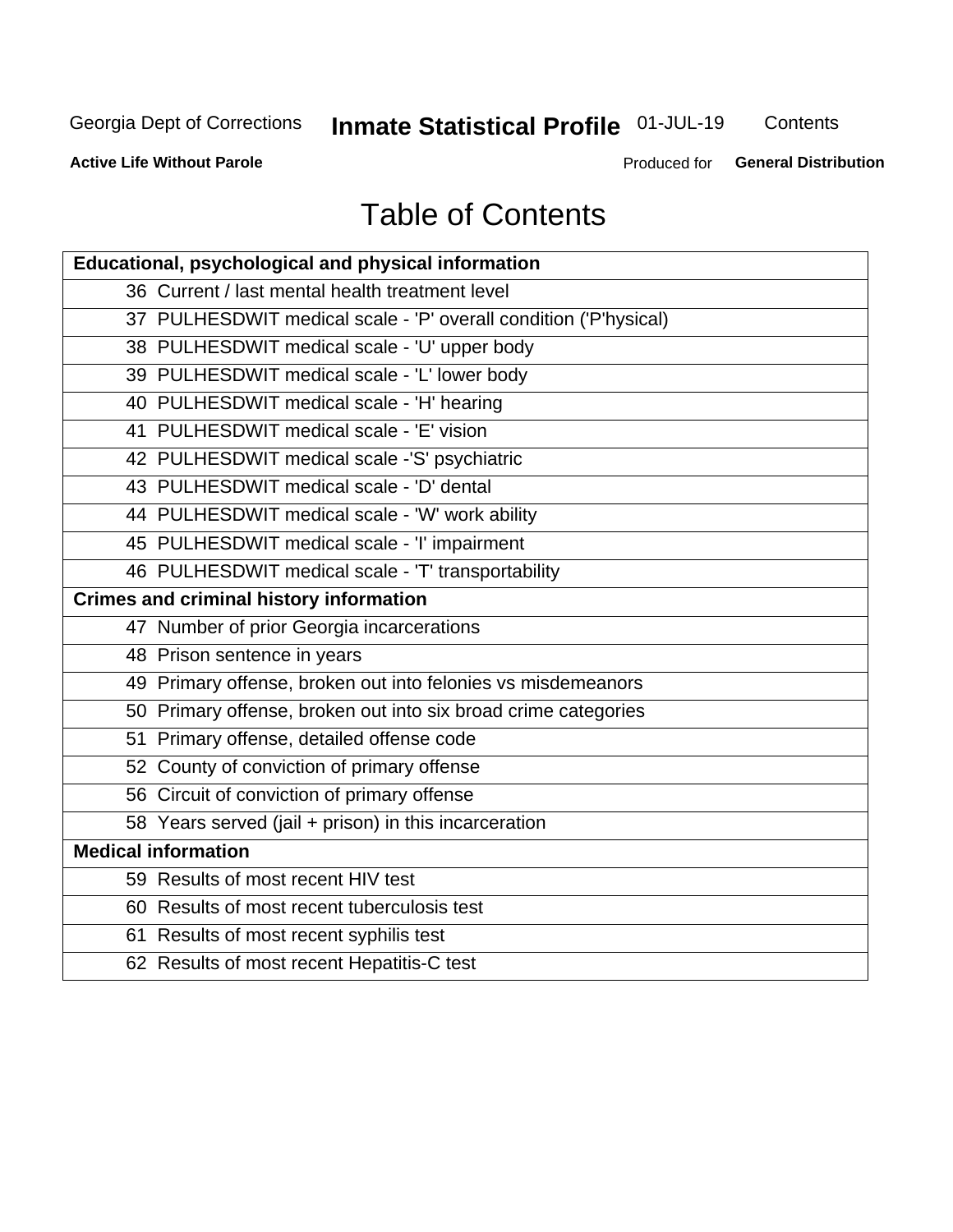# Table of Contents

| Educational, psychological and physical information | |
|---|---|
| 36 | Current / last mental health treatment level |
| 37 | PULHESDWIT medical scale - 'P' overall condition ('P'hysical) |
| 38 | PULHESDWIT medical scale - 'U' upper body |
| 39 | PULHESDWIT medical scale - 'L' lower body |
| 40 | PULHESDWIT medical scale - 'H' hearing |
| 41 | PULHESDWIT medical scale - 'E' vision |
| 42 | PULHESDWIT medical scale -'S' psychiatric |
| 43 | PULHESDWIT medical scale - 'D' dental |
| 44 | PULHESDWIT medical scale - 'W' work ability |
| 45 | PULHESDWIT medical scale - 'I' impairment |
| 46 | PULHESDWIT medical scale - 'T' transportability |
| **Crimes and criminal history information** | |
| 47 | Number of prior Georgia incarcerations |
| 48 | Prison sentence in years |
| 49 | Primary offense, broken out into felonies vs misdemeanors |
| 50 | Primary offense, broken out into six broad crime categories |
| 51 | Primary offense, detailed offense code |
| 52 | County of conviction of primary offense |
| 56 | Circuit of conviction of primary offense |
| 58 | Years served (jail + prison) in this incarceration |
| **Medical information** | |
| 59 | Results of most recent HIV test |
| 60 | Results of most recent tuberculosis test |
| 61 | Results of most recent syphilis test |
| 62 | Results of most recent Hepatitis-C test |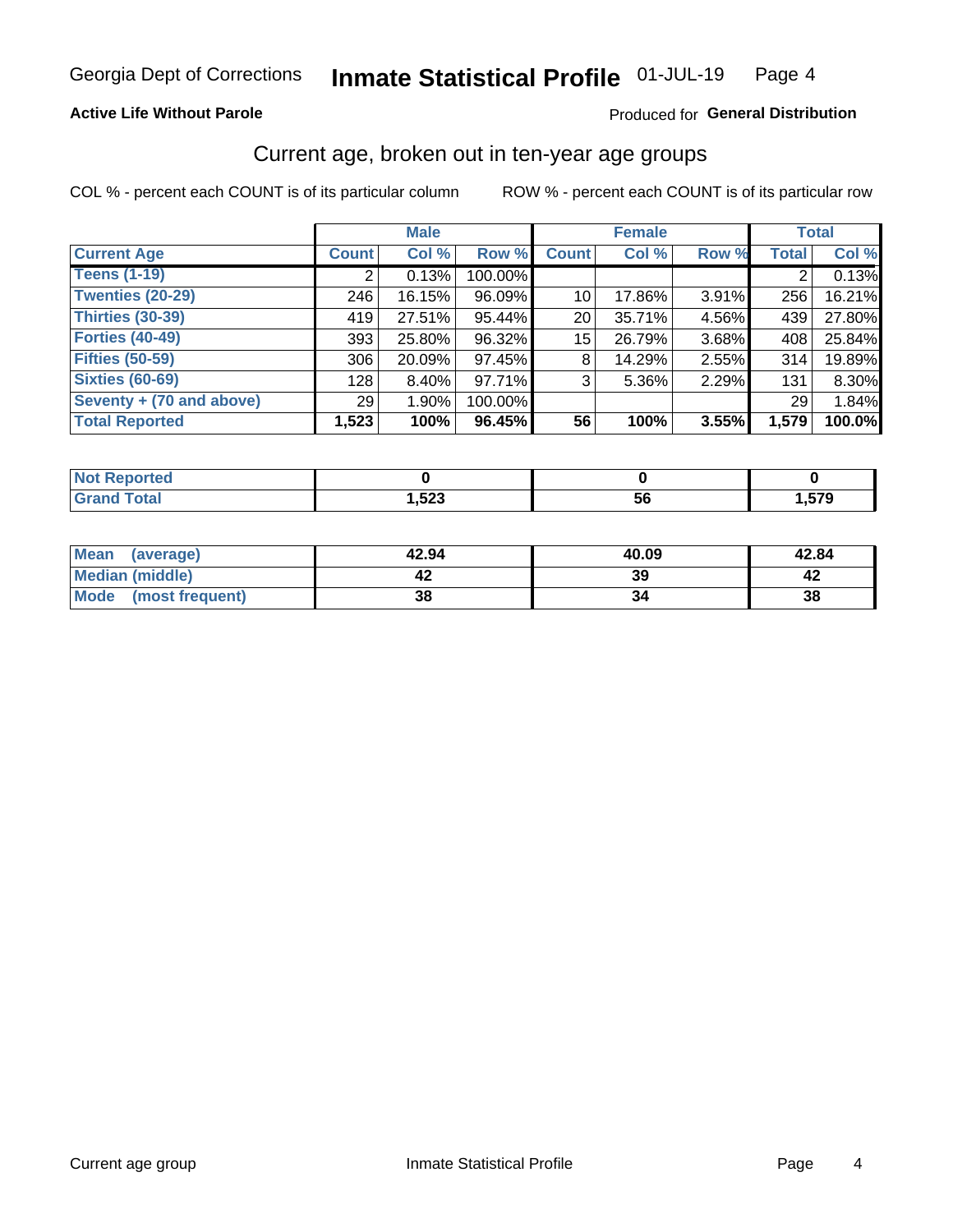Georgia Dept of Corrections **Inmate Statistical Profile** 01-JUL-19

**Active Life Without Parole**

Produced for **General Distribution**

## Current age, broken out in ten-year age groups

COL % - percent each COUNT is of its particular column

ROW % - percent each COUNT is of its particular row

| | Male | | | Female | | | Total | |
|---|---|---|---|---|---|---|---|---|
| **Current Age** | **Count** | **Col %** | **Row %** | **Count** | **Col %** | **Row %** | **Total** | **Col %** |
| Teens (1-19) | 2 | 0.13% | 100.00% | | | | 2 | 0.13% |
| Twenties (20-29) | 246 | 16.15% | 96.09% | 10 | 17.86% | 3.91% | 256 | 16.21% |
| Thirties (30-39) | 419 | 27.51% | 95.44% | 20 | 35.71% | 4.56% | 439 | 27.80% |
| Forties (40-49) | 393 | 25.80% | 96.32% | 15 | 26.79% | 3.68% | 408 | 25.84% |
| Fifties (50-59) | 306 | 20.09% | 97.45% | 8 | 14.29% | 2.55% | 314 | 19.89% |
| Sixties (60-69) | 128 | 8.40% | 97.71% | 3 | 5.36% | 2.29% | 131 | 8.30% |
| Seventy + (70 and above) | 29 | 1.90% | 100.00% | | | | 29 | 1.84% |
| **Total Reported** | **1,523** | **100%** | **96.45%** | **56** | **100%** | **3.55%** | **1,579** | **100.0%** |

| | Male | Female | Total |
|---|---|---|---|
| Not Reported | **0** | **0** | **0** |
| Grand Total | **1,523** | **56** | **1,579** |

| | Male | Female | Total |
|---|---|---|---|
| Mean (average) | **42.94** | **40.09** | **42.84** |
| Median (middle) | **42** | **39** | **42** |
| Mode (most frequent) | **38** | **34** | **38** |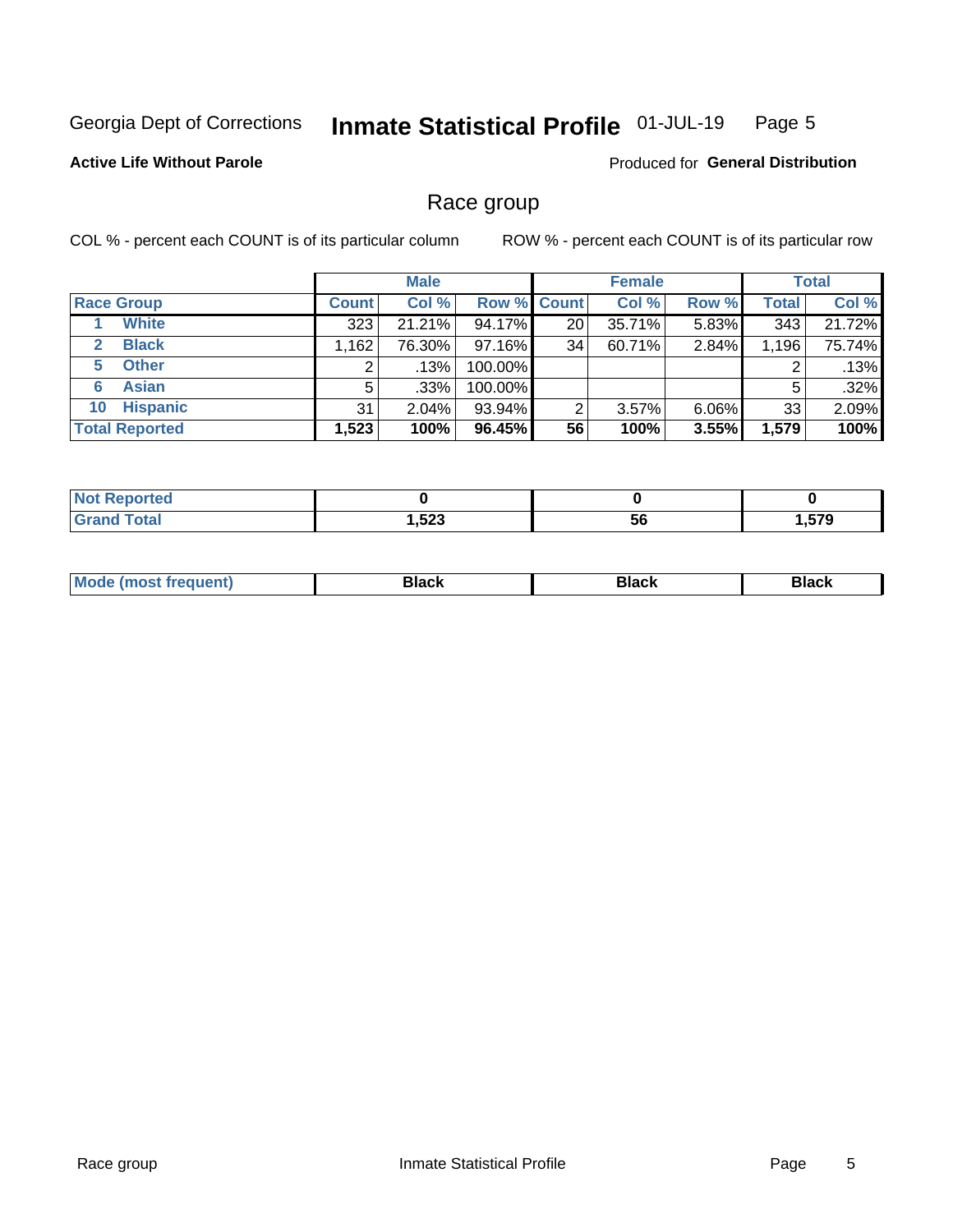Georgia Dept of Corrections **Inmate Statistical Profile** 01-JUL-19

**Active Life Without Parole**

Produced for **General Distribution**

## Race group

COL % - percent each COUNT is of its particular column

ROW % - percent each COUNT is of its particular row

| | Male | | | Female | | | Total | |
|---|---|---|---|---|---|---|---|---|
| **Race Group** | **Count** | **Col %** | **Row %** | **Count** | **Col %** | **Row %** | **Total** | **Col %** |
| 1 **White** | 323 | 21.21% | 94.17% | 20 | 35.71% | 5.83% | 343 | 21.72% |
| 2 **Black** | 1,162 | 76.30% | 97.16% | 34 | 60.71% | 2.84% | 1,196 | 75.74% |
| 5 **Other** | 2 | .13% | 100.00% | | | | 2 | .13% |
| 6 **Asian** | 5 | .33% | 100.00% | | | | 5 | .32% |
| 10 **Hispanic** | 31 | 2.04% | 93.94% | 2 | 3.57% | 6.06% | 33 | 2.09% |
| **Total Reported** | **1,523** | **100%** | **96.45%** | **56** | **100%** | **3.55%** | **1,579** | **100%** |

| | Male | Female | Total |
|---|---|---|---|
| **Not Reported** | **0** | **0** | **0** |
| **Grand Total** | **1,523** | **56** | **1,579** |

| | Male | Female | Total |
|---|---|---|---|
| **Mode (most frequent)** | **Black** | **Black** | **Black** |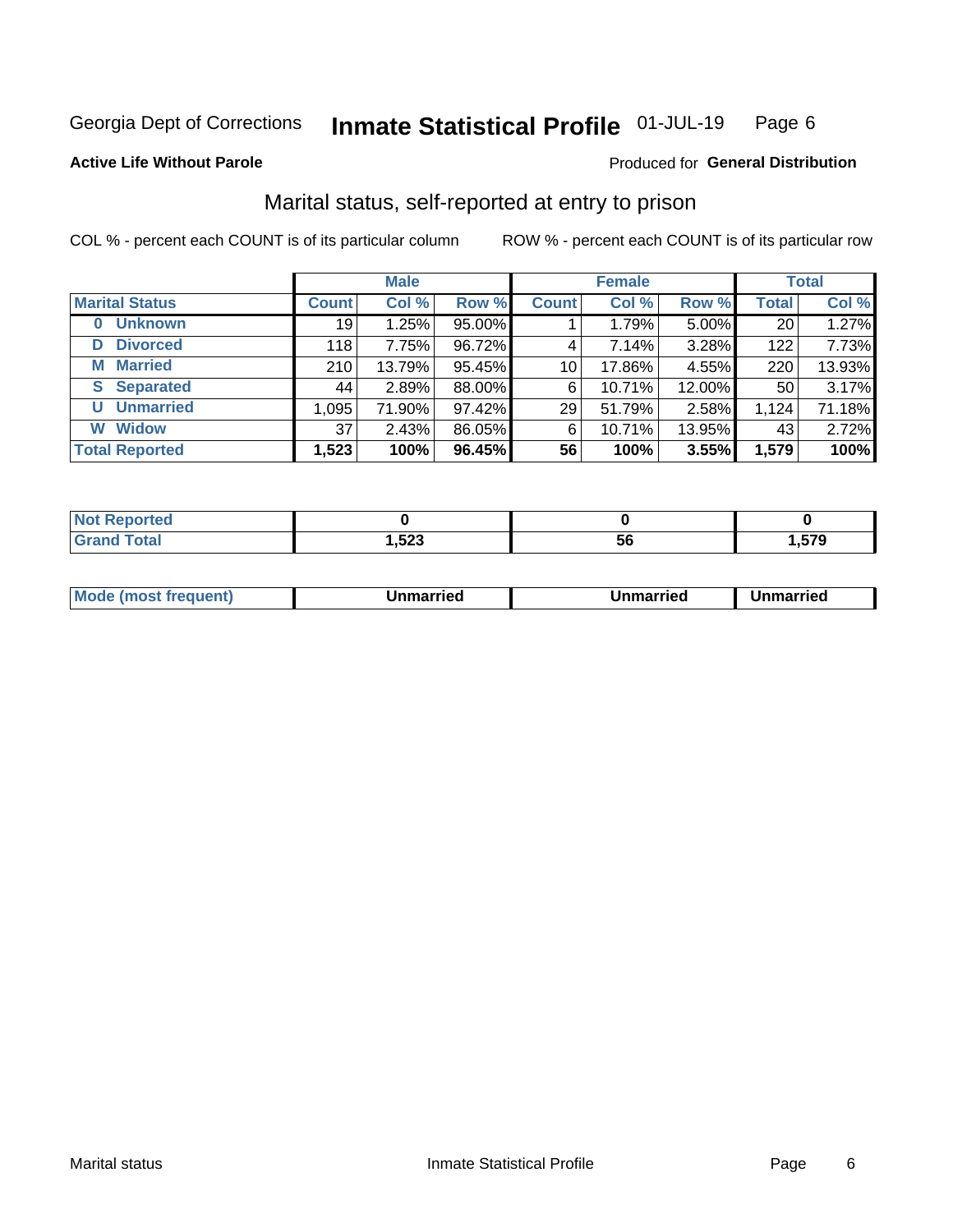Georgia Dept of Corrections **Inmate Statistical Profile** 01-JUL-19

**Active Life Without Parole**

Produced for **General Distribution**

## Marital status, self-reported at entry to prison

COL % - percent each COUNT is of its particular column

ROW % - percent each COUNT is of its particular row

| | Male | | | Female | | | Total | |
|---|---|---|---|---|---|---|---|---|
| **Marital Status** | **Count** | **Col %** | **Row %** | **Count** | **Col %** | **Row %** | **Total** | **Col %** |
| **0 Unknown** | 19 | 1.25% | 95.00% | 1 | 1.79% | 5.00% | 20 | 1.27% |
| **D Divorced** | 118 | 7.75% | 96.72% | 4 | 7.14% | 3.28% | 122 | 7.73% |
| **M Married** | 210 | 13.79% | 95.45% | 10 | 17.86% | 4.55% | 220 | 13.93% |
| **S Separated** | 44 | 2.89% | 88.00% | 6 | 10.71% | 12.00% | 50 | 3.17% |
| **U Unmarried** | 1,095 | 71.90% | 97.42% | 29 | 51.79% | 2.58% | 1,124 | 71.18% |
| **W Widow** | 37 | 2.43% | 86.05% | 6 | 10.71% | 13.95% | 43 | 2.72% |
| **Total Reported** | **1,523** | **100%** | **96.45%** | **56** | **100%** | **3.55%** | **1,579** | **100%** |

| | Male | Female | Total |
|---|---|---|---|
| **Not Reported** | **0** | **0** | **0** |
| **Grand Total** | **1,523** | **56** | **1,579** |

| | Male | Female | Total |
|---|---|---|---|
| **Mode (most frequent)** | **Unmarried** | **Unmarried** | **Unmarried** |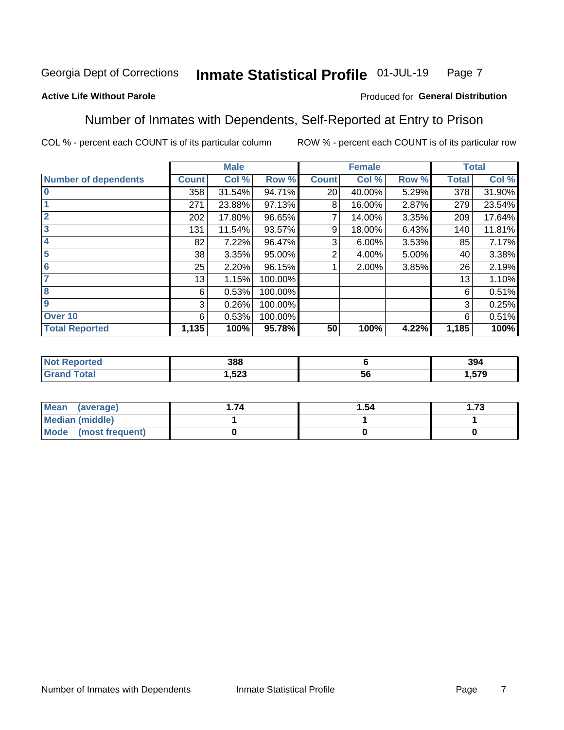Georgia Dept of Corrections **Inmate Statistical Profile** 01-JUL-19

**Active Life Without Parole**

Produced for **General Distribution**

## Number of Inmates with Dependents, Self-Reported at Entry to Prison

COL % - percent each COUNT is of its particular column

ROW % - percent each COUNT is of its particular row

| | Male | | | Female | | | Total | |
|---|---|---|---|---|---|---|---|---|
| **Number of dependents** | **Count** | **Col %** | **Row %** | **Count** | **Col %** | **Row %** | **Total** | **Col %** |
| 0 | 358 | 31.54% | 94.71% | 20 | 40.00% | 5.29% | 378 | 31.90% |
| 1 | 271 | 23.88% | 97.13% | 8 | 16.00% | 2.87% | 279 | 23.54% |
| 2 | 202 | 17.80% | 96.65% | 7 | 14.00% | 3.35% | 209 | 17.64% |
| 3 | 131 | 11.54% | 93.57% | 9 | 18.00% | 6.43% | 140 | 11.81% |
| 4 | 82 | 7.22% | 96.47% | 3 | 6.00% | 3.53% | 85 | 7.17% |
| 5 | 38 | 3.35% | 95.00% | 2 | 4.00% | 5.00% | 40 | 3.38% |
| 6 | 25 | 2.20% | 96.15% | 1 | 2.00% | 3.85% | 26 | 2.19% |
| 7 | 13 | 1.15% | 100.00% | | | | 13 | 1.10% |
| 8 | 6 | 0.53% | 100.00% | | | | 6 | 0.51% |
| 9 | 3 | 0.26% | 100.00% | | | | 3 | 0.25% |
| Over 10 | 6 | 0.53% | 100.00% | | | | 6 | 0.51% |
| **Total Reported** | **1,135** | **100%** | **95.78%** | **50** | **100%** | **4.22%** | **1,185** | **100%** |

| | Male | Female | Total |
|---|---|---|---|
| **Not Reported** | **388** | **6** | **394** |
| **Grand Total** | **1,523** | **56** | **1,579** |

| | Male | Female | Total |
|---|---|---|---|
| **Mean (average)** | **1.74** | **1.54** | **1.73** |
| **Median (middle)** | **1** | **1** | **1** |
| **Mode (most frequent)** | **0** | **0** | **0** |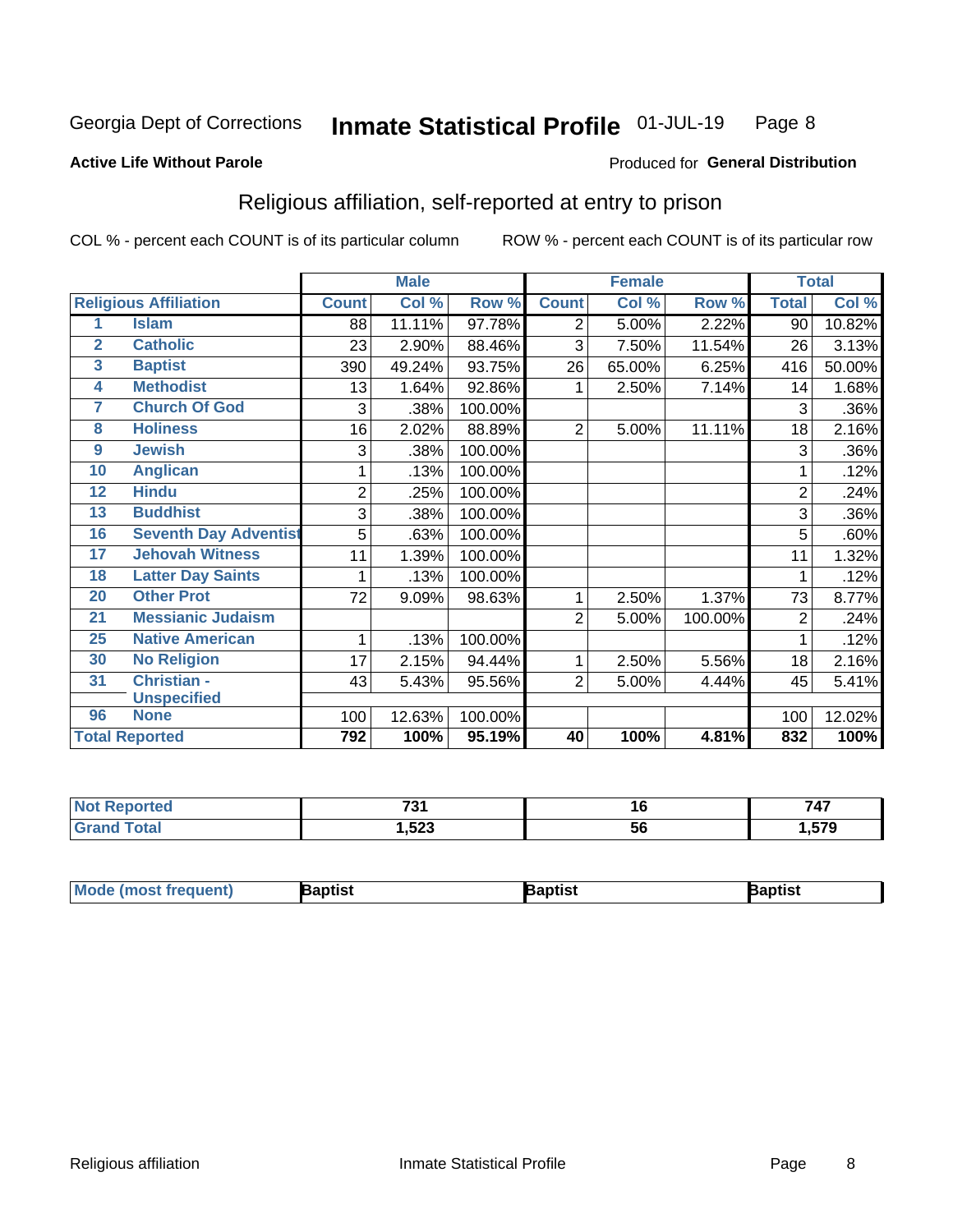Georgia Dept of Corrections **Inmate Statistical Profile** 01-JUL-19

**Active Life Without Parole**

Produced for **General Distribution**

## Religious affiliation, self-reported at entry to prison

COL % - percent each COUNT is of its particular column ROW % - percent each COUNT is of its particular row

| | | Male | | | Female | | | Total | |
|---|---|---|---|---|---|---|---|---|---|
| **Religious Affiliation** | | **Count** | **Col %** | **Row %** | **Count** | **Col %** | **Row %** | **Total** | **Col %** |
| 1 | Islam | 88 | 11.11% | 97.78% | 2 | 5.00% | 2.22% | 90 | 10.82% |
| 2 | Catholic | 23 | 2.90% | 88.46% | 3 | 7.50% | 11.54% | 26 | 3.13% |
| 3 | Baptist | 390 | 49.24% | 93.75% | 26 | 65.00% | 6.25% | 416 | 50.00% |
| 4 | Methodist | 13 | 1.64% | 92.86% | 1 | 2.50% | 7.14% | 14 | 1.68% |
| 7 | Church Of God | 3 | .38% | 100.00% | | | | 3 | .36% |
| 8 | Holiness | 16 | 2.02% | 88.89% | 2 | 5.00% | 11.11% | 18 | 2.16% |
| 9 | Jewish | 3 | .38% | 100.00% | | | | 3 | .36% |
| 10 | Anglican | 1 | .13% | 100.00% | | | | 1 | .12% |
| 12 | Hindu | 2 | .25% | 100.00% | | | | 2 | .24% |
| 13 | Buddhist | 3 | .38% | 100.00% | | | | 3 | .36% |
| 16 | Seventh Day Adventist | 5 | .63% | 100.00% | | | | 5 | .60% |
| 17 | Jehovah Witness | 11 | 1.39% | 100.00% | | | | 11 | 1.32% |
| 18 | Latter Day Saints | 1 | .13% | 100.00% | | | | 1 | .12% |
| 20 | Other Prot | 72 | 9.09% | 98.63% | 1 | 2.50% | 1.37% | 73 | 8.77% |
| 21 | Messianic Judaism | | | | 2 | 5.00% | 100.00% | 2 | .24% |
| 25 | Native American | 1 | .13% | 100.00% | | | | 1 | .12% |
| 30 | No Religion | 17 | 2.15% | 94.44% | 1 | 2.50% | 5.56% | 18 | 2.16% |
| 31 | Christian - Unspecified | 43 | 5.43% | 95.56% | 2 | 5.00% | 4.44% | 45 | 5.41% |
| 96 | None | 100 | 12.63% | 100.00% | | | | 100 | 12.02% |
| **Total Reported** | | **792** | **100%** | **95.19%** | **40** | **100%** | **4.81%** | **832** | **100%** |

| | Male | Female | Total |
|---|---|---|---|
| **Not Reported** | **731** | **16** | **747** |
| **Grand Total** | **1,523** | **56** | **1,579** |

| | Male | Female | Total |
|---|---|---|---|
| **Mode (most frequent)** | **Baptist** | **Baptist** | **Baptist** |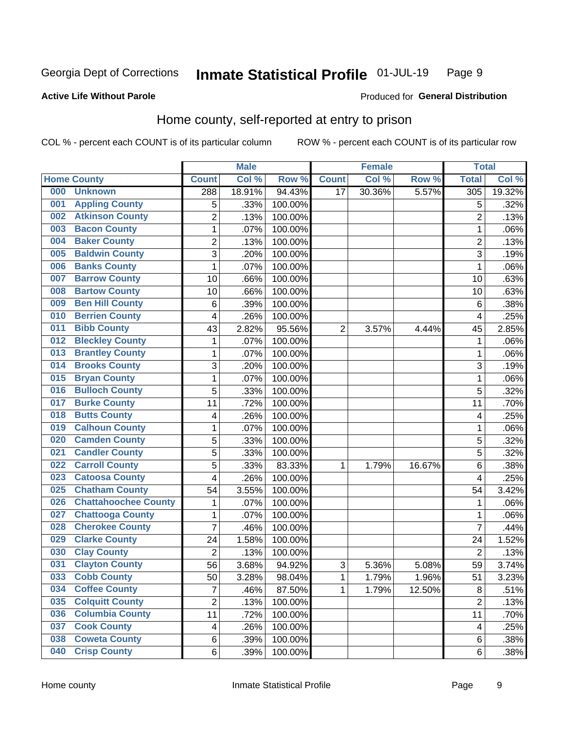Georgia Dept of Corrections **Inmate Statistical Profile** 01-JUL-19

**Active Life Without Parole**

Produced for **General Distribution**

## Home county, self-reported at entry to prison

COL % - percent each COUNT is of its particular column ROW % - percent each COUNT is of its particular row

| | Male | | | Female | | | Total | |
|---|---|---|---|---|---|---|---|---|
| **Home County** | **Count** | **Col %** | **Row %** | **Count** | **Col %** | **Row %** | **Total** | **Col %** |
| 000 Unknown | 288 | 18.91% | 94.43% | 17 | 30.36% | 5.57% | 305 | 19.32% |
| 001 Appling County | 5 | .33% | 100.00% | | | | 5 | .32% |
| 002 Atkinson County | 2 | .13% | 100.00% | | | | 2 | .13% |
| 003 Bacon County | 1 | .07% | 100.00% | | | | 1 | .06% |
| 004 Baker County | 2 | .13% | 100.00% | | | | 2 | .13% |
| 005 Baldwin County | 3 | .20% | 100.00% | | | | 3 | .19% |
| 006 Banks County | 1 | .07% | 100.00% | | | | 1 | .06% |
| 007 Barrow County | 10 | .66% | 100.00% | | | | 10 | .63% |
| 008 Bartow County | 10 | .66% | 100.00% | | | | 10 | .63% |
| 009 Ben Hill County | 6 | .39% | 100.00% | | | | 6 | .38% |
| 010 Berrien County | 4 | .26% | 100.00% | | | | 4 | .25% |
| 011 Bibb County | 43 | 2.82% | 95.56% | 2 | 3.57% | 4.44% | 45 | 2.85% |
| 012 Bleckley County | 1 | .07% | 100.00% | | | | 1 | .06% |
| 013 Brantley County | 1 | .07% | 100.00% | | | | 1 | .06% |
| 014 Brooks County | 3 | .20% | 100.00% | | | | 3 | .19% |
| 015 Bryan County | 1 | .07% | 100.00% | | | | 1 | .06% |
| 016 Bulloch County | 5 | .33% | 100.00% | | | | 5 | .32% |
| 017 Burke County | 11 | .72% | 100.00% | | | | 11 | .70% |
| 018 Butts County | 4 | .26% | 100.00% | | | | 4 | .25% |
| 019 Calhoun County | 1 | .07% | 100.00% | | | | 1 | .06% |
| 020 Camden County | 5 | .33% | 100.00% | | | | 5 | .32% |
| 021 Candler County | 5 | .33% | 100.00% | | | | 5 | .32% |
| 022 Carroll County | 5 | .33% | 83.33% | 1 | 1.79% | 16.67% | 6 | .38% |
| 023 Catoosa County | 4 | .26% | 100.00% | | | | 4 | .25% |
| 025 Chatham County | 54 | 3.55% | 100.00% | | | | 54 | 3.42% |
| 026 Chattahoochee County | 1 | .07% | 100.00% | | | | 1 | .06% |
| 027 Chattooga County | 1 | .07% | 100.00% | | | | 1 | .06% |
| 028 Cherokee County | 7 | .46% | 100.00% | | | | 7 | .44% |
| 029 Clarke County | 24 | 1.58% | 100.00% | | | | 24 | 1.52% |
| 030 Clay County | 2 | .13% | 100.00% | | | | 2 | .13% |
| 031 Clayton County | 56 | 3.68% | 94.92% | 3 | 5.36% | 5.08% | 59 | 3.74% |
| 033 Cobb County | 50 | 3.28% | 98.04% | 1 | 1.79% | 1.96% | 51 | 3.23% |
| 034 Coffee County | 7 | .46% | 87.50% | 1 | 1.79% | 12.50% | 8 | .51% |
| 035 Colquitt County | 2 | .13% | 100.00% | | | | 2 | .13% |
| 036 Columbia County | 11 | .72% | 100.00% | | | | 11 | .70% |
| 037 Cook County | 4 | .26% | 100.00% | | | | 4 | .25% |
| 038 Coweta County | 6 | .39% | 100.00% | | | | 6 | .38% |
| 040 Crisp County | 6 | .39% | 100.00% | | | | 6 | .38% |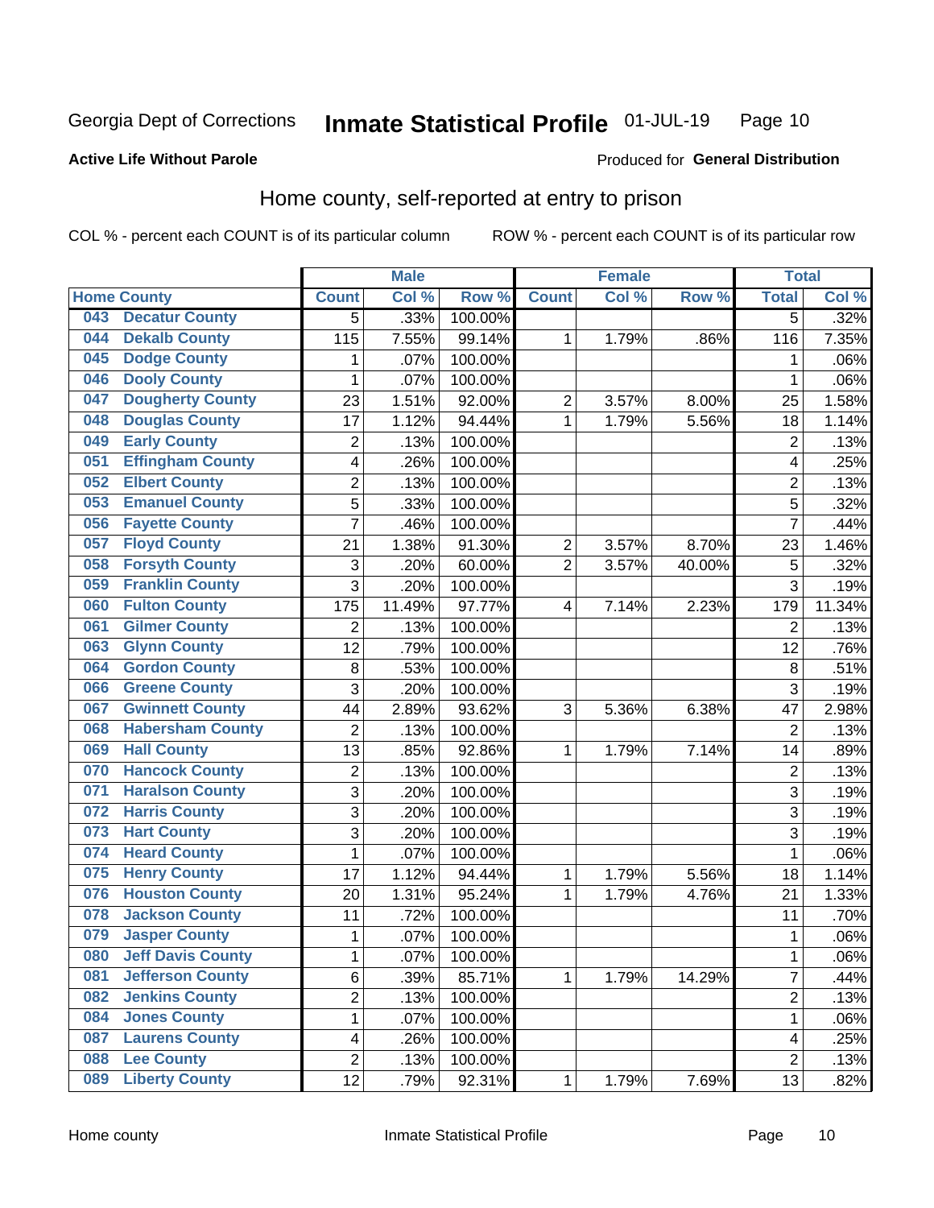Georgia Dept of Corrections **Inmate Statistical Profile** 01-JUL-19

**Active Life Without Parole**

Produced for **General Distribution**

## Home county, self-reported at entry to prison

COL % - percent each COUNT is of its particular column ROW % - percent each COUNT is of its particular row

| | | Male | | | Female | | | Total | |
|---|---|---|---|---|---|---|---|---|---|
| **Home County** | | **Count** | **Col %** | **Row %** | **Count** | **Col %** | **Row %** | **Total** | **Col %** |
| 043 | Decatur County | 5 | .33% | 100.00% | | | | 5 | .32% |
| 044 | Dekalb County | 115 | 7.55% | 99.14% | 1 | 1.79% | .86% | 116 | 7.35% |
| 045 | Dodge County | 1 | .07% | 100.00% | | | | 1 | .06% |
| 046 | Dooly County | 1 | .07% | 100.00% | | | | 1 | .06% |
| 047 | Dougherty County | 23 | 1.51% | 92.00% | 2 | 3.57% | 8.00% | 25 | 1.58% |
| 048 | Douglas County | 17 | 1.12% | 94.44% | 1 | 1.79% | 5.56% | 18 | 1.14% |
| 049 | Early County | 2 | .13% | 100.00% | | | | 2 | .13% |
| 051 | Effingham County | 4 | .26% | 100.00% | | | | 4 | .25% |
| 052 | Elbert County | 2 | .13% | 100.00% | | | | 2 | .13% |
| 053 | Emanuel County | 5 | .33% | 100.00% | | | | 5 | .32% |
| 056 | Fayette County | 7 | .46% | 100.00% | | | | 7 | .44% |
| 057 | Floyd County | 21 | 1.38% | 91.30% | 2 | 3.57% | 8.70% | 23 | 1.46% |
| 058 | Forsyth County | 3 | .20% | 60.00% | 2 | 3.57% | 40.00% | 5 | .32% |
| 059 | Franklin County | 3 | .20% | 100.00% | | | | 3 | .19% |
| 060 | Fulton County | 175 | 11.49% | 97.77% | 4 | 7.14% | 2.23% | 179 | 11.34% |
| 061 | Gilmer County | 2 | .13% | 100.00% | | | | 2 | .13% |
| 063 | Glynn County | 12 | .79% | 100.00% | | | | 12 | .76% |
| 064 | Gordon County | 8 | .53% | 100.00% | | | | 8 | .51% |
| 066 | Greene County | 3 | .20% | 100.00% | | | | 3 | .19% |
| 067 | Gwinnett County | 44 | 2.89% | 93.62% | 3 | 5.36% | 6.38% | 47 | 2.98% |
| 068 | Habersham County | 2 | .13% | 100.00% | | | | 2 | .13% |
| 069 | Hall County | 13 | .85% | 92.86% | 1 | 1.79% | 7.14% | 14 | .89% |
| 070 | Hancock County | 2 | .13% | 100.00% | | | | 2 | .13% |
| 071 | Haralson County | 3 | .20% | 100.00% | | | | 3 | .19% |
| 072 | Harris County | 3 | .20% | 100.00% | | | | 3 | .19% |
| 073 | Hart County | 3 | .20% | 100.00% | | | | 3 | .19% |
| 074 | Heard County | 1 | .07% | 100.00% | | | | 1 | .06% |
| 075 | Henry County | 17 | 1.12% | 94.44% | 1 | 1.79% | 5.56% | 18 | 1.14% |
| 076 | Houston County | 20 | 1.31% | 95.24% | 1 | 1.79% | 4.76% | 21 | 1.33% |
| 078 | Jackson County | 11 | .72% | 100.00% | | | | 11 | .70% |
| 079 | Jasper County | 1 | .07% | 100.00% | | | | 1 | .06% |
| 080 | Jeff Davis County | 1 | .07% | 100.00% | | | | 1 | .06% |
| 081 | Jefferson County | 6 | .39% | 85.71% | 1 | 1.79% | 14.29% | 7 | .44% |
| 082 | Jenkins County | 2 | .13% | 100.00% | | | | 2 | .13% |
| 084 | Jones County | 1 | .07% | 100.00% | | | | 1 | .06% |
| 087 | Laurens County | 4 | .26% | 100.00% | | | | 4 | .25% |
| 088 | Lee County | 2 | .13% | 100.00% | | | | 2 | .13% |
| 089 | Liberty County | 12 | .79% | 92.31% | 1 | 1.79% | 7.69% | 13 | .82% |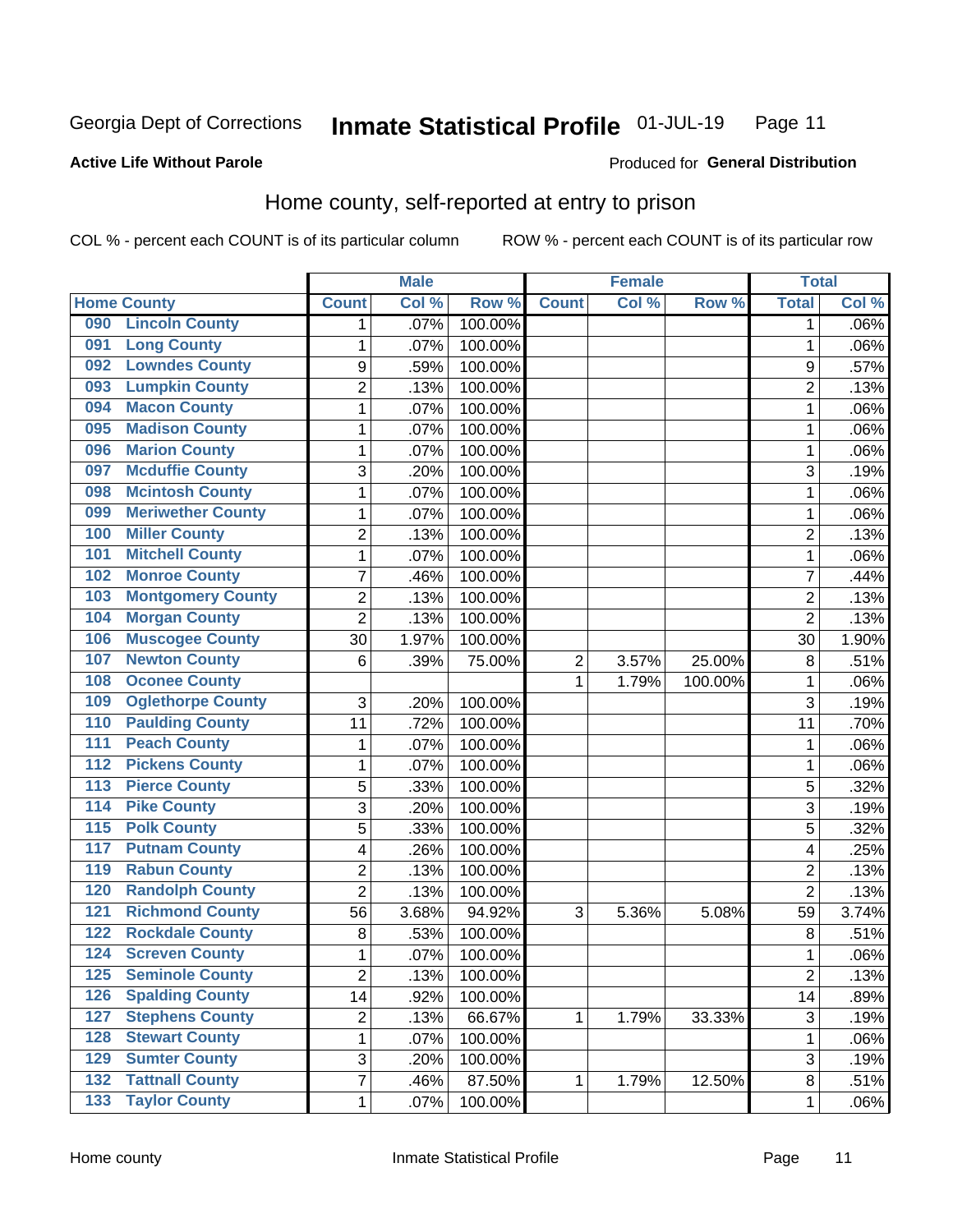Georgia Dept of Corrections **Inmate Statistical Profile** 01-JUL-19

**Active Life Without Parole**

Produced for **General Distribution**

## Home county, self-reported at entry to prison

COL % - percent each COUNT is of its particular column ROW % - percent each COUNT is of its particular row

| Home County | | Male | | | Female | | | Total | |
|---|---|---|---|---|---|---|---|---|---|
| | | Count | Col % | Row % | Count | Col % | Row % | Total | Col % |
| 090 | Lincoln County | 1 | .07% | 100.00% | | | | 1 | .06% |
| 091 | Long County | 1 | .07% | 100.00% | | | | 1 | .06% |
| 092 | Lowndes County | 9 | .59% | 100.00% | | | | 9 | .57% |
| 093 | Lumpkin County | 2 | .13% | 100.00% | | | | 2 | .13% |
| 094 | Macon County | 1 | .07% | 100.00% | | | | 1 | .06% |
| 095 | Madison County | 1 | .07% | 100.00% | | | | 1 | .06% |
| 096 | Marion County | 1 | .07% | 100.00% | | | | 1 | .06% |
| 097 | Mcduffie County | 3 | .20% | 100.00% | | | | 3 | .19% |
| 098 | Mcintosh County | 1 | .07% | 100.00% | | | | 1 | .06% |
| 099 | Meriwether County | 1 | .07% | 100.00% | | | | 1 | .06% |
| 100 | Miller County | 2 | .13% | 100.00% | | | | 2 | .13% |
| 101 | Mitchell County | 1 | .07% | 100.00% | | | | 1 | .06% |
| 102 | Monroe County | 7 | .46% | 100.00% | | | | 7 | .44% |
| 103 | Montgomery County | 2 | .13% | 100.00% | | | | 2 | .13% |
| 104 | Morgan County | 2 | .13% | 100.00% | | | | 2 | .13% |
| 106 | Muscogee County | 30 | 1.97% | 100.00% | | | | 30 | 1.90% |
| 107 | Newton County | 6 | .39% | 75.00% | 2 | 3.57% | 25.00% | 8 | .51% |
| 108 | Oconee County | | | | 1 | 1.79% | 100.00% | 1 | .06% |
| 109 | Oglethorpe County | 3 | .20% | 100.00% | | | | 3 | .19% |
| 110 | Paulding County | 11 | .72% | 100.00% | | | | 11 | .70% |
| 111 | Peach County | 1 | .07% | 100.00% | | | | 1 | .06% |
| 112 | Pickens County | 1 | .07% | 100.00% | | | | 1 | .06% |
| 113 | Pierce County | 5 | .33% | 100.00% | | | | 5 | .32% |
| 114 | Pike County | 3 | .20% | 100.00% | | | | 3 | .19% |
| 115 | Polk County | 5 | .33% | 100.00% | | | | 5 | .32% |
| 117 | Putnam County | 4 | .26% | 100.00% | | | | 4 | .25% |
| 119 | Rabun County | 2 | .13% | 100.00% | | | | 2 | .13% |
| 120 | Randolph County | 2 | .13% | 100.00% | | | | 2 | .13% |
| 121 | Richmond County | 56 | 3.68% | 94.92% | 3 | 5.36% | 5.08% | 59 | 3.74% |
| 122 | Rockdale County | 8 | .53% | 100.00% | | | | 8 | .51% |
| 124 | Screven County | 1 | .07% | 100.00% | | | | 1 | .06% |
| 125 | Seminole County | 2 | .13% | 100.00% | | | | 2 | .13% |
| 126 | Spalding County | 14 | .92% | 100.00% | | | | 14 | .89% |
| 127 | Stephens County | 2 | .13% | 66.67% | 1 | 1.79% | 33.33% | 3 | .19% |
| 128 | Stewart County | 1 | .07% | 100.00% | | | | 1 | .06% |
| 129 | Sumter County | 3 | .20% | 100.00% | | | | 3 | .19% |
| 132 | Tattnall County | 7 | .46% | 87.50% | 1 | 1.79% | 12.50% | 8 | .51% |
| 133 | Taylor County | 1 | .07% | 100.00% | | | | 1 | .06% |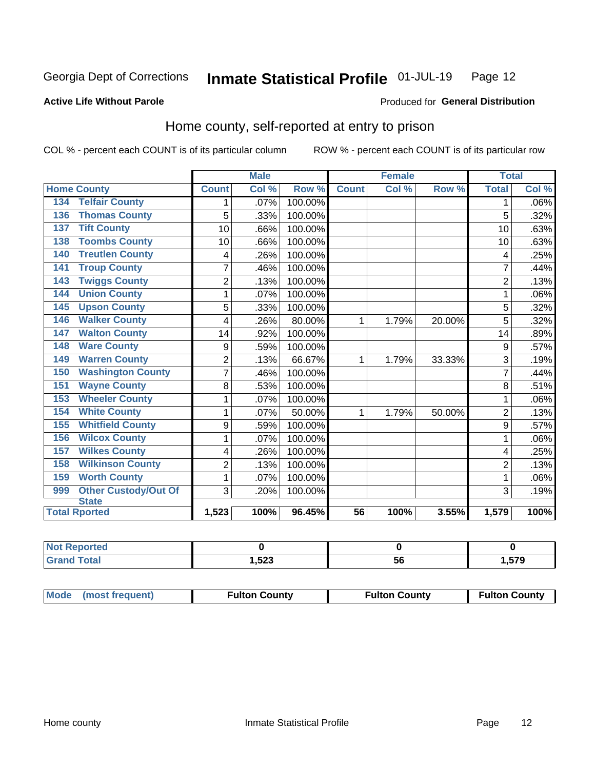Georgia Dept of Corrections **Inmate Statistical Profile** 01-JUL-19

**Active Life Without Parole**

Produced for **General Distribution**

## Home county, self-reported at entry to prison

COL % - percent each COUNT is of its particular column    ROW % - percent each COUNT is of its particular row

| Home County | | Male | | | Female | | | Total | |
|---|---|---|---|---|---|---|---|---|---|
| | | Count | Col % | Row % | Count | Col % | Row % | Total | Col % |
| 134 | Telfair County | 1 | .07% | 100.00% | | | | 1 | .06% |
| 136 | Thomas County | 5 | .33% | 100.00% | | | | 5 | .32% |
| 137 | Tift County | 10 | .66% | 100.00% | | | | 10 | .63% |
| 138 | Toombs County | 10 | .66% | 100.00% | | | | 10 | .63% |
| 140 | Treutlen County | 4 | .26% | 100.00% | | | | 4 | .25% |
| 141 | Troup County | 7 | .46% | 100.00% | | | | 7 | .44% |
| 143 | Twiggs County | 2 | .13% | 100.00% | | | | 2 | .13% |
| 144 | Union County | 1 | .07% | 100.00% | | | | 1 | .06% |
| 145 | Upson County | 5 | .33% | 100.00% | | | | 5 | .32% |
| 146 | Walker County | 4 | .26% | 80.00% | 1 | 1.79% | 20.00% | 5 | .32% |
| 147 | Walton County | 14 | .92% | 100.00% | | | | 14 | .89% |
| 148 | Ware County | 9 | .59% | 100.00% | | | | 9 | .57% |
| 149 | Warren County | 2 | .13% | 66.67% | 1 | 1.79% | 33.33% | 3 | .19% |
| 150 | Washington County | 7 | .46% | 100.00% | | | | 7 | .44% |
| 151 | Wayne County | 8 | .53% | 100.00% | | | | 8 | .51% |
| 153 | Wheeler County | 1 | .07% | 100.00% | | | | 1 | .06% |
| 154 | White County | 1 | .07% | 50.00% | 1 | 1.79% | 50.00% | 2 | .13% |
| 155 | Whitfield County | 9 | .59% | 100.00% | | | | 9 | .57% |
| 156 | Wilcox County | 1 | .07% | 100.00% | | | | 1 | .06% |
| 157 | Wilkes County | 4 | .26% | 100.00% | | | | 4 | .25% |
| 158 | Wilkinson County | 2 | .13% | 100.00% | | | | 2 | .13% |
| 159 | Worth County | 1 | .07% | 100.00% | | | | 1 | .06% |
| 999 | Other Custody/Out Of State | 3 | .20% | 100.00% | | | | 3 | .19% |
| Total Rported | | 1,523 | 100% | 96.45% | 56 | 100% | 3.55% | 1,579 | 100% |

| | Male | Female | Total |
|---|---|---|---|
| Not Reported | 0 | 0 | 0 |
| Grand Total | 1,523 | 56 | 1,579 |

| | Male | Female | Total |
|---|---|---|---|
| Mode (most frequent) | Fulton County | Fulton County | Fulton County |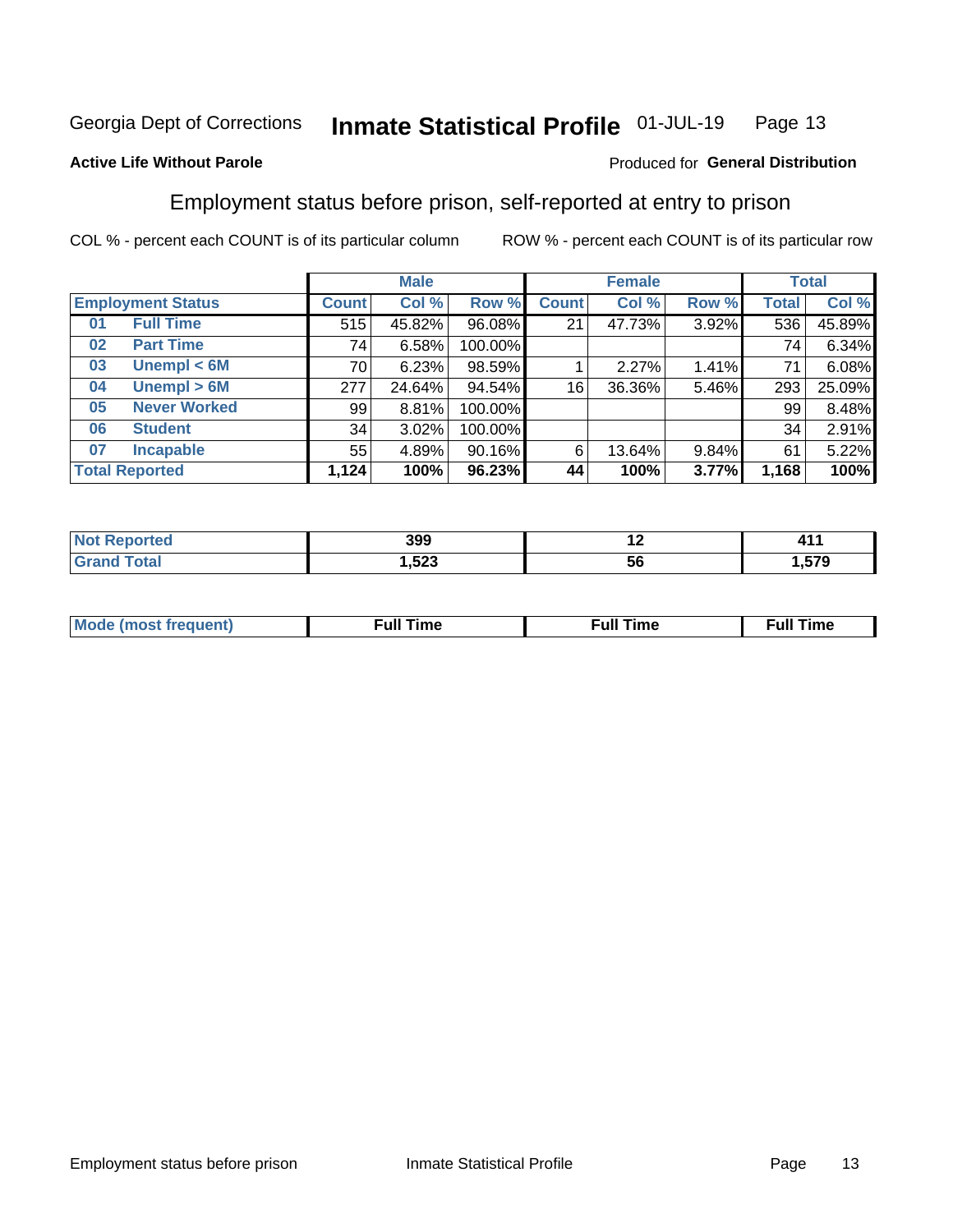Georgia Dept of Corrections **Inmate Statistical Profile** 01-JUL-19

**Active Life Without Parole**

Produced for **General Distribution**

## Employment status before prison, self-reported at entry to prison

COL % - percent each COUNT is of its particular column ROW % - percent each COUNT is of its particular row

| Employment Status | | Male | | | Female | | | Total | |
|---|---|---|---|---|---|---|---|---|---|
| | | Count | Col % | Row % | Count | Col % | Row % | Total | Col % |
| 01 | Full Time | 515 | 45.82% | 96.08% | 21 | 47.73% | 3.92% | 536 | 45.89% |
| 02 | Part Time | 74 | 6.58% | 100.00% | | | | 74 | 6.34% |
| 03 | Unempl < 6M | 70 | 6.23% | 98.59% | 1 | 2.27% | 1.41% | 71 | 6.08% |
| 04 | Unempl > 6M | 277 | 24.64% | 94.54% | 16 | 36.36% | 5.46% | 293 | 25.09% |
| 05 | Never Worked | 99 | 8.81% | 100.00% | | | | 99 | 8.48% |
| 06 | Student | 34 | 3.02% | 100.00% | | | | 34 | 2.91% |
| 07 | Incapable | 55 | 4.89% | 90.16% | 6 | 13.64% | 9.84% | 61 | 5.22% |
| **Total Reported** | | **1,124** | **100%** | **96.23%** | **44** | **100%** | **3.77%** | **1,168** | **100%** |

| | Male | Female | Total |
|---|---|---|---|
| Not Reported | 399 | 12 | 411 |
| Grand Total | 1,523 | 56 | 1,579 |

| | Male | Female | Total |
|---|---|---|---|
| Mode (most frequent) | Full Time | Full Time | Full Time |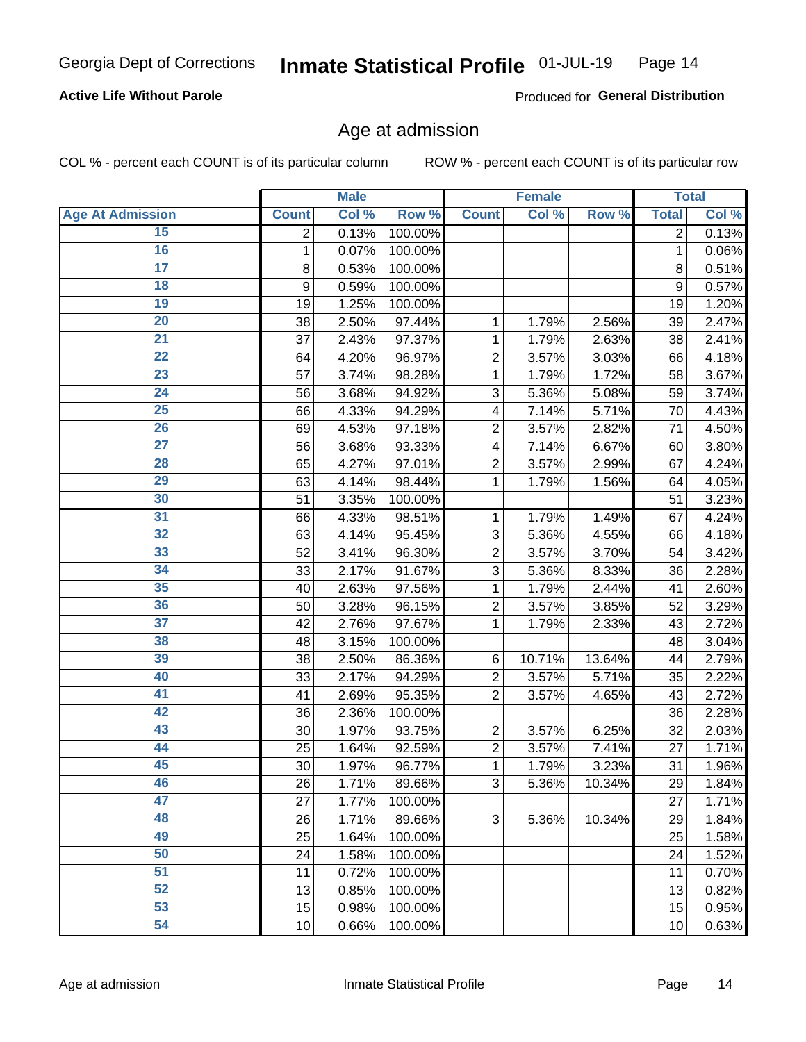Georgia Dept of Corrections **Inmate Statistical Profile** 01-JUL-19

**Active Life Without Parole**

Produced for **General Distribution**

## Age at admission

COL % - percent each COUNT is of its particular column ROW % - percent each COUNT is of its particular row

| | Male | | | Female | | | Total | |
|---|---|---|---|---|---|---|---|---|
| **Age At Admission** | **Count** | **Col %** | **Row %** | **Count** | **Col %** | **Row %** | **Total** | **Col %** |
| 15 | 2 | 0.13% | 100.00% | | | | 2 | 0.13% |
| 16 | 1 | 0.07% | 100.00% | | | | 1 | 0.06% |
| 17 | 8 | 0.53% | 100.00% | | | | 8 | 0.51% |
| 18 | 9 | 0.59% | 100.00% | | | | 9 | 0.57% |
| 19 | 19 | 1.25% | 100.00% | | | | 19 | 1.20% |
| 20 | 38 | 2.50% | 97.44% | 1 | 1.79% | 2.56% | 39 | 2.47% |
| 21 | 37 | 2.43% | 97.37% | 1 | 1.79% | 2.63% | 38 | 2.41% |
| 22 | 64 | 4.20% | 96.97% | 2 | 3.57% | 3.03% | 66 | 4.18% |
| 23 | 57 | 3.74% | 98.28% | 1 | 1.79% | 1.72% | 58 | 3.67% |
| 24 | 56 | 3.68% | 94.92% | 3 | 5.36% | 5.08% | 59 | 3.74% |
| 25 | 66 | 4.33% | 94.29% | 4 | 7.14% | 5.71% | 70 | 4.43% |
| 26 | 69 | 4.53% | 97.18% | 2 | 3.57% | 2.82% | 71 | 4.50% |
| 27 | 56 | 3.68% | 93.33% | 4 | 7.14% | 6.67% | 60 | 3.80% |
| 28 | 65 | 4.27% | 97.01% | 2 | 3.57% | 2.99% | 67 | 4.24% |
| 29 | 63 | 4.14% | 98.44% | 1 | 1.79% | 1.56% | 64 | 4.05% |
| 30 | 51 | 3.35% | 100.00% | | | | 51 | 3.23% |
| 31 | 66 | 4.33% | 98.51% | 1 | 1.79% | 1.49% | 67 | 4.24% |
| 32 | 63 | 4.14% | 95.45% | 3 | 5.36% | 4.55% | 66 | 4.18% |
| 33 | 52 | 3.41% | 96.30% | 2 | 3.57% | 3.70% | 54 | 3.42% |
| 34 | 33 | 2.17% | 91.67% | 3 | 5.36% | 8.33% | 36 | 2.28% |
| 35 | 40 | 2.63% | 97.56% | 1 | 1.79% | 2.44% | 41 | 2.60% |
| 36 | 50 | 3.28% | 96.15% | 2 | 3.57% | 3.85% | 52 | 3.29% |
| 37 | 42 | 2.76% | 97.67% | 1 | 1.79% | 2.33% | 43 | 2.72% |
| 38 | 48 | 3.15% | 100.00% | | | | 48 | 3.04% |
| 39 | 38 | 2.50% | 86.36% | 6 | 10.71% | 13.64% | 44 | 2.79% |
| 40 | 33 | 2.17% | 94.29% | 2 | 3.57% | 5.71% | 35 | 2.22% |
| 41 | 41 | 2.69% | 95.35% | 2 | 3.57% | 4.65% | 43 | 2.72% |
| 42 | 36 | 2.36% | 100.00% | | | | 36 | 2.28% |
| 43 | 30 | 1.97% | 93.75% | 2 | 3.57% | 6.25% | 32 | 2.03% |
| 44 | 25 | 1.64% | 92.59% | 2 | 3.57% | 7.41% | 27 | 1.71% |
| 45 | 30 | 1.97% | 96.77% | 1 | 1.79% | 3.23% | 31 | 1.96% |
| 46 | 26 | 1.71% | 89.66% | 3 | 5.36% | 10.34% | 29 | 1.84% |
| 47 | 27 | 1.77% | 100.00% | | | | 27 | 1.71% |
| 48 | 26 | 1.71% | 89.66% | 3 | 5.36% | 10.34% | 29 | 1.84% |
| 49 | 25 | 1.64% | 100.00% | | | | 25 | 1.58% |
| 50 | 24 | 1.58% | 100.00% | | | | 24 | 1.52% |
| 51 | 11 | 0.72% | 100.00% | | | | 11 | 0.70% |
| 52 | 13 | 0.85% | 100.00% | | | | 13 | 0.82% |
| 53 | 15 | 0.98% | 100.00% | | | | 15 | 0.95% |
| 54 | 10 | 0.66% | 100.00% | | | | 10 | 0.63% |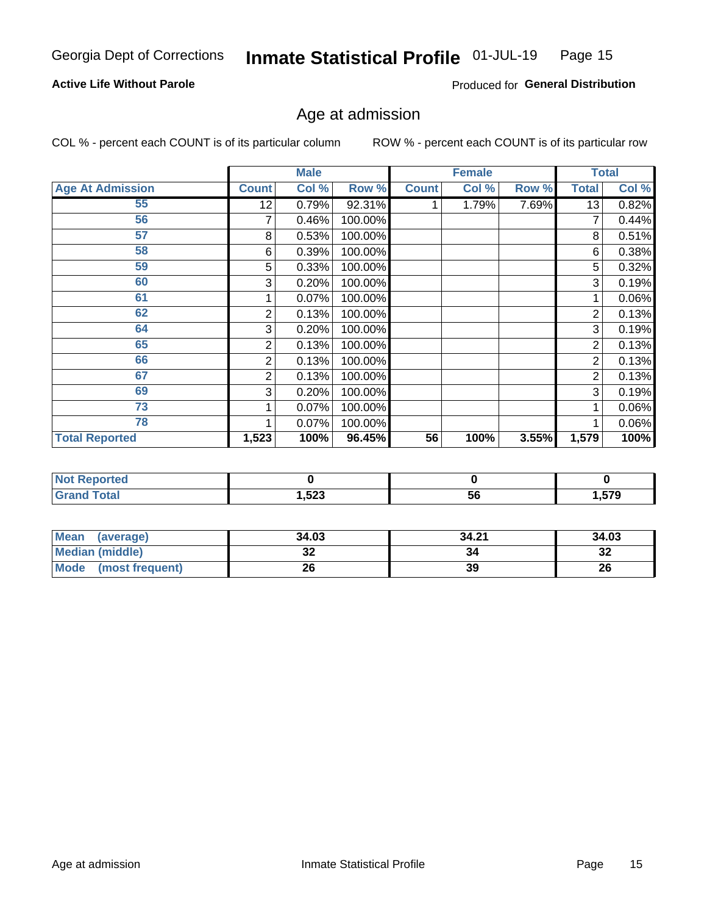Georgia Dept of Corrections **Inmate Statistical Profile** 01-JUL-19

**Active Life Without Parole**

Produced for **General Distribution**

## Age at admission

COL % - percent each COUNT is of its particular column

ROW % - percent each COUNT is of its particular row

| | Male | | | Female | | | Total | |
|---|---|---|---|---|---|---|---|---|
| **Age At Admission** | **Count** | **Col %** | **Row %** | **Count** | **Col %** | **Row %** | **Total** | **Col %** |
| 55 | 12 | 0.79% | 92.31% | 1 | 1.79% | 7.69% | 13 | 0.82% |
| 56 | 7 | 0.46% | 100.00% | | | | 7 | 0.44% |
| 57 | 8 | 0.53% | 100.00% | | | | 8 | 0.51% |
| 58 | 6 | 0.39% | 100.00% | | | | 6 | 0.38% |
| 59 | 5 | 0.33% | 100.00% | | | | 5 | 0.32% |
| 60 | 3 | 0.20% | 100.00% | | | | 3 | 0.19% |
| 61 | 1 | 0.07% | 100.00% | | | | 1 | 0.06% |
| 62 | 2 | 0.13% | 100.00% | | | | 2 | 0.13% |
| 64 | 3 | 0.20% | 100.00% | | | | 3 | 0.19% |
| 65 | 2 | 0.13% | 100.00% | | | | 2 | 0.13% |
| 66 | 2 | 0.13% | 100.00% | | | | 2 | 0.13% |
| 67 | 2 | 0.13% | 100.00% | | | | 2 | 0.13% |
| 69 | 3 | 0.20% | 100.00% | | | | 3 | 0.19% |
| 73 | 1 | 0.07% | 100.00% | | | | 1 | 0.06% |
| 78 | 1 | 0.07% | 100.00% | | | | 1 | 0.06% |
| **Total Reported** | **1,523** | **100%** | **96.45%** | **56** | **100%** | **3.55%** | **1,579** | **100%** |

| | Male | Female | Total |
|---|---|---|---|
| **Not Reported** | **0** | **0** | **0** |
| **Grand Total** | **1,523** | **56** | **1,579** |

| | Male | Female | Total |
|---|---|---|---|
| **Mean (average)** | **34.03** | **34.21** | **34.03** |
| **Median (middle)** | **32** | **34** | **32** |
| **Mode (most frequent)** | **26** | **39** | **26** |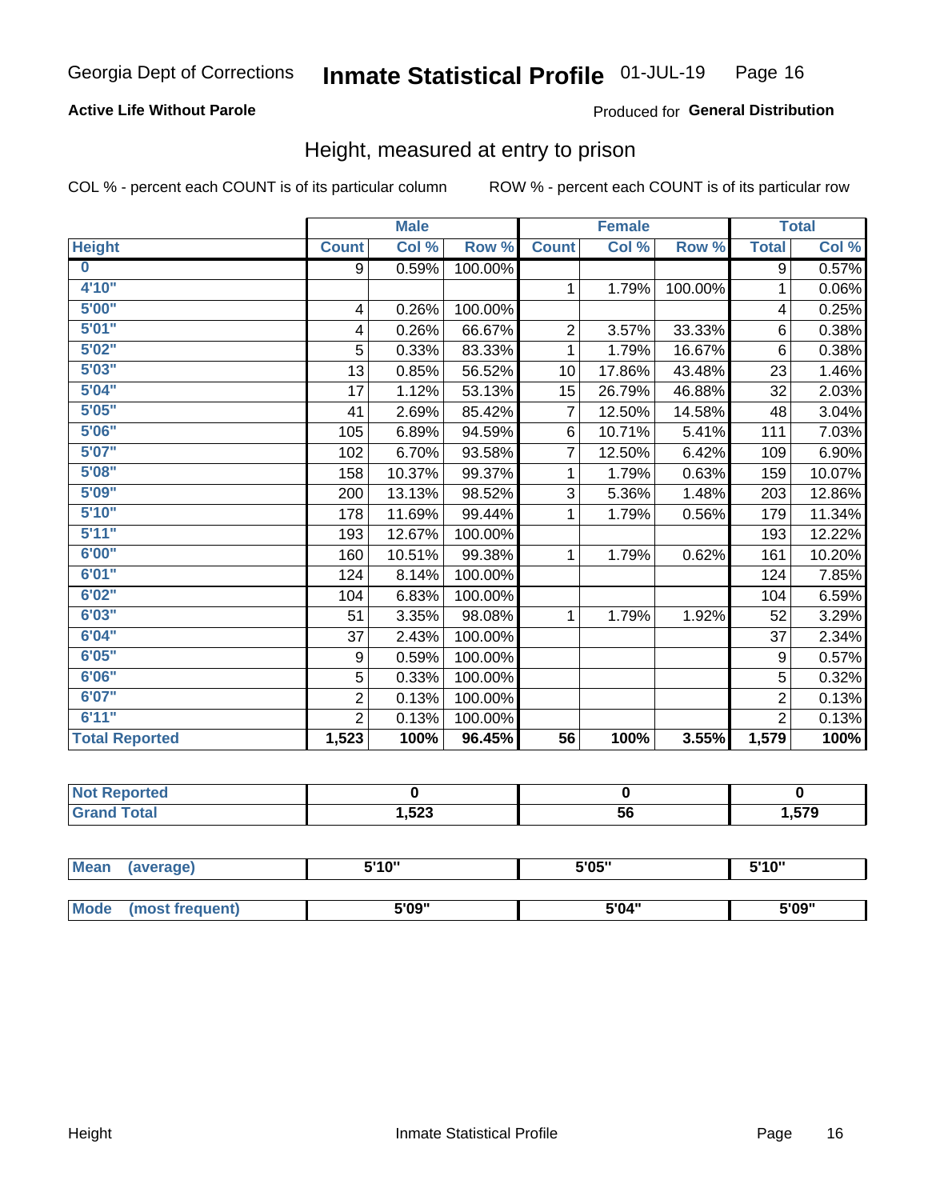Georgia Dept of Corrections **Inmate Statistical Profile** 01-JUL-19

**Active Life Without Parole**

Produced for **General Distribution**

## Height, measured at entry to prison

COL % - percent each COUNT is of its particular column ROW % - percent each COUNT is of its particular row

| | Male | | | Female | | | Total | |
|---|---|---|---|---|---|---|---|---|
| **Height** | **Count** | **Col %** | **Row %** | **Count** | **Col %** | **Row %** | **Total** | **Col %** |
| **0** | 9 | 0.59% | 100.00% | | | | 9 | 0.57% |
| **4'10"** | | | | 1 | 1.79% | 100.00% | 1 | 0.06% |
| **5'00"** | 4 | 0.26% | 100.00% | | | | 4 | 0.25% |
| **5'01"** | 4 | 0.26% | 66.67% | 2 | 3.57% | 33.33% | 6 | 0.38% |
| **5'02"** | 5 | 0.33% | 83.33% | 1 | 1.79% | 16.67% | 6 | 0.38% |
| **5'03"** | 13 | 0.85% | 56.52% | 10 | 17.86% | 43.48% | 23 | 1.46% |
| **5'04"** | 17 | 1.12% | 53.13% | 15 | 26.79% | 46.88% | 32 | 2.03% |
| **5'05"** | 41 | 2.69% | 85.42% | 7 | 12.50% | 14.58% | 48 | 3.04% |
| **5'06"** | 105 | 6.89% | 94.59% | 6 | 10.71% | 5.41% | 111 | 7.03% |
| **5'07"** | 102 | 6.70% | 93.58% | 7 | 12.50% | 6.42% | 109 | 6.90% |
| **5'08"** | 158 | 10.37% | 99.37% | 1 | 1.79% | 0.63% | 159 | 10.07% |
| **5'09"** | 200 | 13.13% | 98.52% | 3 | 5.36% | 1.48% | 203 | 12.86% |
| **5'10"** | 178 | 11.69% | 99.44% | 1 | 1.79% | 0.56% | 179 | 11.34% |
| **5'11"** | 193 | 12.67% | 100.00% | | | | 193 | 12.22% |
| **6'00"** | 160 | 10.51% | 99.38% | 1 | 1.79% | 0.62% | 161 | 10.20% |
| **6'01"** | 124 | 8.14% | 100.00% | | | | 124 | 7.85% |
| **6'02"** | 104 | 6.83% | 100.00% | | | | 104 | 6.59% |
| **6'03"** | 51 | 3.35% | 98.08% | 1 | 1.79% | 1.92% | 52 | 3.29% |
| **6'04"** | 37 | 2.43% | 100.00% | | | | 37 | 2.34% |
| **6'05"** | 9 | 0.59% | 100.00% | | | | 9 | 0.57% |
| **6'06"** | 5 | 0.33% | 100.00% | | | | 5 | 0.32% |
| **6'07"** | 2 | 0.13% | 100.00% | | | | 2 | 0.13% |
| **6'11"** | 2 | 0.13% | 100.00% | | | | 2 | 0.13% |
| **Total Reported** | **1,523** | **100%** | **96.45%** | **56** | **100%** | **3.55%** | **1,579** | **100%** |

| | Male | Female | Total |
|---|---|---|---|
| **Not Reported** | **0** | **0** | **0** |
| **Grand Total** | **1,523** | **56** | **1,579** |

| | Male | Female | Total |
|---|---|---|---|
| **Mean (average)** | **5'10"** | **5'05"** | **5'10"** |
| **Mode (most frequent)** | **5'09"** | **5'04"** | **5'09"** |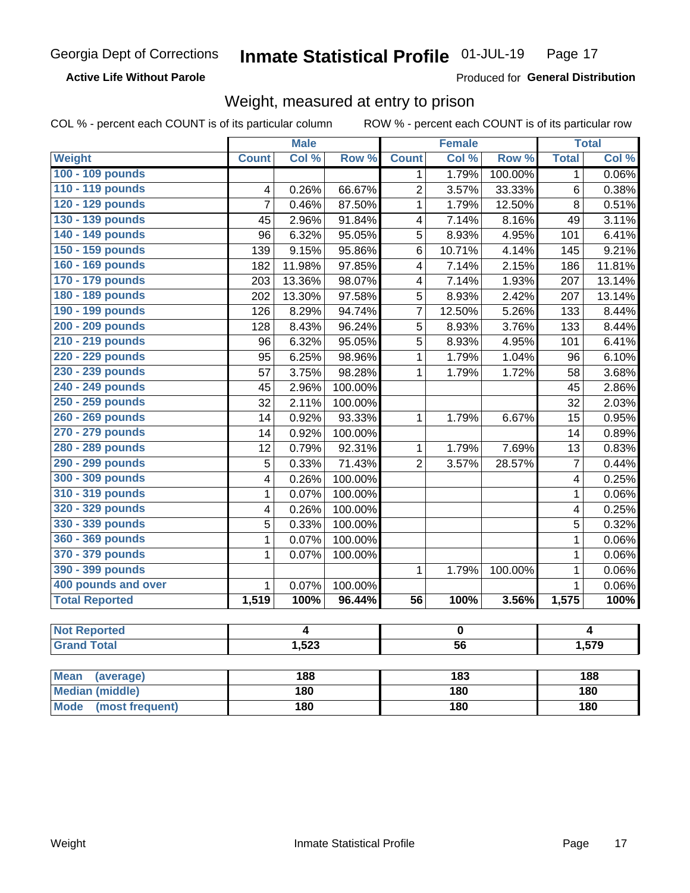Georgia Dept of Corrections **Inmate Statistical Profile** 01-JUL-19

**Active Life Without Parole**

Produced for **General Distribution**

## Weight, measured at entry to prison

COL % - percent each COUNT is of its particular column ROW % - percent each COUNT is of its particular row

| | Male | | | Female | | | Total | |
|---|---|---|---|---|---|---|---|---|
| **Weight** | **Count** | **Col %** | **Row %** | **Count** | **Col %** | **Row %** | **Total** | **Col %** |
| 100 - 109 pounds | | | | 1 | 1.79% | 100.00% | 1 | 0.06% |
| 110 - 119 pounds | 4 | 0.26% | 66.67% | 2 | 3.57% | 33.33% | 6 | 0.38% |
| 120 - 129 pounds | 7 | 0.46% | 87.50% | 1 | 1.79% | 12.50% | 8 | 0.51% |
| 130 - 139 pounds | 45 | 2.96% | 91.84% | 4 | 7.14% | 8.16% | 49 | 3.11% |
| 140 - 149 pounds | 96 | 6.32% | 95.05% | 5 | 8.93% | 4.95% | 101 | 6.41% |
| 150 - 159 pounds | 139 | 9.15% | 95.86% | 6 | 10.71% | 4.14% | 145 | 9.21% |
| 160 - 169 pounds | 182 | 11.98% | 97.85% | 4 | 7.14% | 2.15% | 186 | 11.81% |
| 170 - 179 pounds | 203 | 13.36% | 98.07% | 4 | 7.14% | 1.93% | 207 | 13.14% |
| 180 - 189 pounds | 202 | 13.30% | 97.58% | 5 | 8.93% | 2.42% | 207 | 13.14% |
| 190 - 199 pounds | 126 | 8.29% | 94.74% | 7 | 12.50% | 5.26% | 133 | 8.44% |
| 200 - 209 pounds | 128 | 8.43% | 96.24% | 5 | 8.93% | 3.76% | 133 | 8.44% |
| 210 - 219 pounds | 96 | 6.32% | 95.05% | 5 | 8.93% | 4.95% | 101 | 6.41% |
| 220 - 229 pounds | 95 | 6.25% | 98.96% | 1 | 1.79% | 1.04% | 96 | 6.10% |
| 230 - 239 pounds | 57 | 3.75% | 98.28% | 1 | 1.79% | 1.72% | 58 | 3.68% |
| 240 - 249 pounds | 45 | 2.96% | 100.00% | | | | 45 | 2.86% |
| 250 - 259 pounds | 32 | 2.11% | 100.00% | | | | 32 | 2.03% |
| 260 - 269 pounds | 14 | 0.92% | 93.33% | 1 | 1.79% | 6.67% | 15 | 0.95% |
| 270 - 279 pounds | 14 | 0.92% | 100.00% | | | | 14 | 0.89% |
| 280 - 289 pounds | 12 | 0.79% | 92.31% | 1 | 1.79% | 7.69% | 13 | 0.83% |
| 290 - 299 pounds | 5 | 0.33% | 71.43% | 2 | 3.57% | 28.57% | 7 | 0.44% |
| 300 - 309 pounds | 4 | 0.26% | 100.00% | | | | 4 | 0.25% |
| 310 - 319 pounds | 1 | 0.07% | 100.00% | | | | 1 | 0.06% |
| 320 - 329 pounds | 4 | 0.26% | 100.00% | | | | 4 | 0.25% |
| 330 - 339 pounds | 5 | 0.33% | 100.00% | | | | 5 | 0.32% |
| 360 - 369 pounds | 1 | 0.07% | 100.00% | | | | 1 | 0.06% |
| 370 - 379 pounds | 1 | 0.07% | 100.00% | | | | 1 | 0.06% |
| 390 - 399 pounds | | | | 1 | 1.79% | 100.00% | 1 | 0.06% |
| 400 pounds and over | 1 | 0.07% | 100.00% | | | | 1 | 0.06% |
| **Total Reported** | **1,519** | **100%** | **96.44%** | **56** | **100%** | **3.56%** | **1,575** | **100%** |

| | Male | Female | Total |
|---|---|---|---|
| Not Reported | 4 | 0 | 4 |
| Grand Total | 1,523 | 56 | 1,579 |

| | Male | Female | Total |
|---|---|---|---|
| Mean (average) | 188 | 183 | 188 |
| Median (middle) | 180 | 180 | 180 |
| Mode (most frequent) | 180 | 180 | 180 |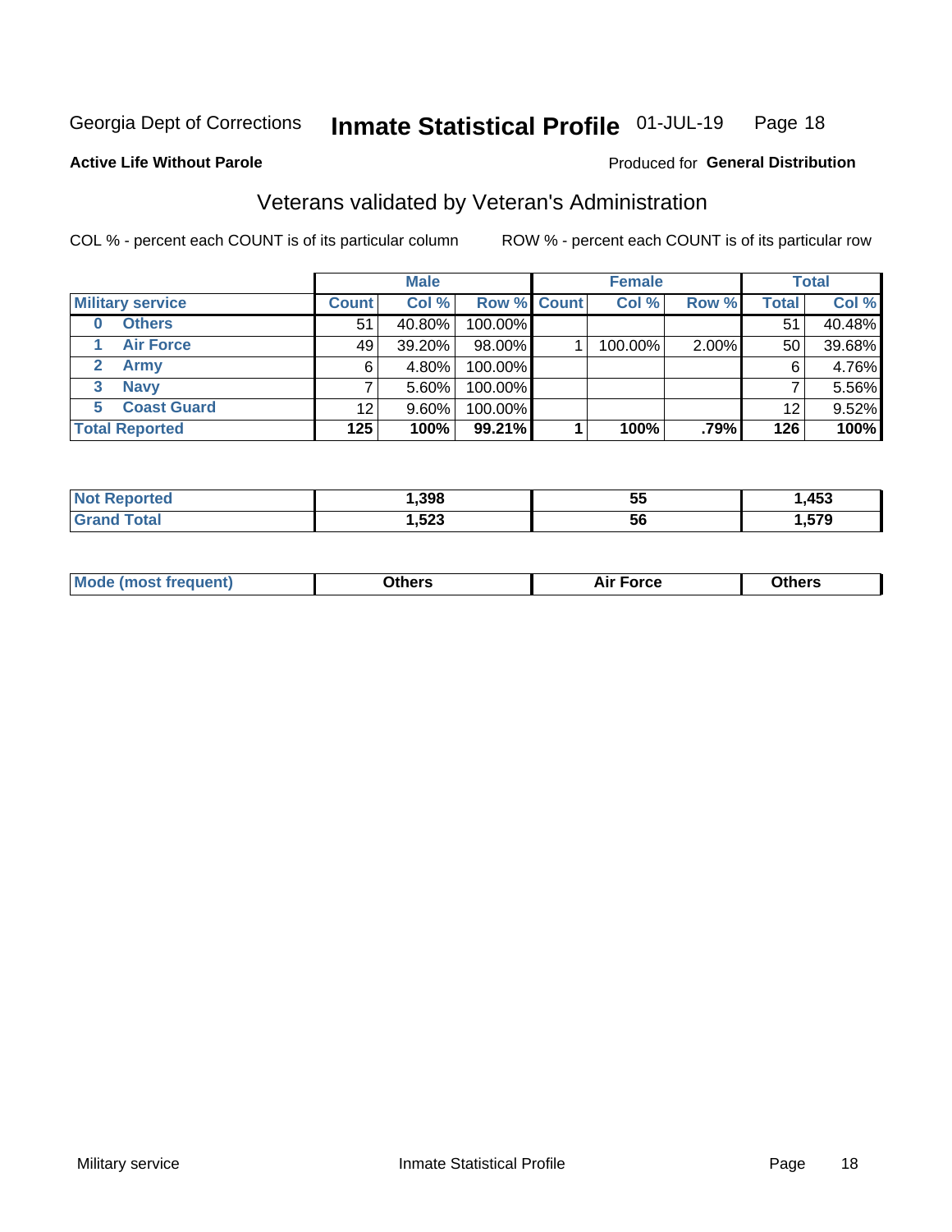Georgia Dept of Corrections **Inmate Statistical Profile** 01-JUL-19

**Active Life Without Parole**

Produced for **General Distribution**

## Veterans validated by Veteran's Administration

COL % - percent each COUNT is of its particular column ROW % - percent each COUNT is of its particular row

| | Male | | | Female | | | Total | |
|---|---|---|---|---|---|---|---|---|
| **Military service** | **Count** | **Col %** | **Row %** | **Count** | **Col %** | **Row %** | **Total** | **Col %** |
| **0 Others** | 51 | 40.80% | 100.00% | | | | 51 | 40.48% |
| **1 Air Force** | 49 | 39.20% | 98.00% | 1 | 100.00% | 2.00% | 50 | 39.68% |
| **2 Army** | 6 | 4.80% | 100.00% | | | | 6 | 4.76% |
| **3 Navy** | 7 | 5.60% | 100.00% | | | | 7 | 5.56% |
| **5 Coast Guard** | 12 | 9.60% | 100.00% | | | | 12 | 9.52% |
| **Total Reported** | **125** | **100%** | **99.21%** | **1** | **100%** | **.79%** | **126** | **100%** |

| | Male | Female | Total |
|---|---|---|---|
| **Not Reported** | **1,398** | **55** | **1,453** |
| **Grand Total** | **1,523** | **56** | **1,579** |

| | Male | Female | Total |
|---|---|---|---|
| **Mode (most frequent)** | **Others** | **Air Force** | **Others** |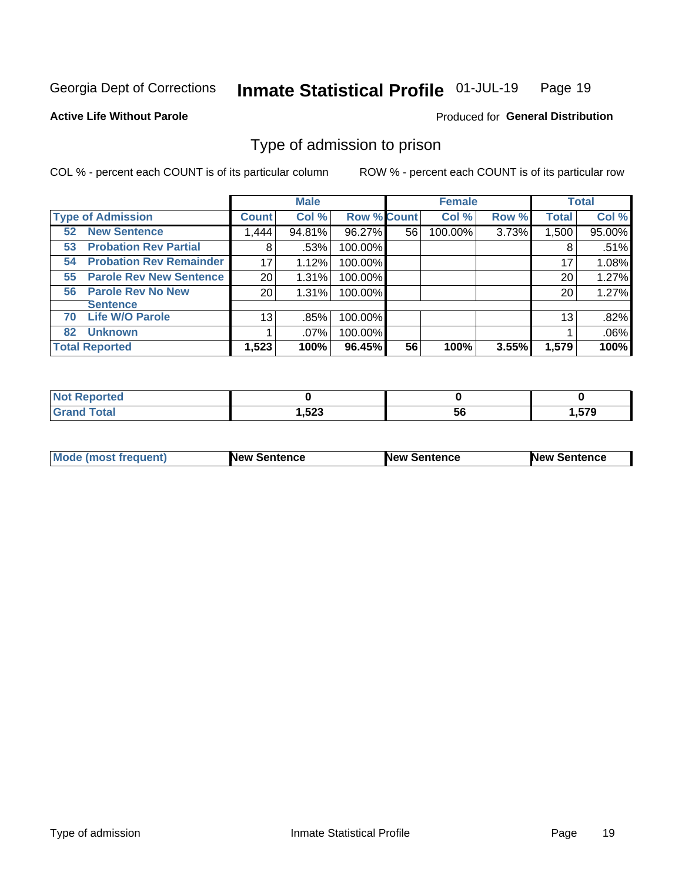Georgia Dept of Corrections **Inmate Statistical Profile** 01-JUL-19

**Active Life Without Parole**

Produced for **General Distribution**

## Type of admission to prison

COL % - percent each COUNT is of its particular column ROW % - percent each COUNT is of its particular row

| | Male | | | Female | | | Total | |
|---|---|---|---|---|---|---|---|---|
| **Type of Admission** | **Count** | **Col %** | **Row %** | **Count** | **Col %** | **Row %** | **Total** | **Col %** |
| **52 New Sentence** | 1,444 | 94.81% | 96.27% | 56 | 100.00% | 3.73% | 1,500 | 95.00% |
| **53 Probation Rev Partial** | 8 | .53% | 100.00% | | | | 8 | .51% |
| **54 Probation Rev Remainder** | 17 | 1.12% | 100.00% | | | | 17 | 1.08% |
| **55 Parole Rev New Sentence** | 20 | 1.31% | 100.00% | | | | 20 | 1.27% |
| **56 Parole Rev No New Sentence** | 20 | 1.31% | 100.00% | | | | 20 | 1.27% |
| **70 Life W/O Parole** | 13 | .85% | 100.00% | | | | 13 | .82% |
| **82 Unknown** | 1 | .07% | 100.00% | | | | 1 | .06% |
| **Total Reported** | **1,523** | **100%** | **96.45%** | **56** | **100%** | **3.55%** | **1,579** | **100%** |

| | Male | Female | Total |
|---|---|---|---|
| **Not Reported** | **0** | **0** | **0** |
| **Grand Total** | **1,523** | **56** | **1,579** |

| | Male | Female | Total |
|---|---|---|---|
| **Mode (most frequent)** | **New Sentence** | **New Sentence** | **New Sentence** |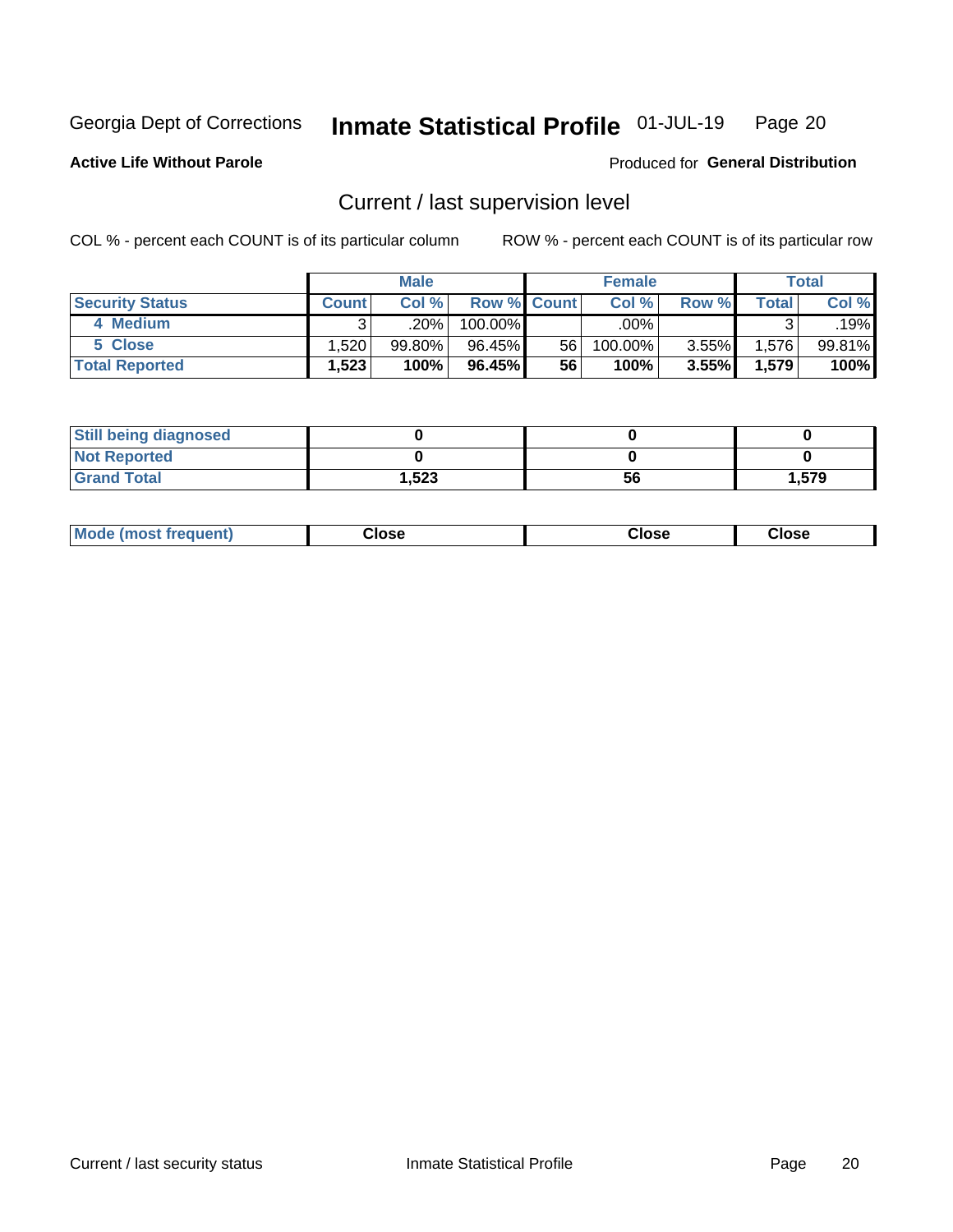Georgia Dept of Corrections **Inmate Statistical Profile** 01-JUL-19

**Active Life Without Parole**

Produced for **General Distribution**

## Current / last supervision level

COL % - percent each COUNT is of its particular column ROW % - percent each COUNT is of its particular row

| | Male | | | Female | | | Total | |
|---|---|---|---|---|---|---|---|---|
| **Security Status** | **Count** | **Col %** | **Row %** | **Count** | **Col %** | **Row %** | **Total** | **Col %** |
| 4 Medium | 3 | .20% | 100.00% | | .00% | | 3 | .19% |
| 5 Close | 1,520 | 99.80% | 96.45% | 56 | 100.00% | 3.55% | 1,576 | 99.81% |
| **Total Reported** | **1,523** | **100%** | **96.45%** | **56** | **100%** | **3.55%** | **1,579** | **100%** |

| | Male | Female | Total |
|---|---|---|---|
| **Still being diagnosed** | **0** | **0** | **0** |
| **Not Reported** | **0** | **0** | **0** |
| **Grand Total** | **1,523** | **56** | **1,579** |

| | Male | Female | Total |
|---|---|---|---|
| **Mode (most frequent)** | **Close** | **Close** | **Close** |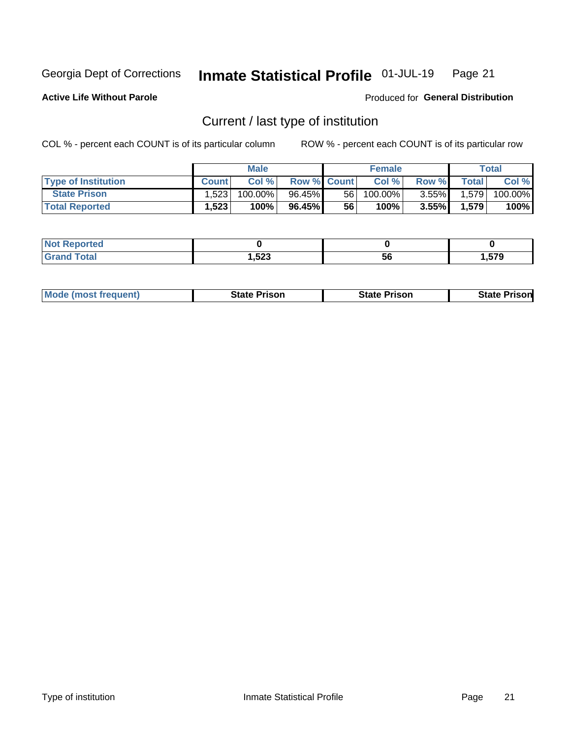Georgia Dept of Corrections **Inmate Statistical Profile** 01-JUL-19

**Active Life Without Parole**

Produced for **General Distribution**

## Current / last type of institution

COL % - percent each COUNT is of its particular column ROW % - percent each COUNT is of its particular row

| | Male | | | Female | | | Total | |
|---|---|---|---|---|---|---|---|---|
| **Type of Institution** | **Count** | **Col %** | **Row %** | **Count** | **Col %** | **Row %** | **Total** | **Col %** |
| **State Prison** | 1,523 | 100.00% | 96.45% | 56 | 100.00% | 3.55% | 1,579 | 100.00% |
| **Total Reported** | **1,523** | **100%** | **96.45%** | **56** | **100%** | **3.55%** | **1,579** | **100%** |

| | Male | Female | Total |
|---|---|---|---|
| **Not Reported** | **0** | **0** | **0** |
| **Grand Total** | **1,523** | **56** | **1,579** |

| | Male | Female | Total |
|---|---|---|---|
| **Mode (most frequent)** | **State Prison** | **State Prison** | **State Prison** |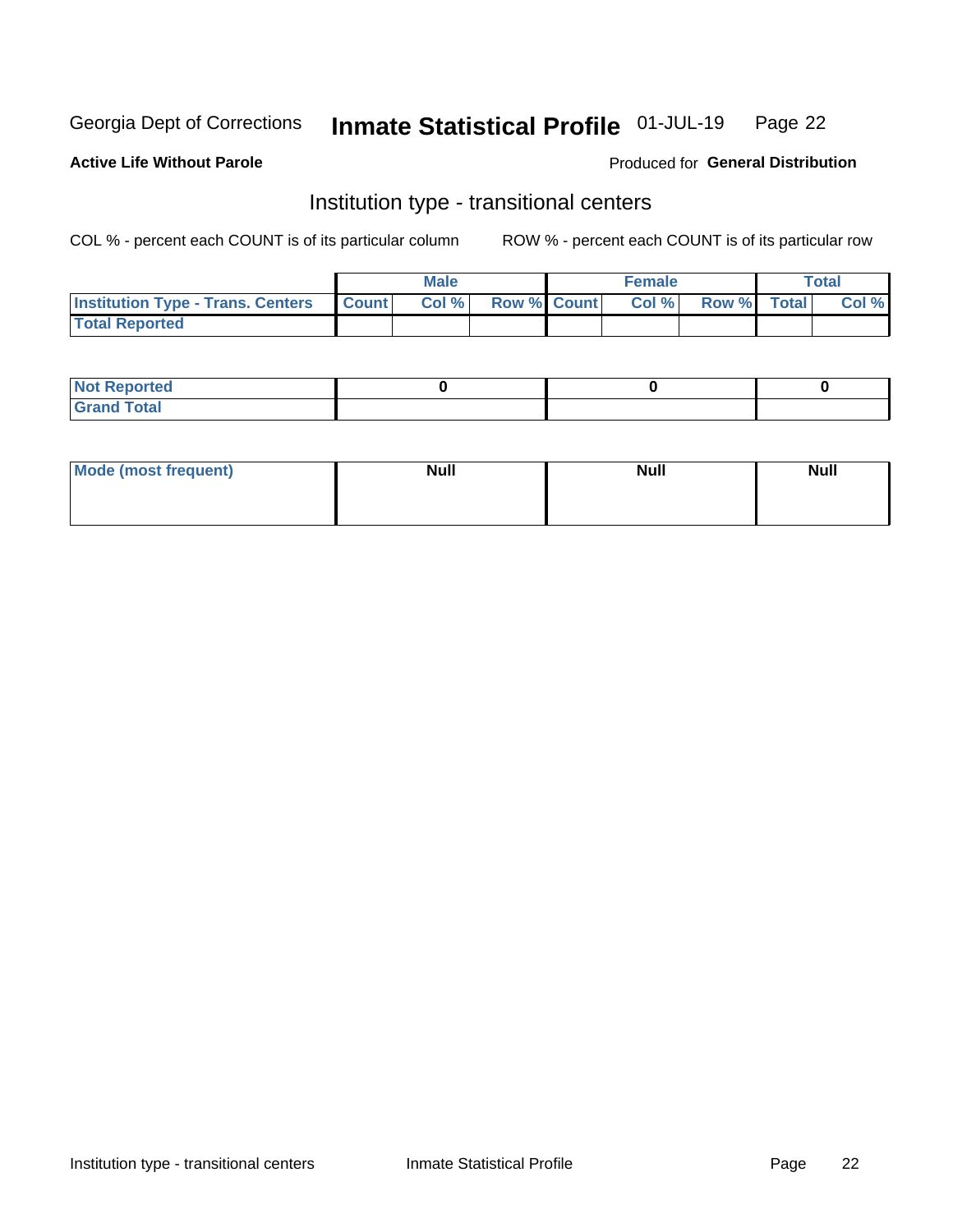Georgia Dept of Corrections **Inmate Statistical Profile** 01-JUL-19

**Active Life Without Parole**

Produced for **General Distribution**

## Institution type - transitional centers

COL % - percent each COUNT is of its particular column

ROW % - percent each COUNT is of its particular row

| | Male | | | Female | | | Total | |
|---|---|---|---|---|---|---|---|---|
| **Institution Type - Trans. Centers** | **Count** | **Col %** | **Row %** | **Count** | **Col %** | **Row %** | **Total** | **Col %** |
| **Total Reported** | | | | | | | | |

| | Male | Female | Total |
|---|---|---|---|
| **Not Reported** | **0** | **0** | **0** |
| **Grand Total** | | | |

| | Male | Female | Total |
|---|---|---|---|
| **Mode (most frequent)** | **Null** | **Null** | **Null** |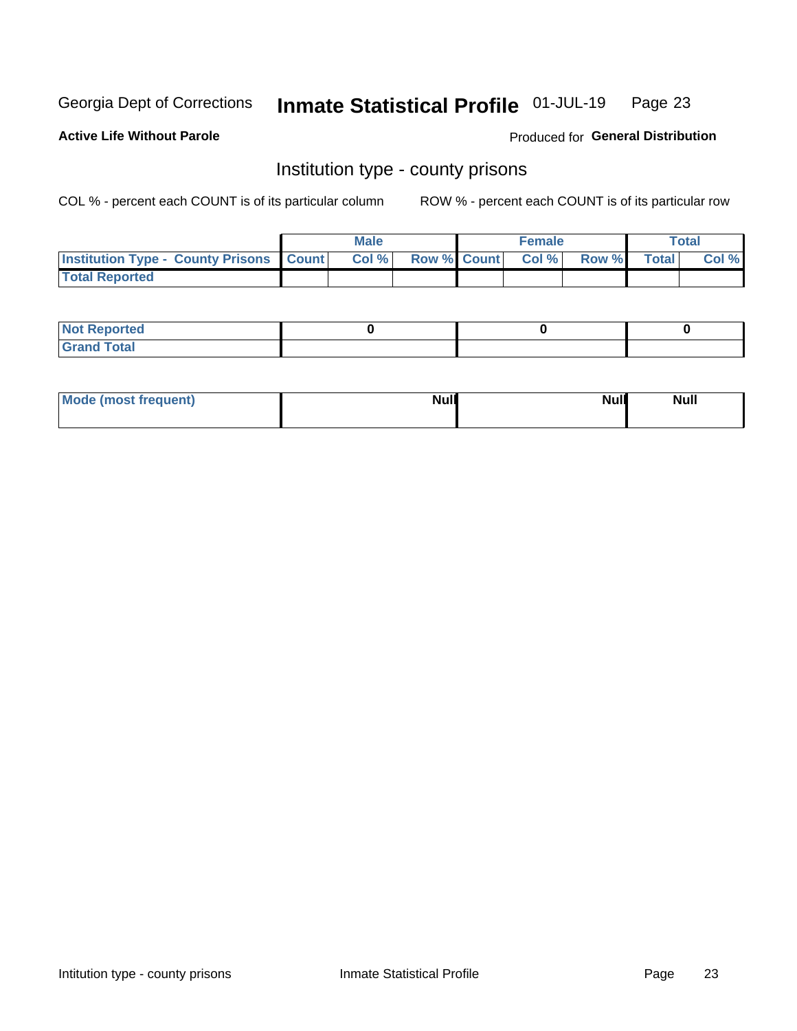Georgia Dept of Corrections **Inmate Statistical Profile** 01-JUL-19

**Active Life Without Parole** Produced for **General Distribution**

## Institution type - county prisons

COL % - percent each COUNT is of its particular column ROW % - percent each COUNT is of its particular row

| | Male | | | Female | | | Total | |
|---|---|---|---|---|---|---|---|---|
| **Institution Type - County Prisons** | **Count** | **Col %** | **Row %** | **Count** | **Col %** | **Row %** | **Total** | **Col %** |
| **Total Reported** | | | | | | | | |

| | Male | Female | Total |
|---|---|---|---|
| **Not Reported** | **0** | **0** | **0** |
| **Grand Total** | | | |

| | Male | Female | Total |
|---|---|---|---|
| **Mode (most frequent)** | **Null** | **Null** | **Null** |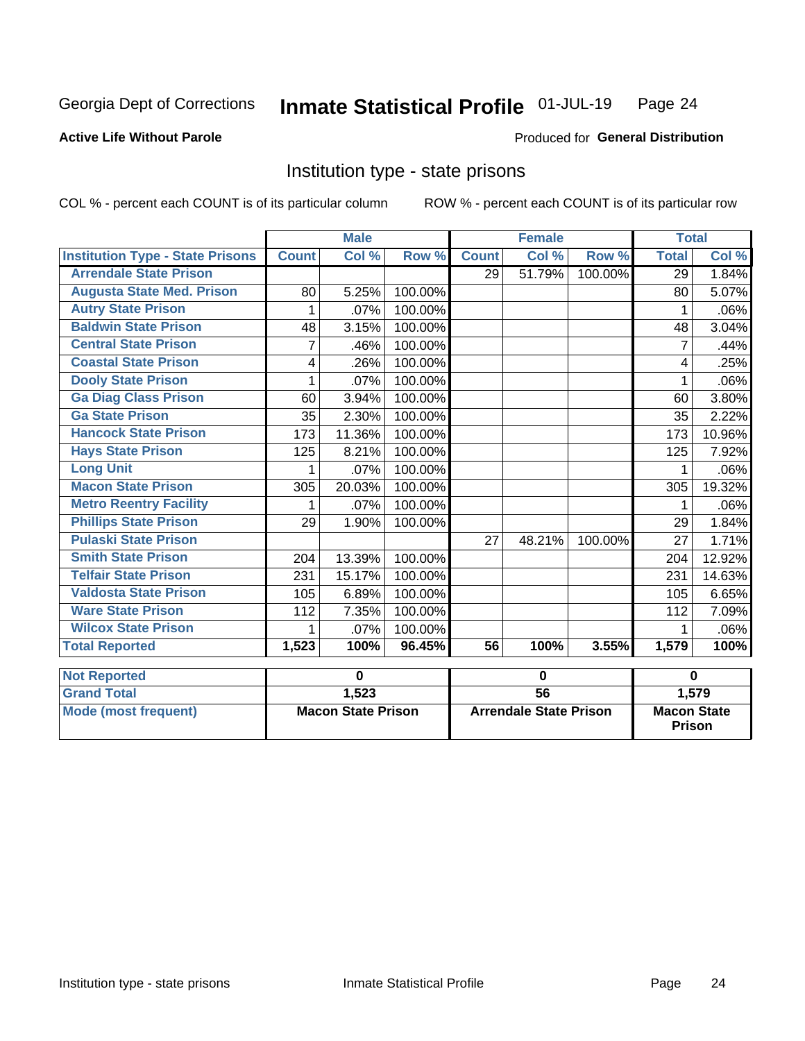Georgia Dept of Corrections **Inmate Statistical Profile** 01-JUL-19

**Active Life Without Parole**

Produced for **General Distribution**

## Institution type - state prisons

COL % - percent each COUNT is of its particular column ROW % - percent each COUNT is of its particular row

| | Male | | | Female | | | Total | |
|---|---|---|---|---|---|---|---|---|
| **Institution Type - State Prisons** | **Count** | **Col %** | **Row %** | **Count** | **Col %** | **Row %** | **Total** | **Col %** |
| Arrendale State Prison | | | | 29 | 51.79% | 100.00% | 29 | 1.84% |
| Augusta State Med. Prison | 80 | 5.25% | 100.00% | | | | 80 | 5.07% |
| Autry State Prison | 1 | .07% | 100.00% | | | | 1 | .06% |
| Baldwin State Prison | 48 | 3.15% | 100.00% | | | | 48 | 3.04% |
| Central State Prison | 7 | .46% | 100.00% | | | | 7 | .44% |
| Coastal State Prison | 4 | .26% | 100.00% | | | | 4 | .25% |
| Dooly State Prison | 1 | .07% | 100.00% | | | | 1 | .06% |
| Ga Diag Class Prison | 60 | 3.94% | 100.00% | | | | 60 | 3.80% |
| Ga State Prison | 35 | 2.30% | 100.00% | | | | 35 | 2.22% |
| Hancock State Prison | 173 | 11.36% | 100.00% | | | | 173 | 10.96% |
| Hays State Prison | 125 | 8.21% | 100.00% | | | | 125 | 7.92% |
| Long Unit | 1 | .07% | 100.00% | | | | 1 | .06% |
| Macon State Prison | 305 | 20.03% | 100.00% | | | | 305 | 19.32% |
| Metro Reentry Facility | 1 | .07% | 100.00% | | | | 1 | .06% |
| Phillips State Prison | 29 | 1.90% | 100.00% | | | | 29 | 1.84% |
| Pulaski State Prison | | | | 27 | 48.21% | 100.00% | 27 | 1.71% |
| Smith State Prison | 204 | 13.39% | 100.00% | | | | 204 | 12.92% |
| Telfair State Prison | 231 | 15.17% | 100.00% | | | | 231 | 14.63% |
| Valdosta State Prison | 105 | 6.89% | 100.00% | | | | 105 | 6.65% |
| Ware State Prison | 112 | 7.35% | 100.00% | | | | 112 | 7.09% |
| Wilcox State Prison | 1 | .07% | 100.00% | | | | 1 | .06% |
| **Total Reported** | **1,523** | **100%** | **96.45%** | **56** | **100%** | **3.55%** | **1,579** | **100%** |

| | Male | Female | Total |
|---|---|---|---|
| Not Reported | 0 | 0 | 0 |
| Grand Total | 1,523 | 56 | 1,579 |
| Mode (most frequent) | Macon State Prison | Arrendale State Prison | Macon State Prison |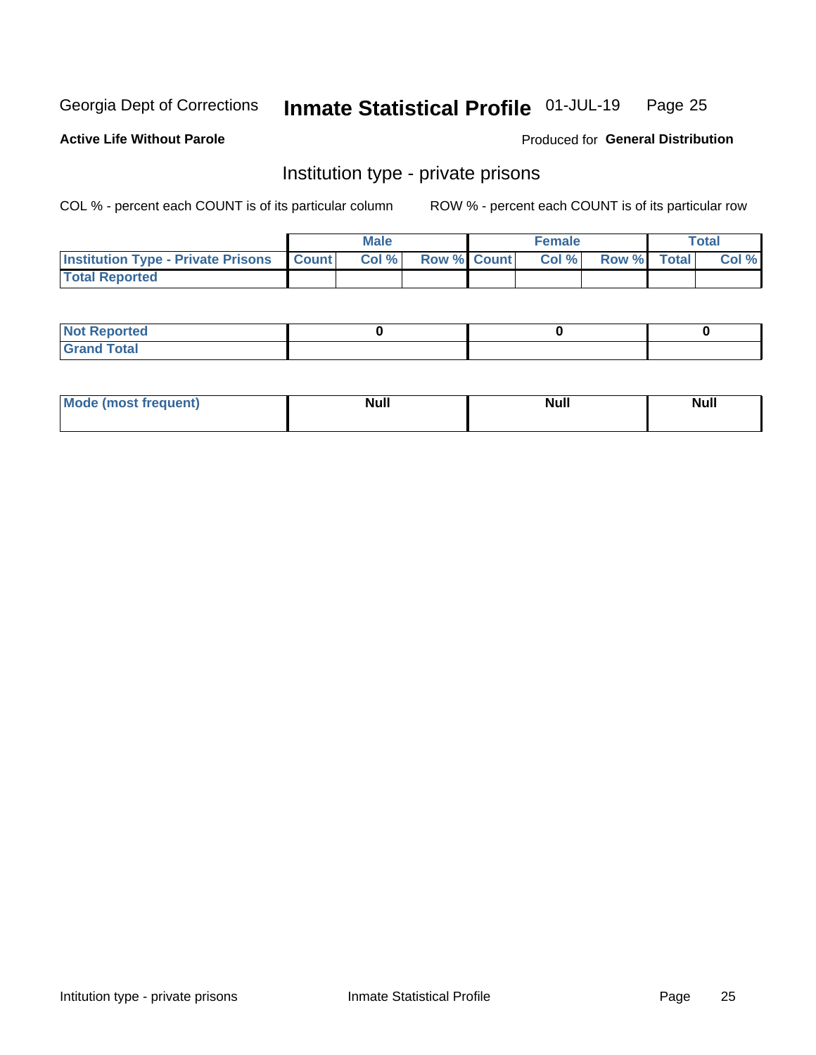Georgia Dept of Corrections **Inmate Statistical Profile** 01-JUL-19

**Active Life Without Parole**

Produced for **General Distribution**

## Institution type - private prisons

COL % - percent each COUNT is of its particular column

ROW % - percent each COUNT is of its particular row

| | Male | | | Female | | | Total | |
|---|---|---|---|---|---|---|---|---|
| **Institution Type - Private Prisons** | **Count** | **Col %** | **Row %** | **Count** | **Col %** | **Row %** | **Total** | **Col %** |
| **Total Reported** | | | | | | | | |

| | Male | Female | Total |
|---|---|---|---|
| **Not Reported** | 0 | 0 | 0 |
| **Grand Total** | | | |

| | Male | Female | Total |
|---|---|---|---|
| **Mode (most frequent)** | Null | Null | Null |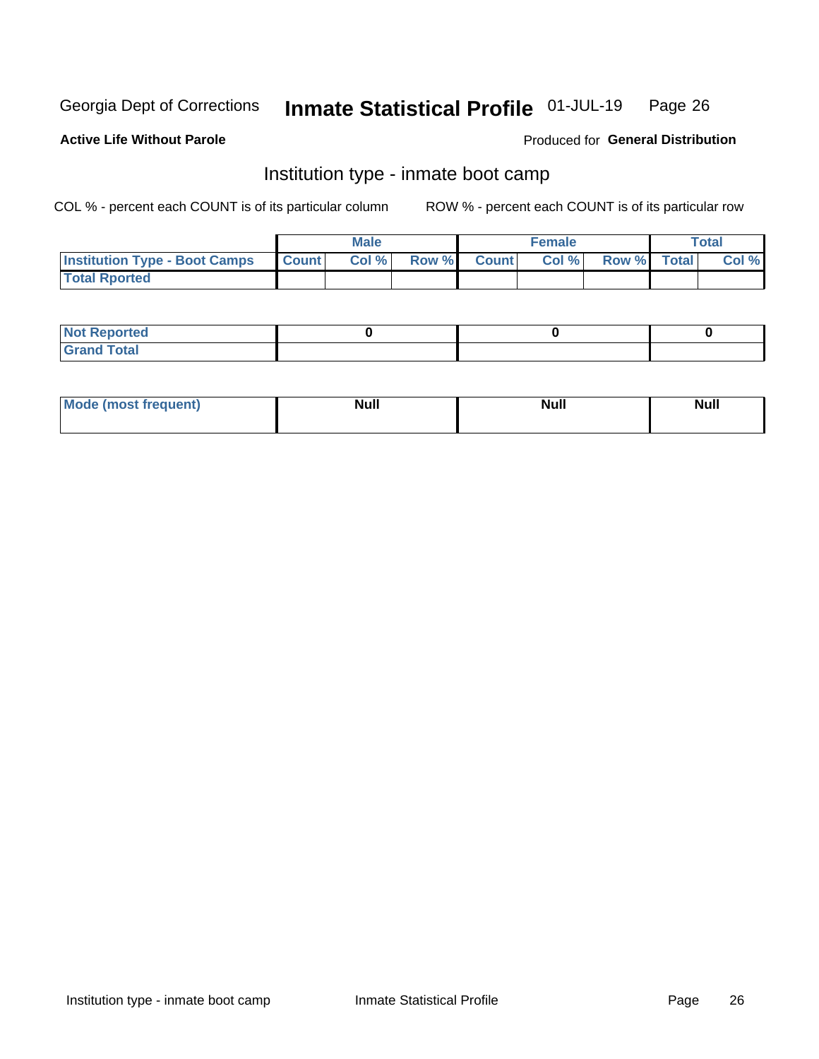Georgia Dept of Corrections **Inmate Statistical Profile** 01-JUL-19

**Active Life Without Parole**

Produced for **General Distribution**

## Institution type - inmate boot camp

COL % - percent each COUNT is of its particular column

ROW % - percent each COUNT is of its particular row

| | Male | | | Female | | | Total | |
|---|---|---|---|---|---|---|---|---|
| **Institution Type - Boot Camps** | **Count** | **Col %** | **Row %** | **Count** | **Col %** | **Row %** | **Total** | **Col %** |
| **Total Rported** | | | | | | | | |

| | Male | Female | Total |
|---|---|---|---|
| **Not Reported** | **0** | **0** | **0** |
| **Grand Total** | | | |

| | Male | Female | Total |
|---|---|---|---|
| **Mode (most frequent)** | **Null** | **Null** | **Null** |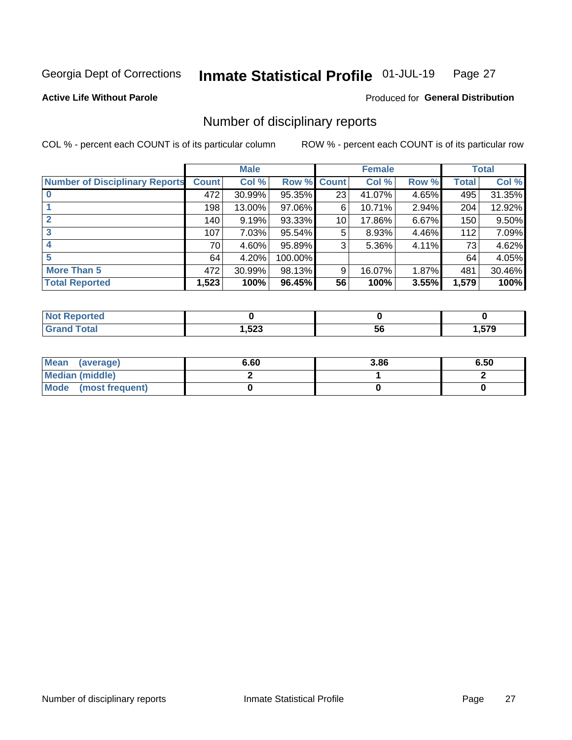Georgia Dept of Corrections **Inmate Statistical Profile** 01-JUL-19

**Active Life Without Parole** Produced for **General Distribution**

## Number of disciplinary reports

COL % - percent each COUNT is of its particular column ROW % - percent each COUNT is of its particular row

| | Male | | | Female | | | Total | |
|---|---|---|---|---|---|---|---|---|
| **Number of Disciplinary Reports** | **Count** | **Col %** | **Row %** | **Count** | **Col %** | **Row %** | **Total** | **Col %** |
| **0** | 472 | 30.99% | 95.35% | 23 | 41.07% | 4.65% | 495 | 31.35% |
| **1** | 198 | 13.00% | 97.06% | 6 | 10.71% | 2.94% | 204 | 12.92% |
| **2** | 140 | 9.19% | 93.33% | 10 | 17.86% | 6.67% | 150 | 9.50% |
| **3** | 107 | 7.03% | 95.54% | 5 | 8.93% | 4.46% | 112 | 7.09% |
| **4** | 70 | 4.60% | 95.89% | 3 | 5.36% | 4.11% | 73 | 4.62% |
| **5** | 64 | 4.20% | 100.00% | | | | 64 | 4.05% |
| **More Than 5** | 472 | 30.99% | 98.13% | 9 | 16.07% | 1.87% | 481 | 30.46% |
| **Total Reported** | **1,523** | **100%** | **96.45%** | **56** | **100%** | **3.55%** | **1,579** | **100%** |

| | Male | Female | Total |
|---|---|---|---|
| **Not Reported** | **0** | **0** | **0** |
| **Grand Total** | **1,523** | **56** | **1,579** |

| | Male | Female | Total |
|---|---|---|---|
| **Mean (average)** | **6.60** | **3.86** | **6.50** |
| **Median (middle)** | **2** | **1** | **2** |
| **Mode (most frequent)** | **0** | **0** | **0** |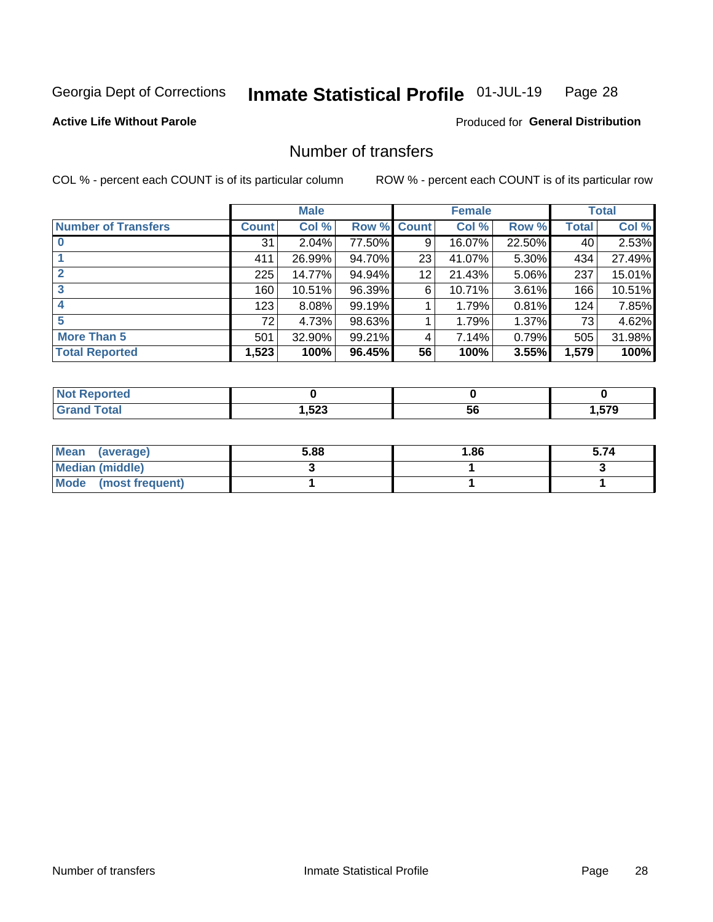Georgia Dept of Corrections **Inmate Statistical Profile** 01-JUL-19 Page 28

**Active Life Without Parole**

Produced for **General Distribution**

# Number of transfers

COL % - percent each COUNT is of its particular column

ROW % - percent each COUNT is of its particular row

| | Male | | | Female | | | Total | |
|---|---|---|---|---|---|---|---|---|
| **Number of Transfers** | **Count** | **Col %** | **Row %** | **Count** | **Col %** | **Row %** | **Total** | **Col %** |
| **0** | 31 | 2.04% | 77.50% | 9 | 16.07% | 22.50% | 40 | 2.53% |
| **1** | 411 | 26.99% | 94.70% | 23 | 41.07% | 5.30% | 434 | 27.49% |
| **2** | 225 | 14.77% | 94.94% | 12 | 21.43% | 5.06% | 237 | 15.01% |
| **3** | 160 | 10.51% | 96.39% | 6 | 10.71% | 3.61% | 166 | 10.51% |
| **4** | 123 | 8.08% | 99.19% | 1 | 1.79% | 0.81% | 124 | 7.85% |
| **5** | 72 | 4.73% | 98.63% | 1 | 1.79% | 1.37% | 73 | 4.62% |
| **More Than 5** | 501 | 32.90% | 99.21% | 4 | 7.14% | 0.79% | 505 | 31.98% |
| **Total Reported** | **1,523** | **100%** | **96.45%** | **56** | **100%** | **3.55%** | **1,579** | **100%** |

| | Male | Female | Total |
|---|---|---|---|
| **Not Reported** | **0** | **0** | **0** |
| **Grand Total** | **1,523** | **56** | **1,579** |

| | Male | Female | Total |
|---|---|---|---|
| **Mean (average)** | **5.88** | **1.86** | **5.74** |
| **Median (middle)** | **3** | **1** | **3** |
| **Mode (most frequent)** | **1** | **1** | **1** |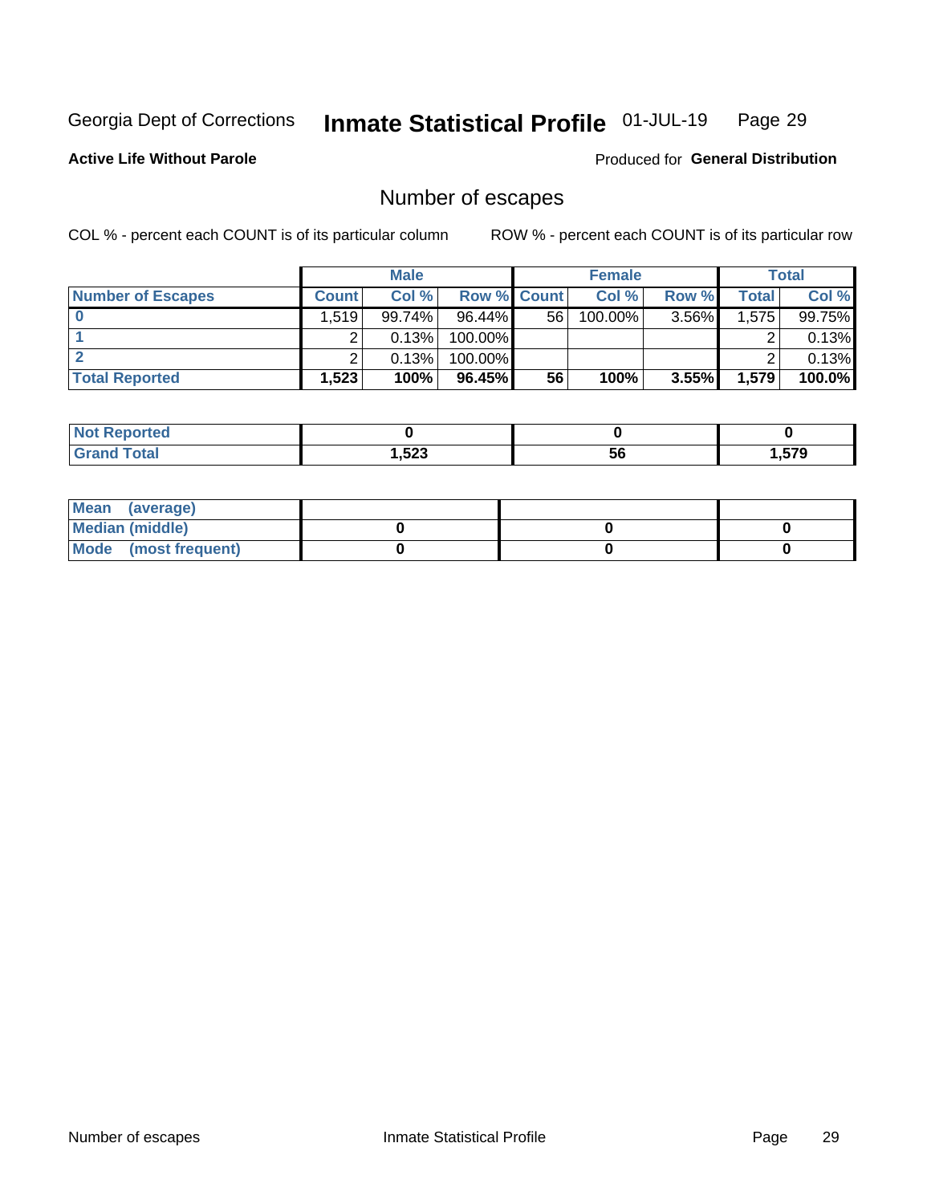Georgia Dept of Corrections **Inmate Statistical Profile** 01-JUL-19

**Active Life Without Parole**

Produced for **General Distribution**

## Number of escapes

COL % - percent each COUNT is of its particular column

ROW % - percent each COUNT is of its particular row

| | Male | | | Female | | | Total | |
|---|---|---|---|---|---|---|---|---|
| **Number of Escapes** | **Count** | **Col %** | **Row %** | **Count** | **Col %** | **Row %** | **Total** | **Col %** |
| **0** | 1,519 | 99.74% | 96.44% | 56 | 100.00% | 3.56% | 1,575 | 99.75% |
| **1** | 2 | 0.13% | 100.00% | | | | 2 | 0.13% |
| **2** | 2 | 0.13% | 100.00% | | | | 2 | 0.13% |
| **Total Reported** | **1,523** | **100%** | **96.45%** | **56** | **100%** | **3.55%** | **1,579** | **100.0%** |

| | Male | Female | Total |
|---|---|---|---|
| **Not Reported** | **0** | **0** | **0** |
| **Grand Total** | **1,523** | **56** | **1,579** |

| | Male | Female | Total |
|---|---|---|---|
| **Mean (average)** | | | |
| **Median (middle)** | **0** | **0** | **0** |
| **Mode (most frequent)** | **0** | **0** | **0** |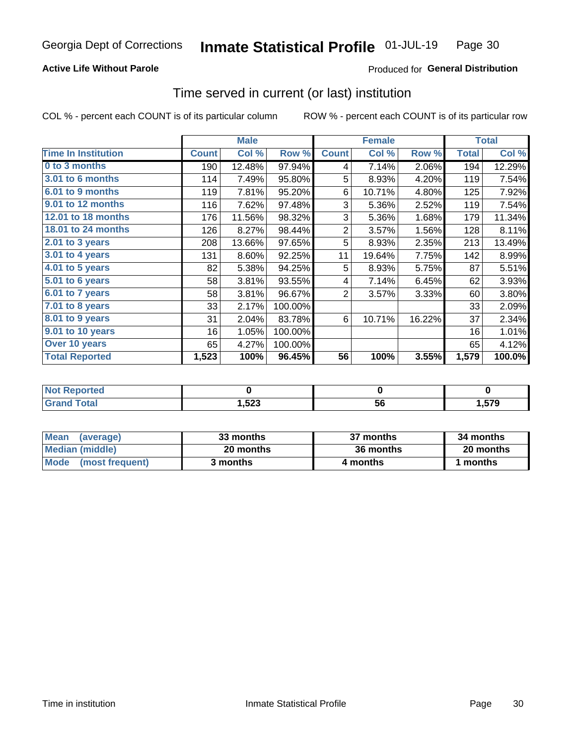Georgia Dept of Corrections **Inmate Statistical Profile** 01-JUL-19

**Active Life Without Parole**

Produced for **General Distribution**

## Time served in current (or last) institution

COL % - percent each COUNT is of its particular column

ROW % - percent each COUNT is of its particular row

| | Male | | | Female | | | Total | |
|---|---|---|---|---|---|---|---|---|
| **Time In Institution** | **Count** | **Col %** | **Row %** | **Count** | **Col %** | **Row %** | **Total** | **Col %** |
| **0 to 3 months** | 190 | 12.48% | 97.94% | 4 | 7.14% | 2.06% | 194 | 12.29% |
| **3.01 to 6 months** | 114 | 7.49% | 95.80% | 5 | 8.93% | 4.20% | 119 | 7.54% |
| **6.01 to 9 months** | 119 | 7.81% | 95.20% | 6 | 10.71% | 4.80% | 125 | 7.92% |
| **9.01 to 12 months** | 116 | 7.62% | 97.48% | 3 | 5.36% | 2.52% | 119 | 7.54% |
| **12.01 to 18 months** | 176 | 11.56% | 98.32% | 3 | 5.36% | 1.68% | 179 | 11.34% |
| **18.01 to 24 months** | 126 | 8.27% | 98.44% | 2 | 3.57% | 1.56% | 128 | 8.11% |
| **2.01 to 3 years** | 208 | 13.66% | 97.65% | 5 | 8.93% | 2.35% | 213 | 13.49% |
| **3.01 to 4 years** | 131 | 8.60% | 92.25% | 11 | 19.64% | 7.75% | 142 | 8.99% |
| **4.01 to 5 years** | 82 | 5.38% | 94.25% | 5 | 8.93% | 5.75% | 87 | 5.51% |
| **5.01 to 6 years** | 58 | 3.81% | 93.55% | 4 | 7.14% | 6.45% | 62 | 3.93% |
| **6.01 to 7 years** | 58 | 3.81% | 96.67% | 2 | 3.57% | 3.33% | 60 | 3.80% |
| **7.01 to 8 years** | 33 | 2.17% | 100.00% | | | | 33 | 2.09% |
| **8.01 to 9 years** | 31 | 2.04% | 83.78% | 6 | 10.71% | 16.22% | 37 | 2.34% |
| **9.01 to 10 years** | 16 | 1.05% | 100.00% | | | | 16 | 1.01% |
| **Over 10 years** | 65 | 4.27% | 100.00% | | | | 65 | 4.12% |
| **Total Reported** | **1,523** | **100%** | **96.45%** | **56** | **100%** | **3.55%** | **1,579** | **100.0%** |

| | Male | Female | Total |
|---|---|---|---|
| **Not Reported** | **0** | **0** | **0** |
| **Grand Total** | **1,523** | **56** | **1,579** |

| | Male | Female | Total |
|---|---|---|---|
| **Mean (average)** | **33 months** | **37 months** | **34 months** |
| **Median (middle)** | **20 months** | **36 months** | **20 months** |
| **Mode (most frequent)** | **3 months** | **4 months** | **1 months** |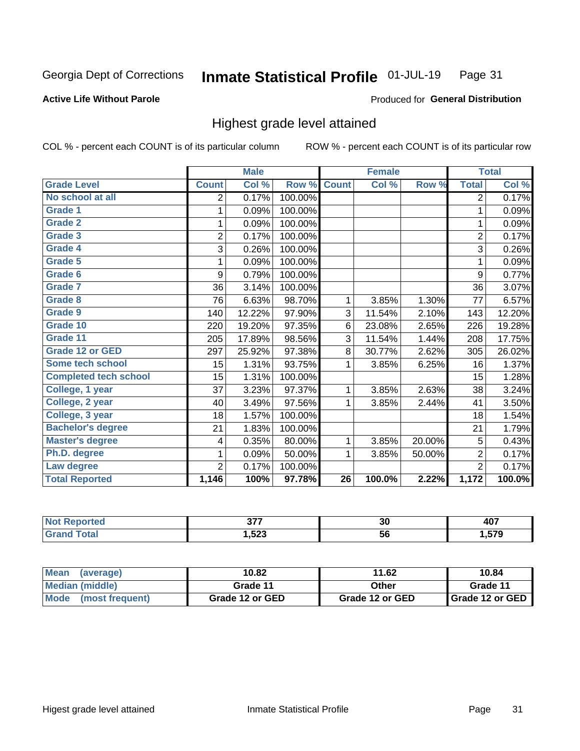Georgia Dept of Corrections **Inmate Statistical Profile** 01-JUL-19

**Active Life Without Parole**

Produced for **General Distribution**

## Highest grade level attained

COL % - percent each COUNT is of its particular column ROW % - percent each COUNT is of its particular row

| | Male | | | Female | | | Total | |
|---|---|---|---|---|---|---|---|---|
| **Grade Level** | **Count** | **Col %** | **Row %** | **Count** | **Col %** | **Row %** | **Total** | **Col %** |
| No school at all | 2 | 0.17% | 100.00% | | | | 2 | 0.17% |
| Grade 1 | 1 | 0.09% | 100.00% | | | | 1 | 0.09% |
| Grade 2 | 1 | 0.09% | 100.00% | | | | 1 | 0.09% |
| Grade 3 | 2 | 0.17% | 100.00% | | | | 2 | 0.17% |
| Grade 4 | 3 | 0.26% | 100.00% | | | | 3 | 0.26% |
| Grade 5 | 1 | 0.09% | 100.00% | | | | 1 | 0.09% |
| Grade 6 | 9 | 0.79% | 100.00% | | | | 9 | 0.77% |
| Grade 7 | 36 | 3.14% | 100.00% | | | | 36 | 3.07% |
| Grade 8 | 76 | 6.63% | 98.70% | 1 | 3.85% | 1.30% | 77 | 6.57% |
| Grade 9 | 140 | 12.22% | 97.90% | 3 | 11.54% | 2.10% | 143 | 12.20% |
| Grade 10 | 220 | 19.20% | 97.35% | 6 | 23.08% | 2.65% | 226 | 19.28% |
| Grade 11 | 205 | 17.89% | 98.56% | 3 | 11.54% | 1.44% | 208 | 17.75% |
| Grade 12 or GED | 297 | 25.92% | 97.38% | 8 | 30.77% | 2.62% | 305 | 26.02% |
| Some tech school | 15 | 1.31% | 93.75% | 1 | 3.85% | 6.25% | 16 | 1.37% |
| Completed tech school | 15 | 1.31% | 100.00% | | | | 15 | 1.28% |
| College, 1 year | 37 | 3.23% | 97.37% | 1 | 3.85% | 2.63% | 38 | 3.24% |
| College, 2 year | 40 | 3.49% | 97.56% | 1 | 3.85% | 2.44% | 41 | 3.50% |
| College, 3 year | 18 | 1.57% | 100.00% | | | | 18 | 1.54% |
| Bachelor's degree | 21 | 1.83% | 100.00% | | | | 21 | 1.79% |
| Master's degree | 4 | 0.35% | 80.00% | 1 | 3.85% | 20.00% | 5 | 0.43% |
| Ph.D. degree | 1 | 0.09% | 50.00% | 1 | 3.85% | 50.00% | 2 | 0.17% |
| Law degree | 2 | 0.17% | 100.00% | | | | 2 | 0.17% |
| **Total Reported** | **1,146** | **100%** | **97.78%** | **26** | **100.0%** | **2.22%** | **1,172** | **100.0%** |

| | Male | Female | Total |
|---|---|---|---|
| Not Reported | 377 | 30 | 407 |
| Grand Total | 1,523 | 56 | 1,579 |

| | Male | Female | Total |
|---|---|---|---|
| Mean (average) | 10.82 | 11.62 | 10.84 |
| Median (middle) | Grade 11 | Other | Grade 11 |
| Mode (most frequent) | Grade 12 or GED | Grade 12 or GED | Grade 12 or GED |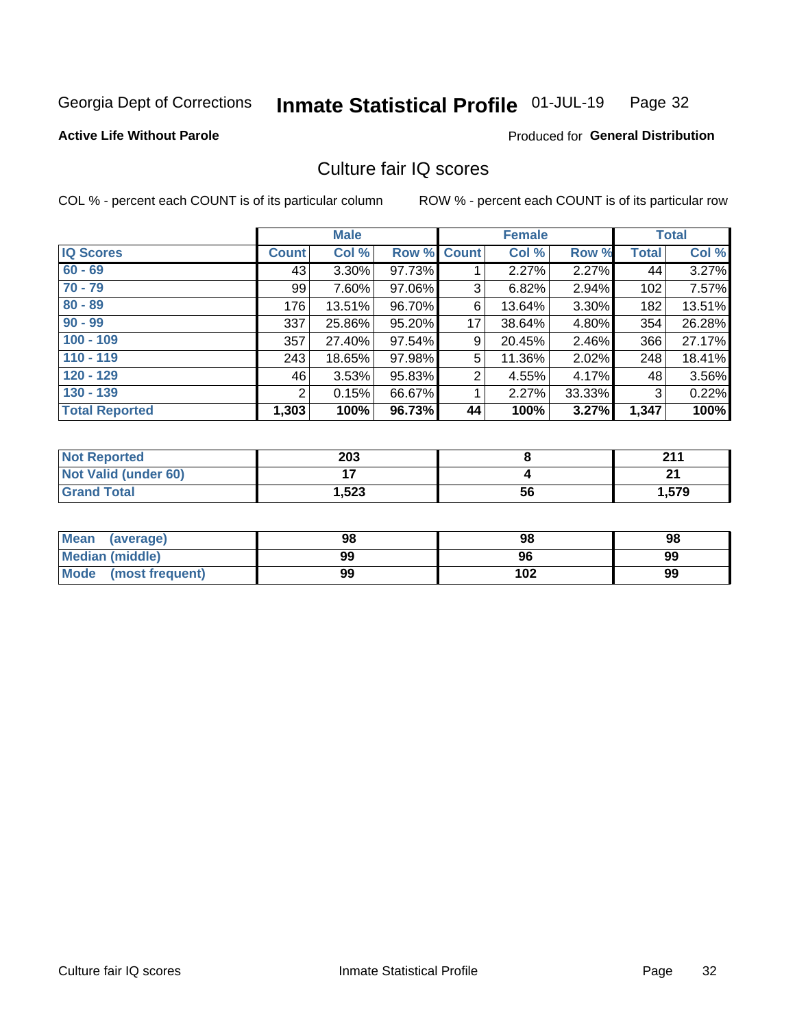Georgia Dept of Corrections **Inmate Statistical Profile** 01-JUL-19

**Active Life Without Parole**

Produced for **General Distribution**

## Culture fair IQ scores

COL % - percent each COUNT is of its particular column ROW % - percent each COUNT is of its particular row

| | Male | | | Female | | | Total | |
|---|---|---|---|---|---|---|---|---|
| **IQ Scores** | **Count** | **Col %** | **Row %** | **Count** | **Col %** | **Row %** | **Total** | **Col %** |
| 60 - 69 | 43 | 3.30% | 97.73% | 1 | 2.27% | 2.27% | 44 | 3.27% |
| 70 - 79 | 99 | 7.60% | 97.06% | 3 | 6.82% | 2.94% | 102 | 7.57% |
| 80 - 89 | 176 | 13.51% | 96.70% | 6 | 13.64% | 3.30% | 182 | 13.51% |
| 90 - 99 | 337 | 25.86% | 95.20% | 17 | 38.64% | 4.80% | 354 | 26.28% |
| 100 - 109 | 357 | 27.40% | 97.54% | 9 | 20.45% | 2.46% | 366 | 27.17% |
| 110 - 119 | 243 | 18.65% | 97.98% | 5 | 11.36% | 2.02% | 248 | 18.41% |
| 120 - 129 | 46 | 3.53% | 95.83% | 2 | 4.55% | 4.17% | 48 | 3.56% |
| 130 - 139 | 2 | 0.15% | 66.67% | 1 | 2.27% | 33.33% | 3 | 0.22% |
| **Total Reported** | **1,303** | **100%** | **96.73%** | **44** | **100%** | **3.27%** | **1,347** | **100%** |

| | Male | Female | Total |
|---|---|---|---|
| Not Reported | **203** | **8** | **211** |
| Not Valid (under 60) | **17** | **4** | **21** |
| Grand Total | **1,523** | **56** | **1,579** |

| | Male | Female | Total |
|---|---|---|---|
| Mean (average) | **98** | **98** | **98** |
| Median (middle) | **99** | **96** | **99** |
| Mode (most frequent) | **99** | **102** | **99** |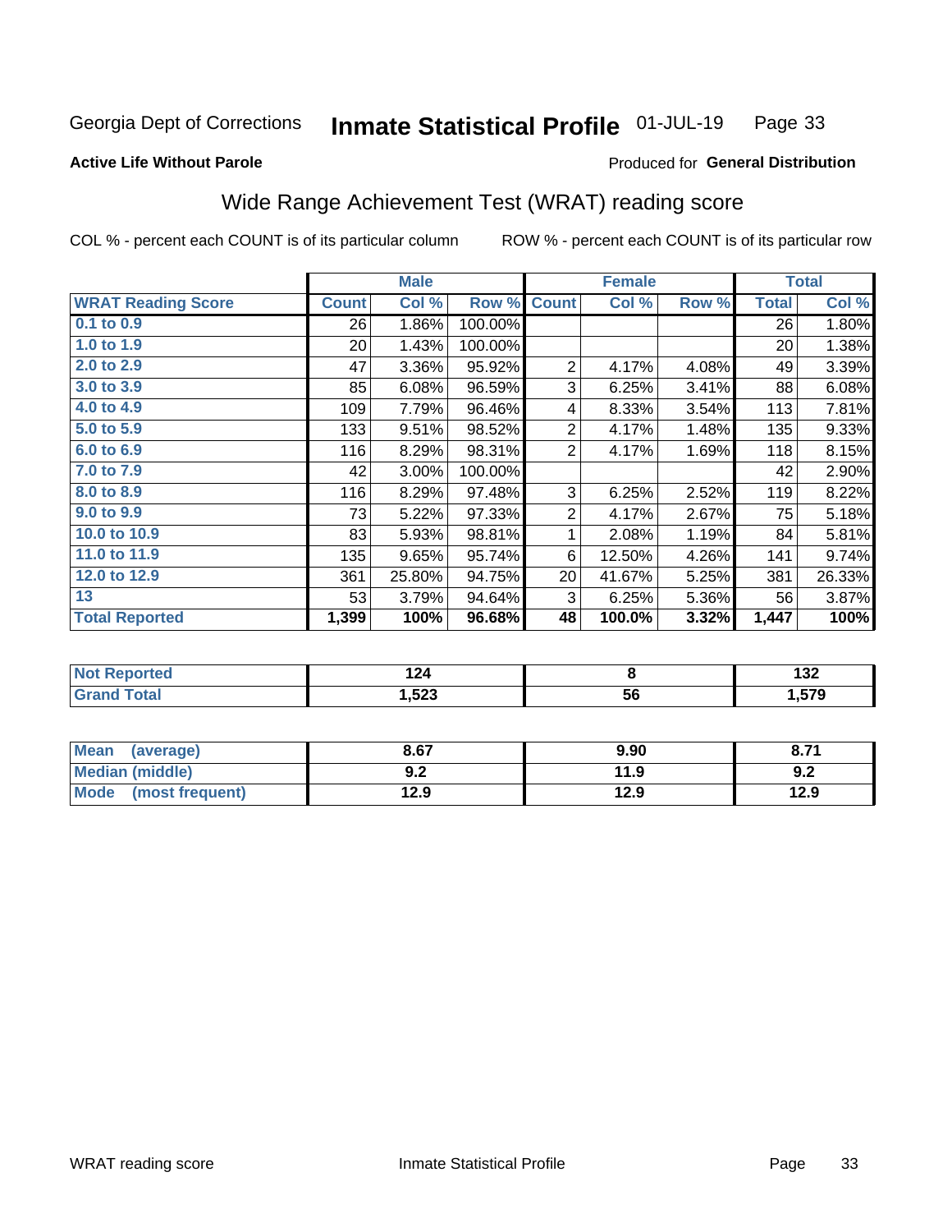Georgia Dept of Corrections **Inmate Statistical Profile** 01-JUL-19

**Active Life Without Parole**

Produced for **General Distribution**

## Wide Range Achievement Test (WRAT) reading score

COL % - percent each COUNT is of its particular column    ROW % - percent each COUNT is of its particular row

| | Male | | | Female | | | Total | |
|---|---|---|---|---|---|---|---|---|
| **WRAT Reading Score** | **Count** | **Col %** | **Row %** | **Count** | **Col %** | **Row %** | **Total** | **Col %** |
| 0.1 to 0.9 | 26 | 1.86% | 100.00% | | | | 26 | 1.80% |
| 1.0 to 1.9 | 20 | 1.43% | 100.00% | | | | 20 | 1.38% |
| 2.0 to 2.9 | 47 | 3.36% | 95.92% | 2 | 4.17% | 4.08% | 49 | 3.39% |
| 3.0 to 3.9 | 85 | 6.08% | 96.59% | 3 | 6.25% | 3.41% | 88 | 6.08% |
| 4.0 to 4.9 | 109 | 7.79% | 96.46% | 4 | 8.33% | 3.54% | 113 | 7.81% |
| 5.0 to 5.9 | 133 | 9.51% | 98.52% | 2 | 4.17% | 1.48% | 135 | 9.33% |
| 6.0 to 6.9 | 116 | 8.29% | 98.31% | 2 | 4.17% | 1.69% | 118 | 8.15% |
| 7.0 to 7.9 | 42 | 3.00% | 100.00% | | | | 42 | 2.90% |
| 8.0 to 8.9 | 116 | 8.29% | 97.48% | 3 | 6.25% | 2.52% | 119 | 8.22% |
| 9.0 to 9.9 | 73 | 5.22% | 97.33% | 2 | 4.17% | 2.67% | 75 | 5.18% |
| 10.0 to 10.9 | 83 | 5.93% | 98.81% | 1 | 2.08% | 1.19% | 84 | 5.81% |
| 11.0 to 11.9 | 135 | 9.65% | 95.74% | 6 | 12.50% | 4.26% | 141 | 9.74% |
| 12.0 to 12.9 | 361 | 25.80% | 94.75% | 20 | 41.67% | 5.25% | 381 | 26.33% |
| 13 | 53 | 3.79% | 94.64% | 3 | 6.25% | 5.36% | 56 | 3.87% |
| **Total Reported** | **1,399** | **100%** | **96.68%** | **48** | **100.0%** | **3.32%** | **1,447** | **100%** |

| | Male | Female | Total |
|---|---|---|---|
| Not Reported | 124 | 8 | 132 |
| Grand Total | 1,523 | 56 | 1,579 |

| | Male | Female | Total |
|---|---|---|---|
| Mean (average) | 8.67 | 9.90 | 8.71 |
| Median (middle) | 9.2 | 11.9 | 9.2 |
| Mode (most frequent) | 12.9 | 12.9 | 12.9 |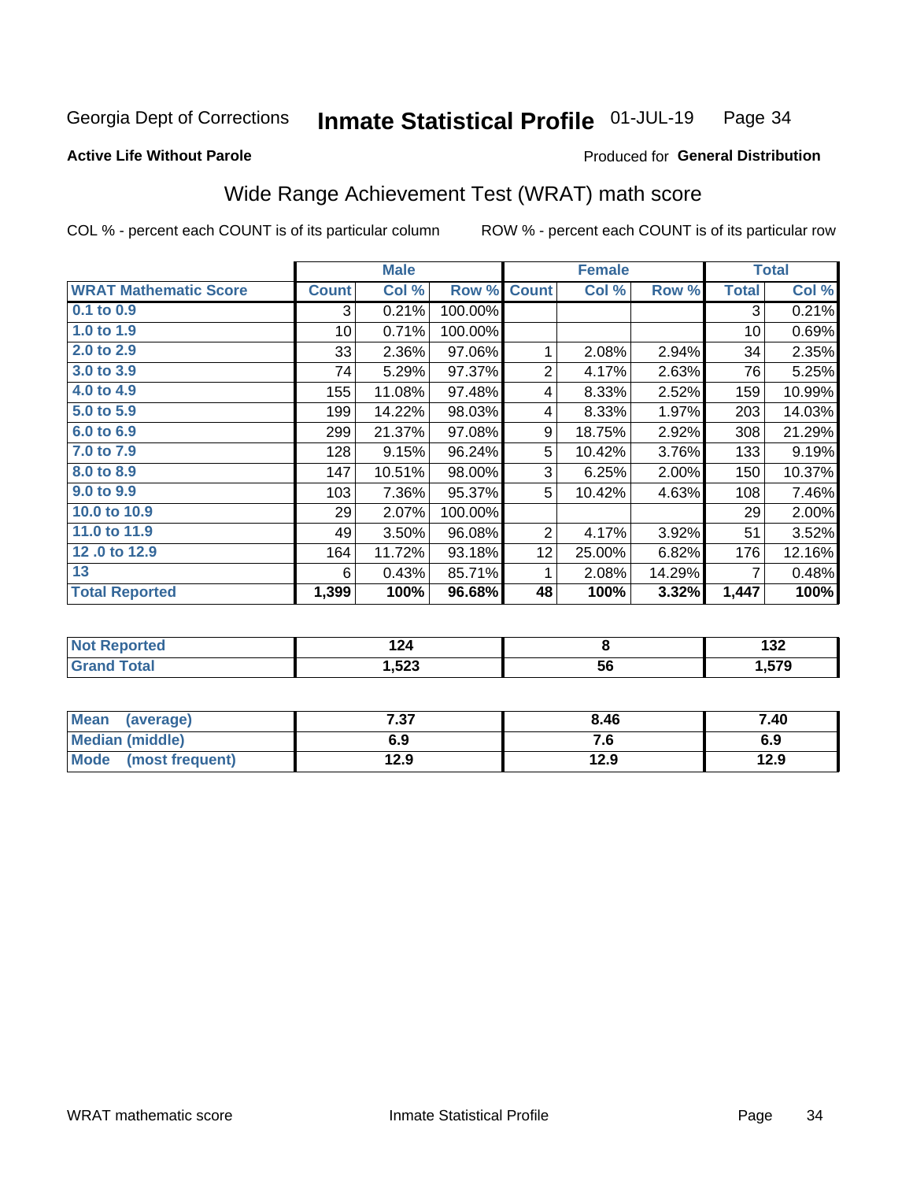Georgia Dept of Corrections **Inmate Statistical Profile** 01-JUL-19

**Active Life Without Parole**

Produced for **General Distribution**

## Wide Range Achievement Test (WRAT) math score

COL % - percent each COUNT is of its particular column ROW % - percent each COUNT is of its particular row

| | Male | | | Female | | | Total | |
|---|---|---|---|---|---|---|---|---|
| **WRAT Mathematic Score** | **Count** | **Col %** | **Row %** | **Count** | **Col %** | **Row %** | **Total** | **Col %** |
| 0.1 to 0.9 | 3 | 0.21% | 100.00% | | | | 3 | 0.21% |
| 1.0 to 1.9 | 10 | 0.71% | 100.00% | | | | 10 | 0.69% |
| 2.0 to 2.9 | 33 | 2.36% | 97.06% | 1 | 2.08% | 2.94% | 34 | 2.35% |
| 3.0 to 3.9 | 74 | 5.29% | 97.37% | 2 | 4.17% | 2.63% | 76 | 5.25% |
| 4.0 to 4.9 | 155 | 11.08% | 97.48% | 4 | 8.33% | 2.52% | 159 | 10.99% |
| 5.0 to 5.9 | 199 | 14.22% | 98.03% | 4 | 8.33% | 1.97% | 203 | 14.03% |
| 6.0 to 6.9 | 299 | 21.37% | 97.08% | 9 | 18.75% | 2.92% | 308 | 21.29% |
| 7.0 to 7.9 | 128 | 9.15% | 96.24% | 5 | 10.42% | 3.76% | 133 | 9.19% |
| 8.0 to 8.9 | 147 | 10.51% | 98.00% | 3 | 6.25% | 2.00% | 150 | 10.37% |
| 9.0 to 9.9 | 103 | 7.36% | 95.37% | 5 | 10.42% | 4.63% | 108 | 7.46% |
| 10.0 to 10.9 | 29 | 2.07% | 100.00% | | | | 29 | 2.00% |
| 11.0 to 11.9 | 49 | 3.50% | 96.08% | 2 | 4.17% | 3.92% | 51 | 3.52% |
| 12 .0 to 12.9 | 164 | 11.72% | 93.18% | 12 | 25.00% | 6.82% | 176 | 12.16% |
| 13 | 6 | 0.43% | 85.71% | 1 | 2.08% | 14.29% | 7 | 0.48% |
| **Total Reported** | **1,399** | **100%** | **96.68%** | **48** | **100%** | **3.32%** | **1,447** | **100%** |

| | Male | Female | Total |
|---|---|---|---|
| **Not Reported** | **124** | **8** | **132** |
| **Grand Total** | **1,523** | **56** | **1,579** |

| | Male | Female | Total |
|---|---|---|---|
| **Mean (average)** | **7.37** | **8.46** | **7.40** |
| **Median (middle)** | **6.9** | **7.6** | **6.9** |
| **Mode (most frequent)** | **12.9** | **12.9** | **12.9** |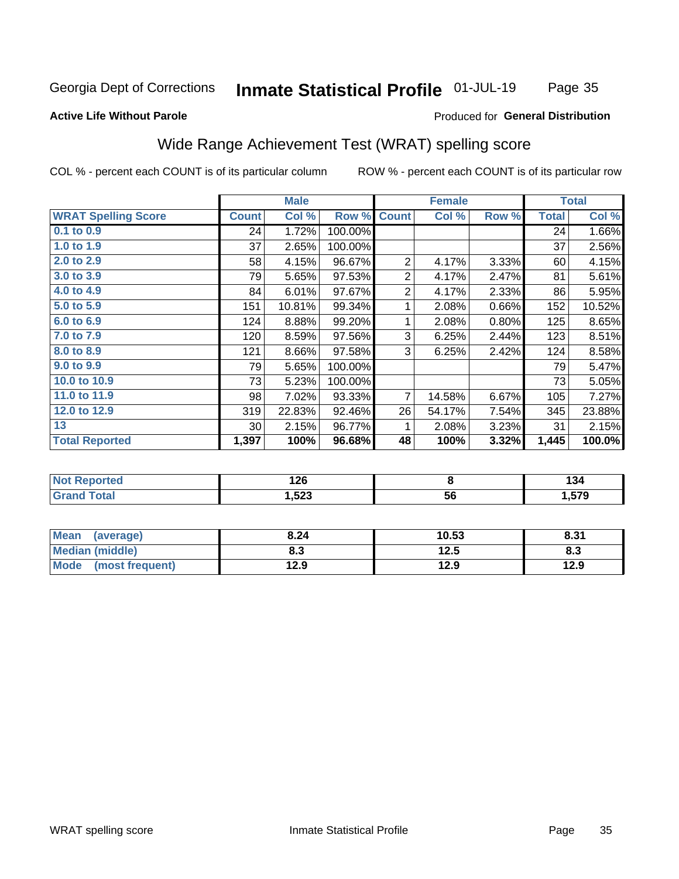Georgia Dept of Corrections **Inmate Statistical Profile** 01-JUL-19

**Active Life Without Parole**

Produced for **General Distribution**

## Wide Range Achievement Test (WRAT) spelling score

COL % - percent each COUNT is of its particular column    ROW % - percent each COUNT is of its particular row

| | Male | | | Female | | | Total | |
|---|---|---|---|---|---|---|---|---|
| **WRAT Spelling Score** | **Count** | **Col %** | **Row %** | **Count** | **Col %** | **Row %** | **Total** | **Col %** |
| **0.1 to 0.9** | 24 | 1.72% | 100.00% | | | | 24 | 1.66% |
| **1.0 to 1.9** | 37 | 2.65% | 100.00% | | | | 37 | 2.56% |
| **2.0 to 2.9** | 58 | 4.15% | 96.67% | 2 | 4.17% | 3.33% | 60 | 4.15% |
| **3.0 to 3.9** | 79 | 5.65% | 97.53% | 2 | 4.17% | 2.47% | 81 | 5.61% |
| **4.0 to 4.9** | 84 | 6.01% | 97.67% | 2 | 4.17% | 2.33% | 86 | 5.95% |
| **5.0 to 5.9** | 151 | 10.81% | 99.34% | 1 | 2.08% | 0.66% | 152 | 10.52% |
| **6.0 to 6.9** | 124 | 8.88% | 99.20% | 1 | 2.08% | 0.80% | 125 | 8.65% |
| **7.0 to 7.9** | 120 | 8.59% | 97.56% | 3 | 6.25% | 2.44% | 123 | 8.51% |
| **8.0 to 8.9** | 121 | 8.66% | 97.58% | 3 | 6.25% | 2.42% | 124 | 8.58% |
| **9.0 to 9.9** | 79 | 5.65% | 100.00% | | | | 79 | 5.47% |
| **10.0 to 10.9** | 73 | 5.23% | 100.00% | | | | 73 | 5.05% |
| **11.0 to 11.9** | 98 | 7.02% | 93.33% | 7 | 14.58% | 6.67% | 105 | 7.27% |
| **12.0 to 12.9** | 319 | 22.83% | 92.46% | 26 | 54.17% | 7.54% | 345 | 23.88% |
| **13** | 30 | 2.15% | 96.77% | 1 | 2.08% | 3.23% | 31 | 2.15% |
| **Total Reported** | **1,397** | **100%** | **96.68%** | **48** | **100%** | **3.32%** | **1,445** | **100.0%** |

| | Male | Female | Total |
|---|---|---|---|
| **Not Reported** | **126** | **8** | **134** |
| **Grand Total** | **1,523** | **56** | **1,579** |

| | Male | Female | Total |
|---|---|---|---|
| **Mean (average)** | **8.24** | **10.53** | **8.31** |
| **Median (middle)** | **8.3** | **12.5** | **8.3** |
| **Mode (most frequent)** | **12.9** | **12.9** | **12.9** |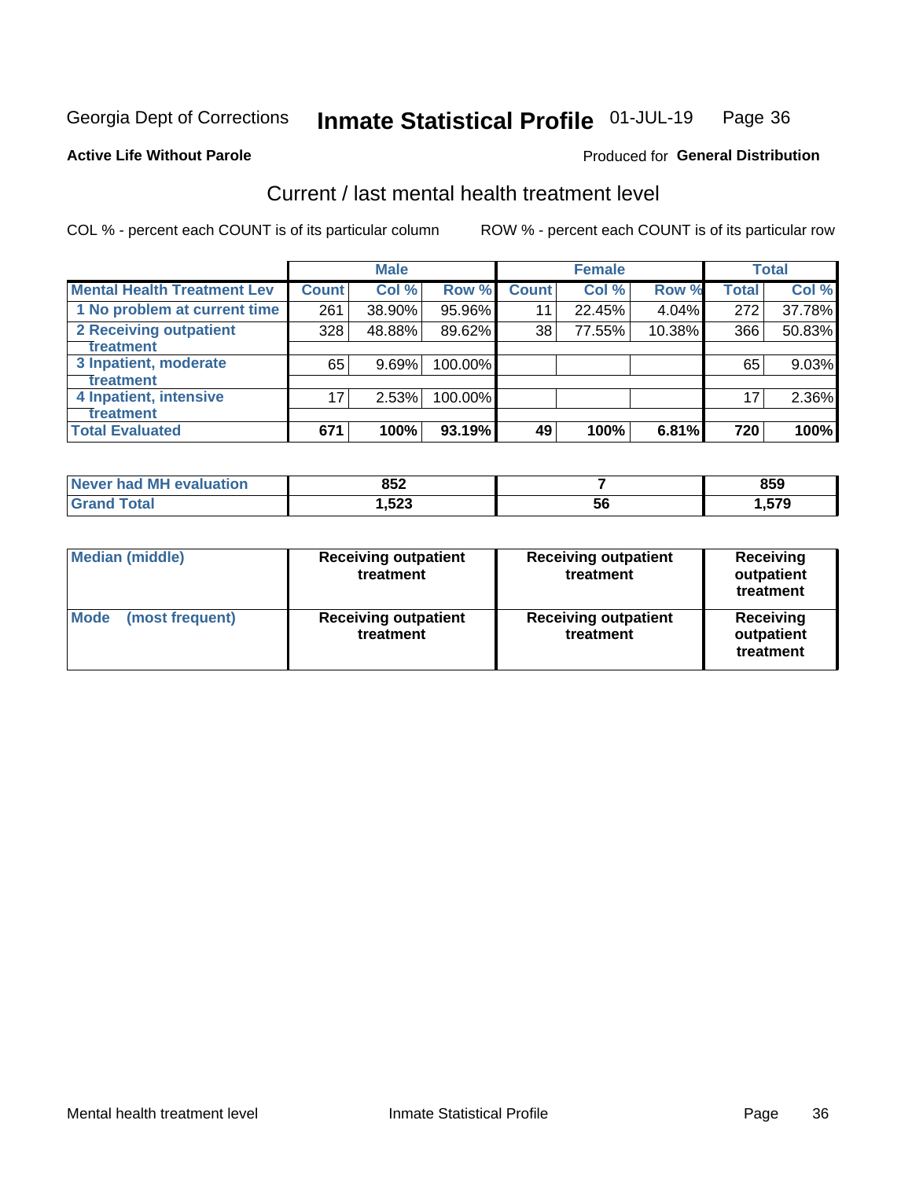Georgia Dept of Corrections **Inmate Statistical Profile** 01-JUL-19

**Active Life Without Parole**

Produced for **General Distribution**

## Current / last mental health treatment level

COL % - percent each COUNT is of its particular column

ROW % - percent each COUNT is of its particular row

| | Male | | | Female | | | Total | |
|---|---|---|---|---|---|---|---|---|
| **Mental Health Treatment Lev** | **Count** | **Col %** | **Row %** | **Count** | **Col %** | **Row %** | **Total** | **Col %** |
| 1 No problem at current time | 261 | 38.90% | 95.96% | 11 | 22.45% | 4.04% | 272 | 37.78% |
| 2 Receiving outpatient treatment | 328 | 48.88% | 89.62% | 38 | 77.55% | 10.38% | 366 | 50.83% |
| 3 Inpatient, moderate treatment | 65 | 9.69% | 100.00% | | | | 65 | 9.03% |
| 4 Inpatient, intensive treatment | 17 | 2.53% | 100.00% | | | | 17 | 2.36% |
| **Total Evaluated** | **671** | **100%** | **93.19%** | **49** | **100%** | **6.81%** | **720** | **100%** |

| | Male | Female | Total |
|---|---|---|---|
| **Never had MH evaluation** | **852** | **7** | **859** |
| **Grand Total** | **1,523** | **56** | **1,579** |

| | Male | Female | Total |
|---|---|---|---|
| **Median (middle)** | **Receiving outpatient treatment** | **Receiving outpatient treatment** | **Receiving outpatient treatment** |
| **Mode (most frequent)** | **Receiving outpatient treatment** | **Receiving outpatient treatment** | **Receiving outpatient treatment** |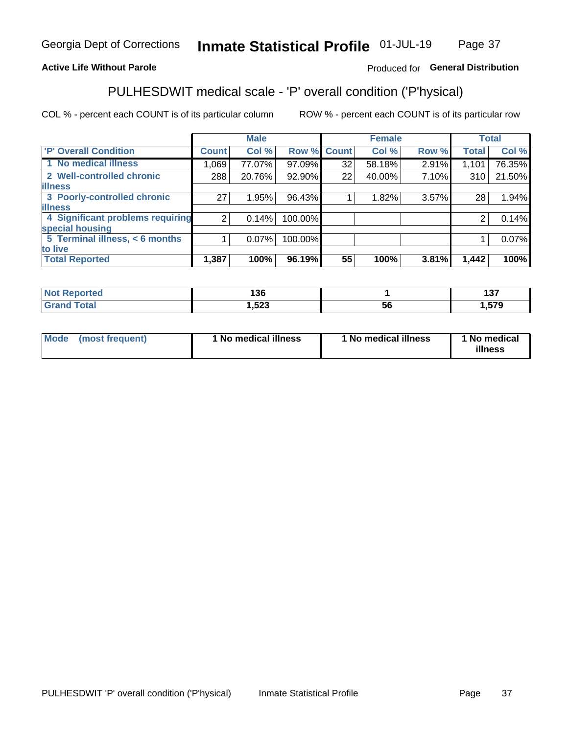Georgia Dept of Corrections **Inmate Statistical Profile** 01-JUL-19

**Active Life Without Parole**

Produced for **General Distribution**

## PULHESDWIT medical scale - 'P' overall condition ('P'hysical)

COL % - percent each COUNT is of its particular column

ROW % - percent each COUNT is of its particular row

| | Male | | | Female | | | Total | |
|---|---|---|---|---|---|---|---|---|
| 'P' Overall Condition | Count | Col % | Row % | Count | Col % | Row % | Total | Col % |
| 1 No medical illness | 1,069 | 77.07% | 97.09% | 32 | 58.18% | 2.91% | 1,101 | 76.35% |
| 2 Well-controlled chronic illness | 288 | 20.76% | 92.90% | 22 | 40.00% | 7.10% | 310 | 21.50% |
| 3 Poorly-controlled chronic illness | 27 | 1.95% | 96.43% | 1 | 1.82% | 3.57% | 28 | 1.94% |
| 4 Significant problems requiring special housing | 2 | 0.14% | 100.00% | | | | 2 | 0.14% |
| 5 Terminal illness, < 6 months to live | 1 | 0.07% | 100.00% | | | | 1 | 0.07% |
| **Total Reported** | **1,387** | **100%** | **96.19%** | **55** | **100%** | **3.81%** | **1,442** | **100%** |

| | Male | Female | Total |
|---|---|---|---|
| Not Reported | 136 | 1 | 137 |
| Grand Total | 1,523 | 56 | 1,579 |

| | Male | Female | Total |
|---|---|---|---|
| Mode (most frequent) | 1 No medical illness | 1 No medical illness | 1 No medical illness |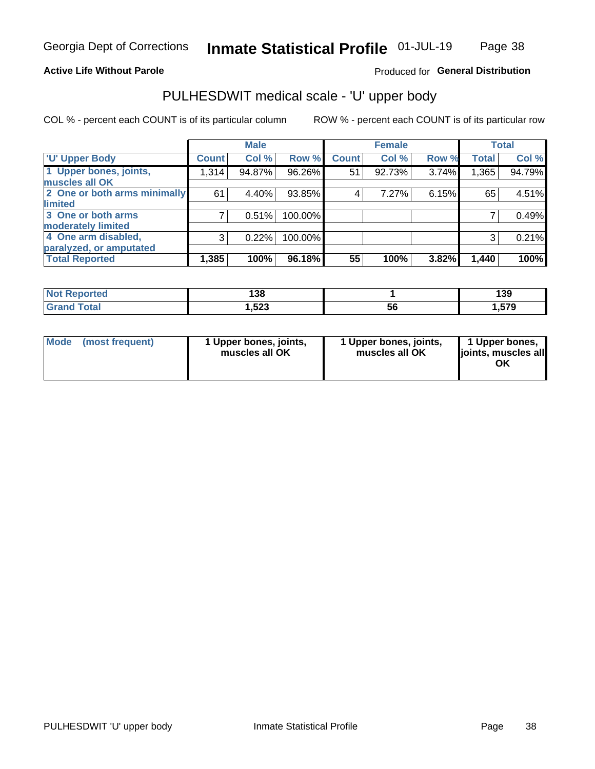Georgia Dept of Corrections **Inmate Statistical Profile** 01-JUL-19

**Active Life Without Parole**

Produced for **General Distribution**

## PULHESDWIT medical scale - 'U' upper body

COL % - percent each COUNT is of its particular column

ROW % - percent each COUNT is of its particular row

| | Male | | | Female | | | Total | |
|---|---|---|---|---|---|---|---|---|
| 'U' Upper Body | Count | Col % | Row % | Count | Col % | Row % | Total | Col % |
| 1 Upper bones, joints, muscles all OK | 1,314 | 94.87% | 96.26% | 51 | 92.73% | 3.74% | 1,365 | 94.79% |
| 2 One or both arms minimally limited | 61 | 4.40% | 93.85% | 4 | 7.27% | 6.15% | 65 | 4.51% |
| 3 One or both arms moderately limited | 7 | 0.51% | 100.00% | | | | 7 | 0.49% |
| 4 One arm disabled, paralyzed, or amputated | 3 | 0.22% | 100.00% | | | | 3 | 0.21% |
| **Total Reported** | **1,385** | **100%** | **96.18%** | **55** | **100%** | **3.82%** | **1,440** | **100%** |

| | Male | Female | Total |
|---|---|---|---|
| Not Reported | 138 | 1 | 139 |
| Grand Total | 1,523 | 56 | 1,579 |

| | Male | Female | Total |
|---|---|---|---|
| Mode (most frequent) | 1 Upper bones, joints, muscles all OK | 1 Upper bones, joints, muscles all OK | 1 Upper bones, joints, muscles all OK |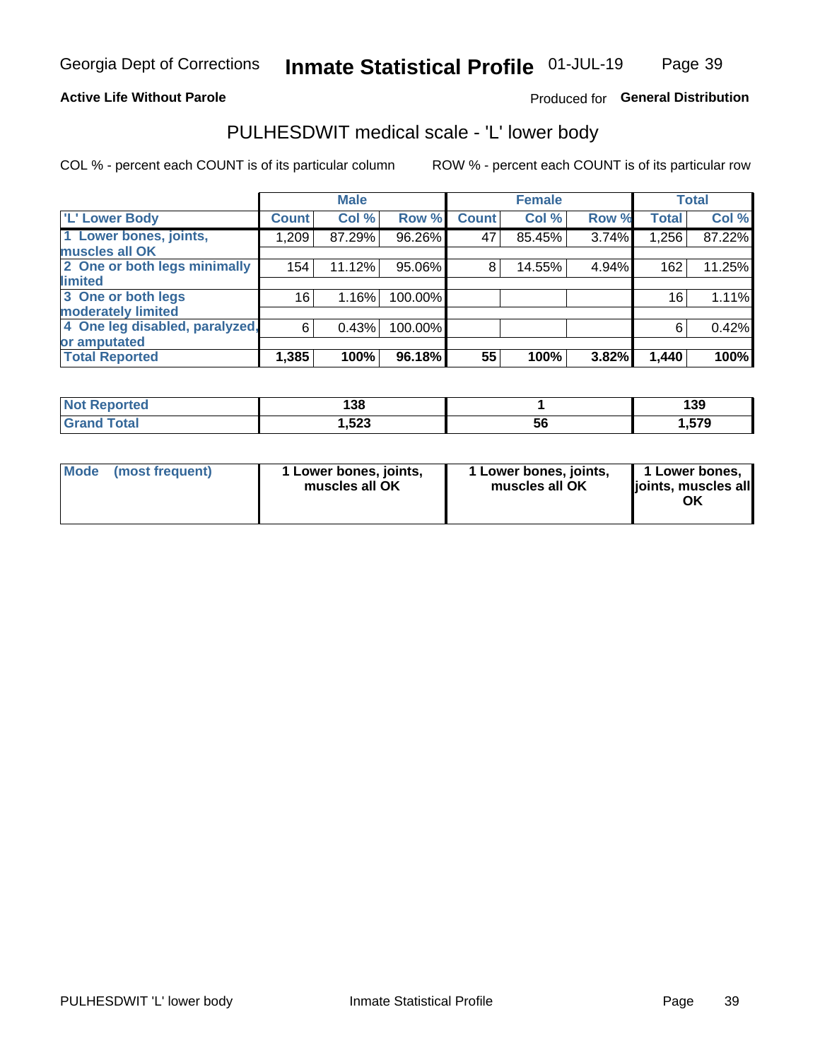**Active Life Without Parole**

Produced for **General Distribution**

## PULHESDWIT medical scale - 'L' lower body

COL % - percent each COUNT is of its particular column

ROW % - percent each COUNT is of its particular row

| | Male | | | Female | | | Total | |
|---|---|---|---|---|---|---|---|---|
| 'L' Lower Body | Count | Col % | Row % | Count | Col % | Row % | Total | Col % |
| 1 Lower bones, joints, muscles all OK | 1,209 | 87.29% | 96.26% | 47 | 85.45% | 3.74% | 1,256 | 87.22% |
| 2 One or both legs minimally limited | 154 | 11.12% | 95.06% | 8 | 14.55% | 4.94% | 162 | 11.25% |
| 3 One or both legs moderately limited | 16 | 1.16% | 100.00% | | | | 16 | 1.11% |
| 4 One leg disabled, paralyzed, or amputated | 6 | 0.43% | 100.00% | | | | 6 | 0.42% |
| **Total Reported** | **1,385** | **100%** | **96.18%** | **55** | **100%** | **3.82%** | **1,440** | **100%** |

| | Male | Female | Total |
|---|---|---|---|
| Not Reported | 138 | 1 | 139 |
| Grand Total | 1,523 | 56 | 1,579 |

| | Male | Female | Total |
|---|---|---|---|
| Mode (most frequent) | 1 Lower bones, joints, muscles all OK | 1 Lower bones, joints, muscles all OK | 1 Lower bones, joints, muscles all OK |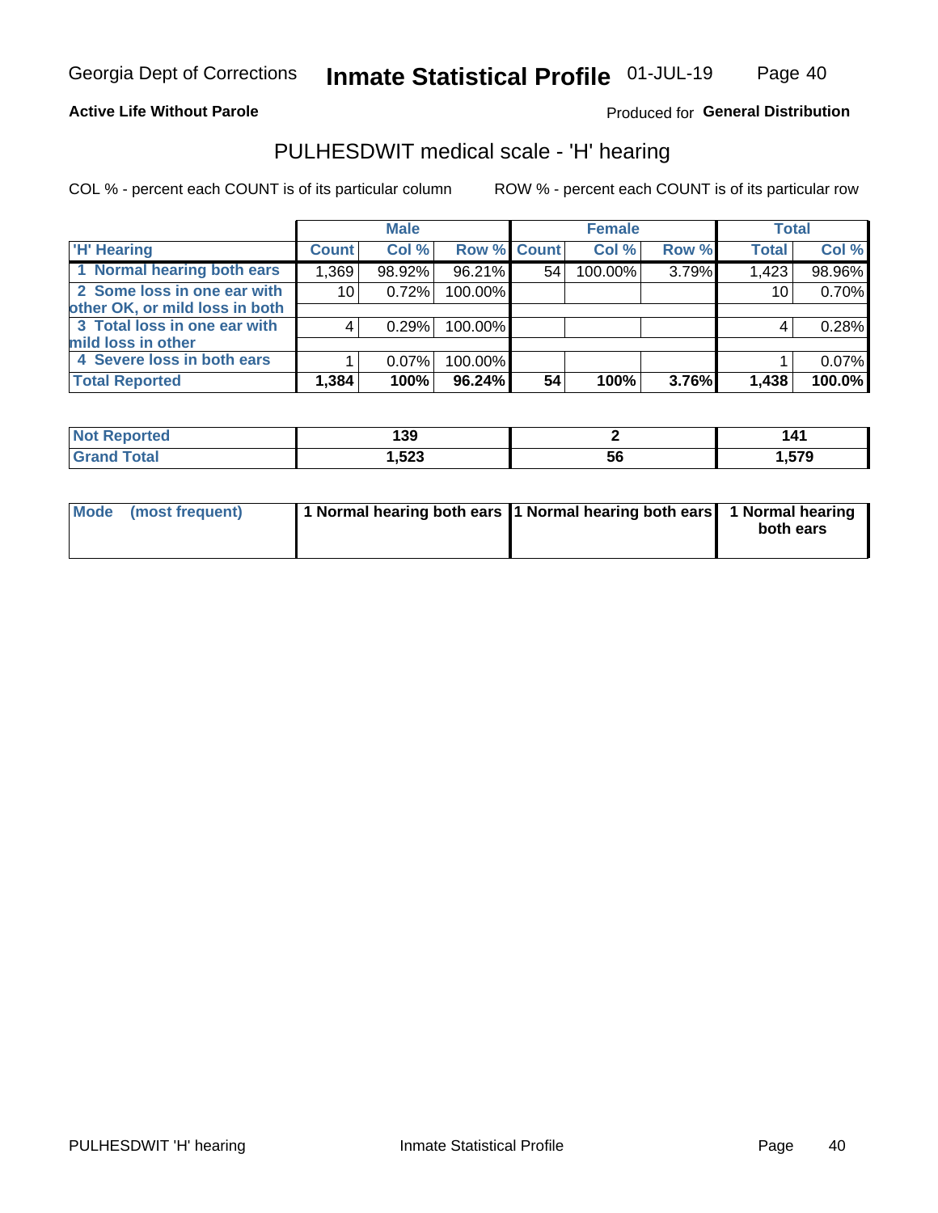Georgia Dept of Corrections **Inmate Statistical Profile** 01-JUL-19

**Active Life Without Parole**

Produced for **General Distribution**

## PULHESDWIT medical scale - 'H' hearing

COL % - percent each COUNT is of its particular column

ROW % - percent each COUNT is of its particular row

| | Male | | | Female | | | Total | |
|---|---|---|---|---|---|---|---|---|
| 'H' Hearing | Count | Col % | Row % | Count | Col % | Row % | Total | Col % |
| 1 Normal hearing both ears | 1,369 | 98.92% | 96.21% | 54 | 100.00% | 3.79% | 1,423 | 98.96% |
| 2 Some loss in one ear with other OK, or mild loss in both | 10 | 0.72% | 100.00% | | | | 10 | 0.70% |
| 3 Total loss in one ear with mild loss in other | 4 | 0.29% | 100.00% | | | | 4 | 0.28% |
| 4 Severe loss in both ears | 1 | 0.07% | 100.00% | | | | 1 | 0.07% |
| **Total Reported** | **1,384** | **100%** | **96.24%** | **54** | **100%** | **3.76%** | **1,438** | **100.0%** |

| | Male | Female | Total |
|---|---|---|---|
| Not Reported | 139 | 2 | 141 |
| Grand Total | 1,523 | 56 | 1,579 |

| | Male | Female | Total |
|---|---|---|---|
| Mode (most frequent) | 1 Normal hearing both ears | 1 Normal hearing both ears | 1 Normal hearing both ears |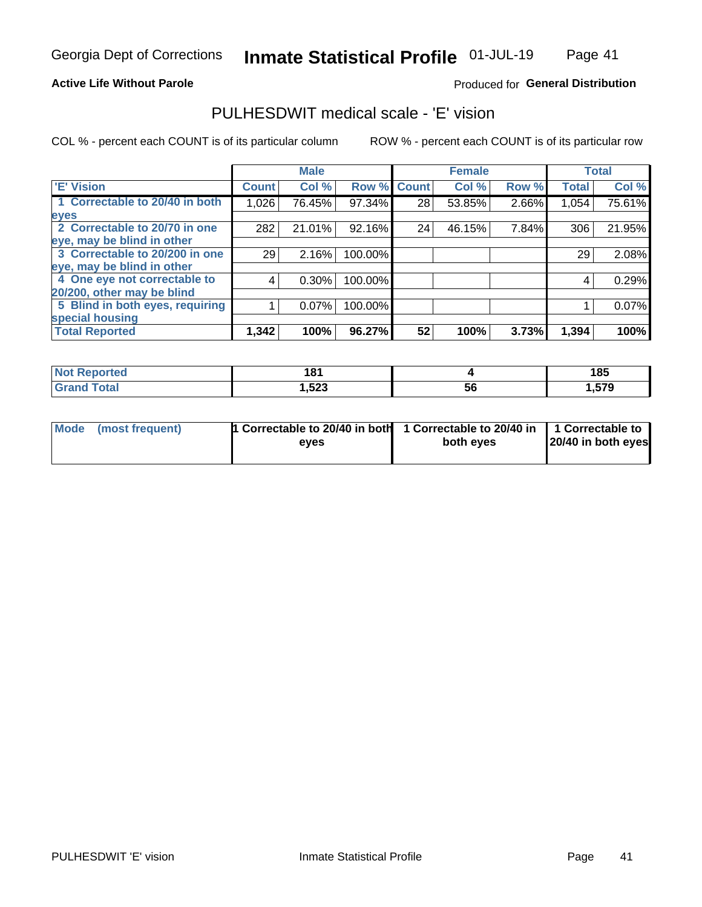Georgia Dept of Corrections **Inmate Statistical Profile** 01-JUL-19

**Active Life Without Parole**

Produced for **General Distribution**

## PULHESDWIT medical scale - 'E' vision

COL % - percent each COUNT is of its particular column

ROW % - percent each COUNT is of its particular row

| | Male | | | Female | | | Total | |
|---|---|---|---|---|---|---|---|---|
| 'E' Vision | Count | Col % | Row % | Count | Col % | Row % | Total | Col % |
| 1 Correctable to 20/40 in both eyes | 1,026 | 76.45% | 97.34% | 28 | 53.85% | 2.66% | 1,054 | 75.61% |
| 2 Correctable to 20/70 in one eye, may be blind in other | 282 | 21.01% | 92.16% | 24 | 46.15% | 7.84% | 306 | 21.95% |
| 3 Correctable to 20/200 in one eye, may be blind in other | 29 | 2.16% | 100.00% | | | | 29 | 2.08% |
| 4 One eye not correctable to 20/200, other may be blind | 4 | 0.30% | 100.00% | | | | 4 | 0.29% |
| 5 Blind in both eyes, requiring special housing | 1 | 0.07% | 100.00% | | | | 1 | 0.07% |
| **Total Reported** | **1,342** | **100%** | **96.27%** | **52** | **100%** | **3.73%** | **1,394** | **100%** |

| | Male | Female | Total |
|---|---|---|---|
| **Not Reported** | **181** | **4** | **185** |
| **Grand Total** | **1,523** | **56** | **1,579** |

| | Male | Female | Total |
|---|---|---|---|
| **Mode (most frequent)** | **1 Correctable to 20/40 in both eyes** | **1 Correctable to 20/40 in both eyes** | **1 Correctable to 20/40 in both eyes** |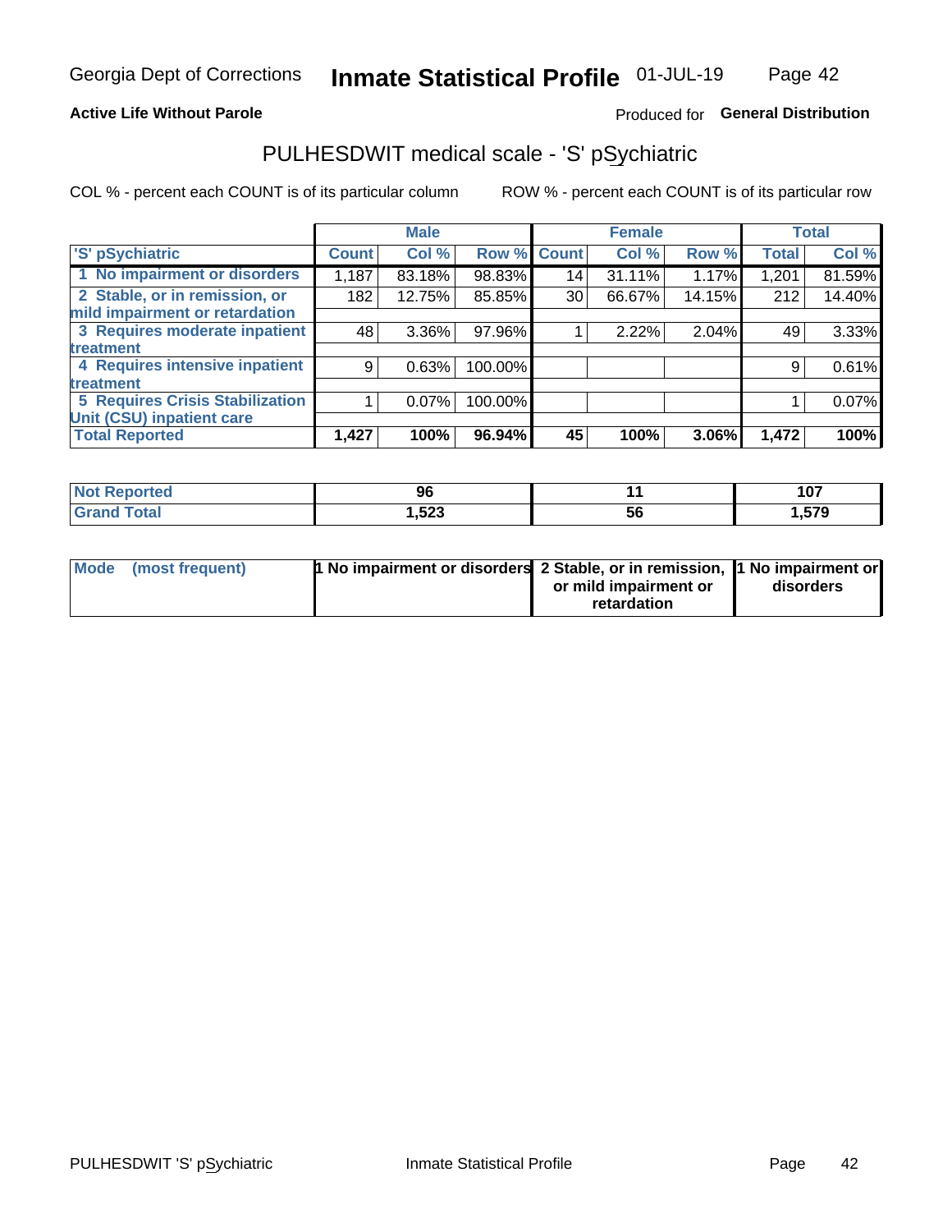Georgia Dept of Corrections **Inmate Statistical Profile** 01-JUL-19

**Active Life Without Parole**

Produced for **General Distribution**

## PULHESDWIT medical scale - 'S' pSychiatric

COL % - percent each COUNT is of its particular column

ROW % - percent each COUNT is of its particular row

| | Male | | | Female | | | Total | |
|---|---|---|---|---|---|---|---|---|
| 'S' pSychiatric | Count | Col % | Row % | Count | Col % | Row % | Total | Col % |
| 1 No impairment or disorders | 1,187 | 83.18% | 98.83% | 14 | 31.11% | 1.17% | 1,201 | 81.59% |
| 2 Stable, or in remission, or mild impairment or retardation | 182 | 12.75% | 85.85% | 30 | 66.67% | 14.15% | 212 | 14.40% |
| 3 Requires moderate inpatient treatment | 48 | 3.36% | 97.96% | 1 | 2.22% | 2.04% | 49 | 3.33% |
| 4 Requires intensive inpatient treatment | 9 | 0.63% | 100.00% | | | | 9 | 0.61% |
| 5 Requires Crisis Stabilization Unit (CSU) inpatient care | 1 | 0.07% | 100.00% | | | | 1 | 0.07% |
| **Total Reported** | **1,427** | **100%** | **96.94%** | **45** | **100%** | **3.06%** | **1,472** | **100%** |

| | Male | Female | Total |
|---|---|---|---|
| Not Reported | 96 | 11 | 107 |
| Grand Total | 1,523 | 56 | 1,579 |

| | Male | Female | Total |
|---|---|---|---|
| Mode (most frequent) | 1 No impairment or disorders | 2 Stable, or in remission, or mild impairment or retardation | 1 No impairment or disorders |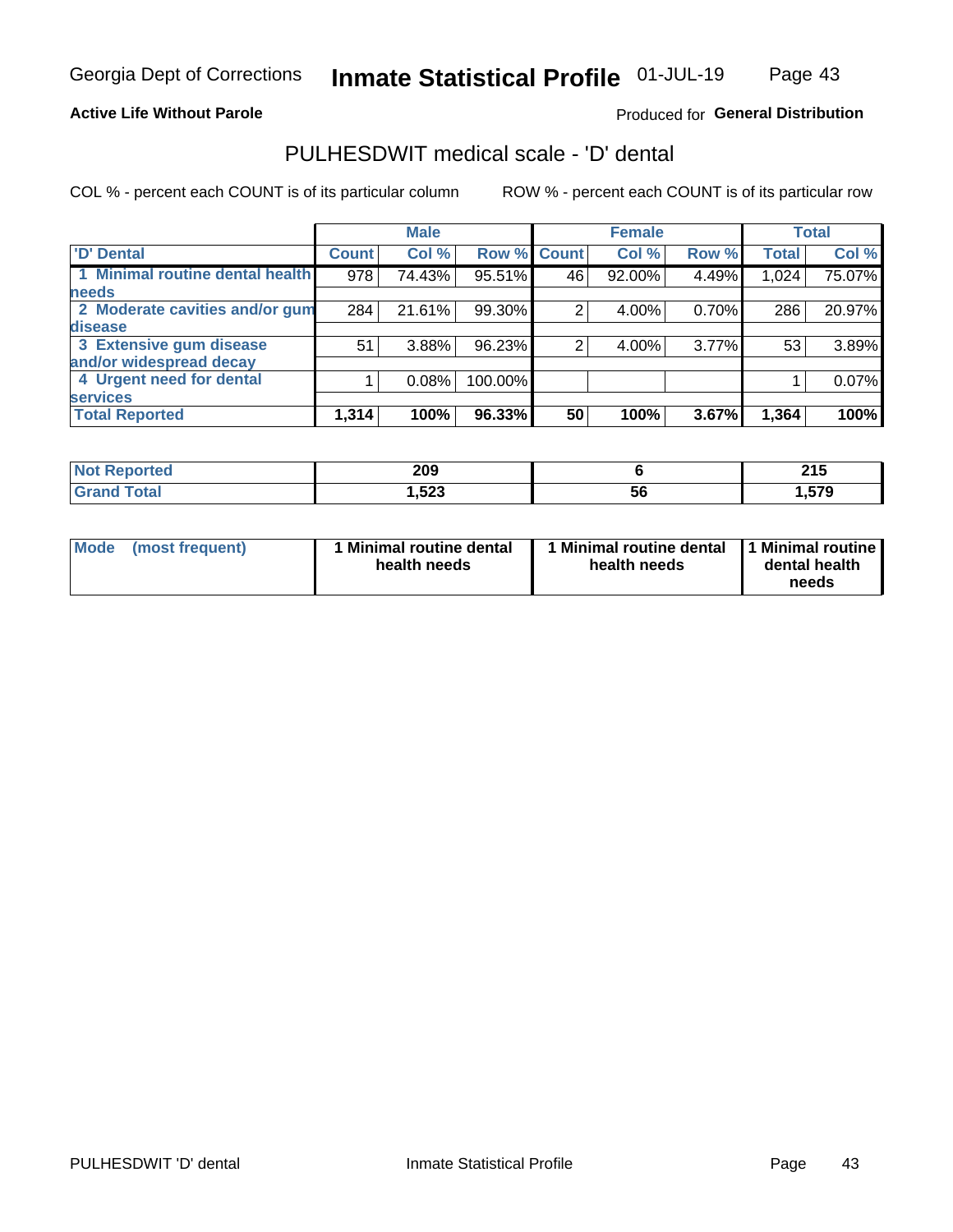Georgia Dept of Corrections **Inmate Statistical Profile** 01-JUL-19

**Active Life Without Parole**

Produced for **General Distribution**

## PULHESDWIT medical scale - 'D' dental

COL % - percent each COUNT is of its particular column

ROW % - percent each COUNT is of its particular row

| | Male | | | Female | | | Total | |
|---|---|---|---|---|---|---|---|---|
| **'D' Dental** | **Count** | **Col %** | **Row %** | **Count** | **Col %** | **Row %** | **Total** | **Col %** |
| **1 Minimal routine dental health needs** | 978 | 74.43% | 95.51% | 46 | 92.00% | 4.49% | 1,024 | 75.07% |
| **2 Moderate cavities and/or gum disease** | 284 | 21.61% | 99.30% | 2 | 4.00% | 0.70% | 286 | 20.97% |
| **3 Extensive gum disease and/or widespread decay** | 51 | 3.88% | 96.23% | 2 | 4.00% | 3.77% | 53 | 3.89% |
| **4 Urgent need for dental services** | 1 | 0.08% | 100.00% | | | | 1 | 0.07% |
| **Total Reported** | **1,314** | **100%** | **96.33%** | **50** | **100%** | **3.67%** | **1,364** | **100%** |

| | Male | Female | Total |
|---|---|---|---|
| **Not Reported** | **209** | **6** | **215** |
| **Grand Total** | **1,523** | **56** | **1,579** |

| | Male | Female | Total |
|---|---|---|---|
| **Mode (most frequent)** | **1 Minimal routine dental health needs** | **1 Minimal routine dental health needs** | **1 Minimal routine dental health needs** |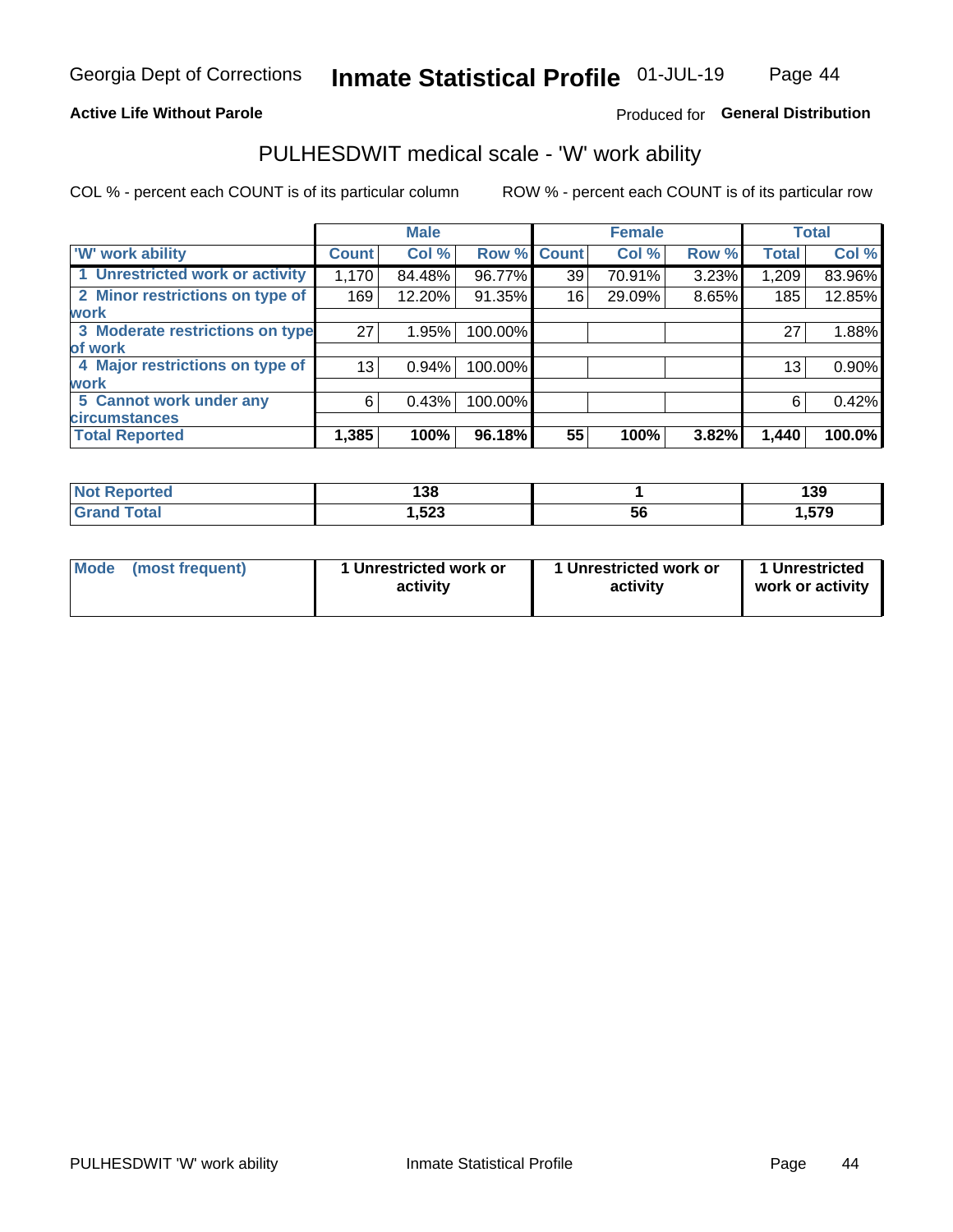# Georgia Dept of Corrections — Inmate Statistical Profile — 01-JUL-19

**Active Life Without Parole**

Produced for **General Distribution**

## PULHESDWIT medical scale - 'W' work ability

COL % - percent each COUNT is of its particular column

ROW % - percent each COUNT is of its particular row

| | Male | | | Female | | | Total | |
|---|---|---|---|---|---|---|---|---|
| 'W' work ability | Count | Col % | Row % | Count | Col % | Row % | Total | Col % |
| 1 Unrestricted work or activity | 1,170 | 84.48% | 96.77% | 39 | 70.91% | 3.23% | 1,209 | 83.96% |
| 2 Minor restrictions on type of work | 169 | 12.20% | 91.35% | 16 | 29.09% | 8.65% | 185 | 12.85% |
| 3 Moderate restrictions on type of work | 27 | 1.95% | 100.00% | | | | 27 | 1.88% |
| 4 Major restrictions on type of work | 13 | 0.94% | 100.00% | | | | 13 | 0.90% |
| 5 Cannot work under any circumstances | 6 | 0.43% | 100.00% | | | | 6 | 0.42% |
| **Total Reported** | **1,385** | **100%** | **96.18%** | **55** | **100%** | **3.82%** | **1,440** | **100.0%** |

| | Male | Female | Total |
|---|---|---|---|
| Not Reported | 138 | 1 | 139 |
| Grand Total | 1,523 | 56 | 1,579 |

| | Male | Female | Total |
|---|---|---|---|
| Mode (most frequent) | 1 Unrestricted work or activity | 1 Unrestricted work or activity | 1 Unrestricted work or activity |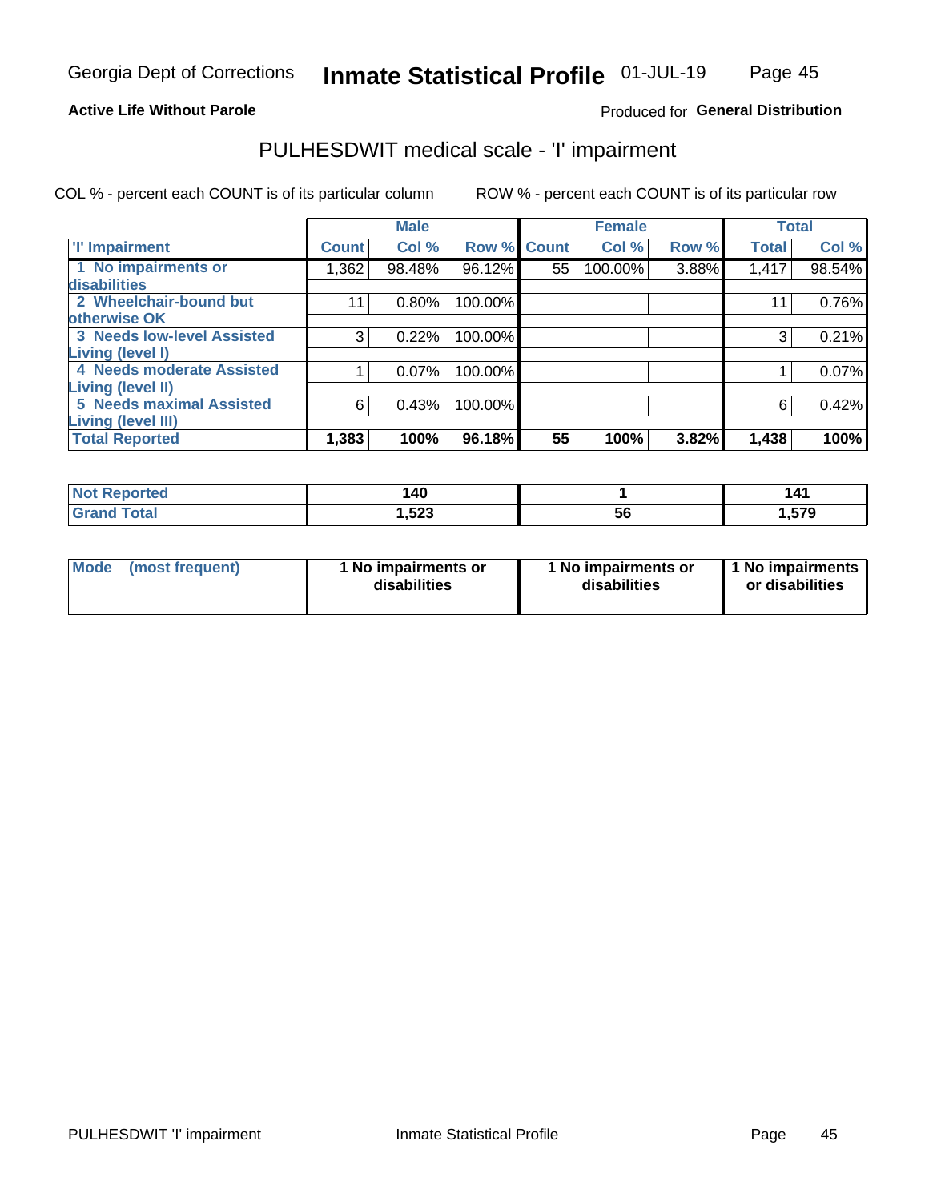Georgia Dept of Corrections **Inmate Statistical Profile** 01-JUL-19

**Active Life Without Parole**

Produced for **General Distribution**

## PULHESDWIT medical scale - 'I' impairment

COL % - percent each COUNT is of its particular column ROW % - percent each COUNT is of its particular row

| | Male | | | Female | | | Total | |
|---|---|---|---|---|---|---|---|---|
| 'I' Impairment | Count | Col % | Row % | Count | Col % | Row % | Total | Col % |
| 1 No impairments or disabilities | 1,362 | 98.48% | 96.12% | 55 | 100.00% | 3.88% | 1,417 | 98.54% |
| 2 Wheelchair-bound but otherwise OK | 11 | 0.80% | 100.00% | | | | 11 | 0.76% |
| 3 Needs low-level Assisted Living (level I) | 3 | 0.22% | 100.00% | | | | 3 | 0.21% |
| 4 Needs moderate Assisted Living (level II) | 1 | 0.07% | 100.00% | | | | 1 | 0.07% |
| 5 Needs maximal Assisted Living (level III) | 6 | 0.43% | 100.00% | | | | 6 | 0.42% |
| **Total Reported** | **1,383** | **100%** | **96.18%** | **55** | **100%** | **3.82%** | **1,438** | **100%** |

| | Male | Female | Total |
|---|---|---|---|
| **Not Reported** | **140** | **1** | **141** |
| **Grand Total** | **1,523** | **56** | **1,579** |

| | Male | Female | Total |
|---|---|---|---|
| **Mode (most frequent)** | **1 No impairments or disabilities** | **1 No impairments or disabilities** | **1 No impairments or disabilities** |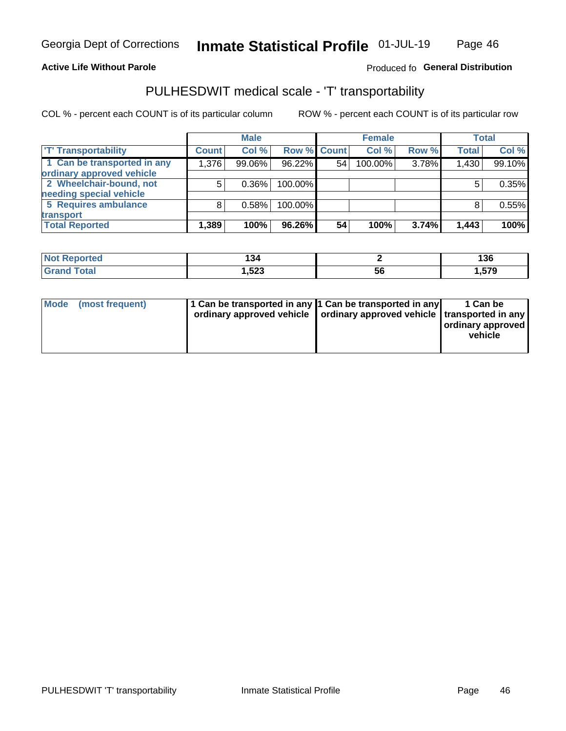Georgia Dept of Corrections **Inmate Statistical Profile** 01-JUL-19

**Active Life Without Parole**

Produced fo **General Distribution**

## PULHESDWIT medical scale - 'T' transportability

COL % - percent each COUNT is of its particular column ROW % - percent each COUNT is of its particular row

| | Male | | | Female | | | Total | |
|---|---|---|---|---|---|---|---|---|
| 'T' Transportability | Count | Col % | Row % | Count | Col % | Row % | Total | Col % |
| 1 Can be transported in any ordinary approved vehicle | 1,376 | 99.06% | 96.22% | 54 | 100.00% | 3.78% | 1,430 | 99.10% |
| 2 Wheelchair-bound, not needing special vehicle | 5 | 0.36% | 100.00% | | | | 5 | 0.35% |
| 5 Requires ambulance transport | 8 | 0.58% | 100.00% | | | | 8 | 0.55% |
| **Total Reported** | **1,389** | **100%** | **96.26%** | **54** | **100%** | **3.74%** | **1,443** | **100%** |

| | Male | Female | Total |
|---|---|---|---|
| Not Reported | 134 | 2 | 136 |
| Grand Total | 1,523 | 56 | 1,579 |

| | Male | Female | Total |
|---|---|---|---|
| Mode (most frequent) | 1 Can be transported in any ordinary approved vehicle | 1 Can be transported in any ordinary approved vehicle | 1 Can be transported in any ordinary approved vehicle |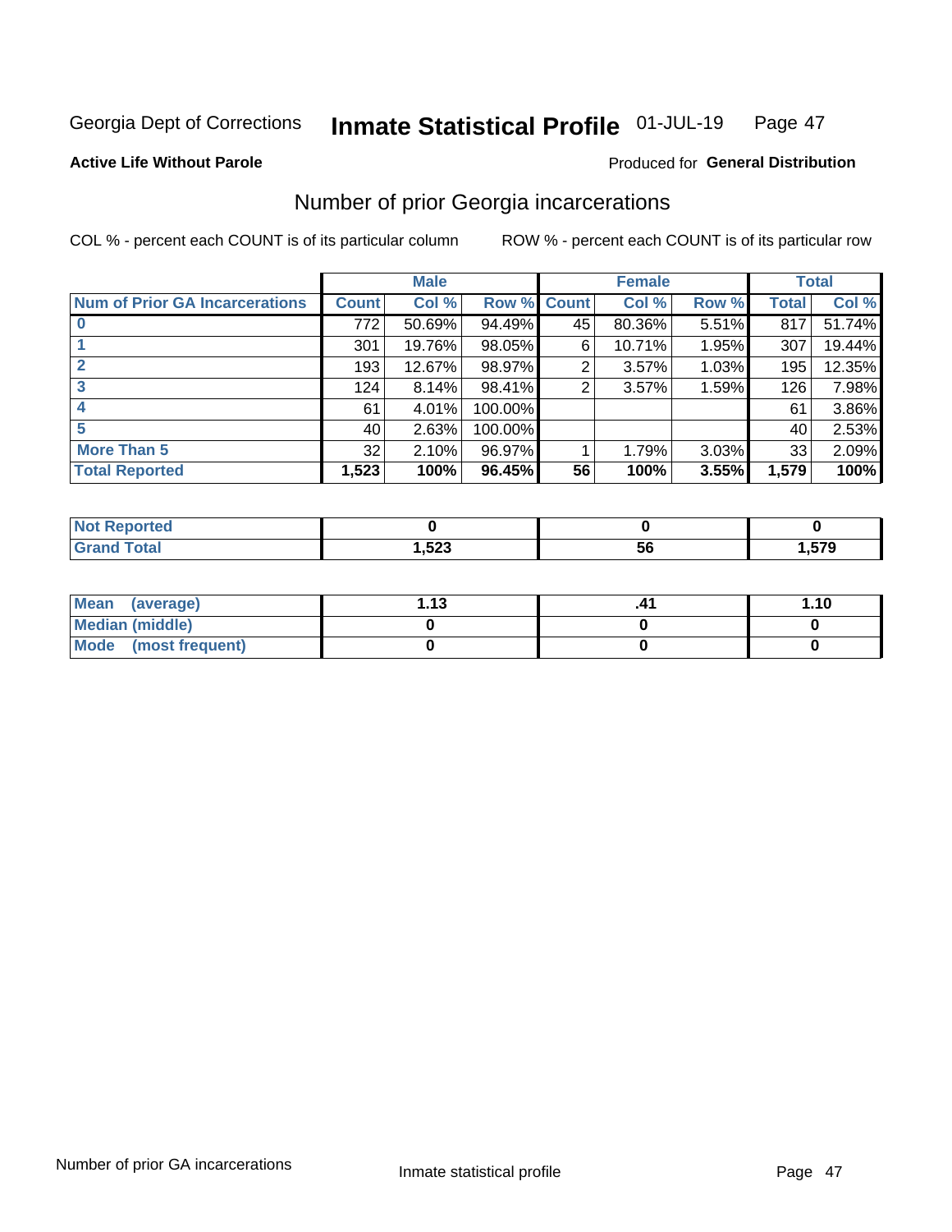Georgia Dept of Corrections **Inmate Statistical Profile** 01-JUL-19

**Active Life Without Parole**

Produced for **General Distribution**

## Number of prior Georgia incarcerations

COL % - percent each COUNT is of its particular column

ROW % - percent each COUNT is of its particular row

| | Male | | | Female | | | Total | |
|---|---|---|---|---|---|---|---|---|
| **Num of Prior GA Incarcerations** | **Count** | **Col %** | **Row %** | **Count** | **Col %** | **Row %** | **Total** | **Col %** |
| **0** | 772 | 50.69% | 94.49% | 45 | 80.36% | 5.51% | 817 | 51.74% |
| **1** | 301 | 19.76% | 98.05% | 6 | 10.71% | 1.95% | 307 | 19.44% |
| **2** | 193 | 12.67% | 98.97% | 2 | 3.57% | 1.03% | 195 | 12.35% |
| **3** | 124 | 8.14% | 98.41% | 2 | 3.57% | 1.59% | 126 | 7.98% |
| **4** | 61 | 4.01% | 100.00% | | | | 61 | 3.86% |
| **5** | 40 | 2.63% | 100.00% | | | | 40 | 2.53% |
| **More Than 5** | 32 | 2.10% | 96.97% | 1 | 1.79% | 3.03% | 33 | 2.09% |
| **Total Reported** | **1,523** | **100%** | **96.45%** | **56** | **100%** | **3.55%** | **1,579** | **100%** |

| | Male | Female | Total |
|---|---|---|---|
| **Not Reported** | **0** | **0** | **0** |
| **Grand Total** | **1,523** | **56** | **1,579** |

| | Male | Female | Total |
|---|---|---|---|
| **Mean (average)** | **1.13** | **.41** | **1.10** |
| **Median (middle)** | **0** | **0** | **0** |
| **Mode (most frequent)** | **0** | **0** | **0** |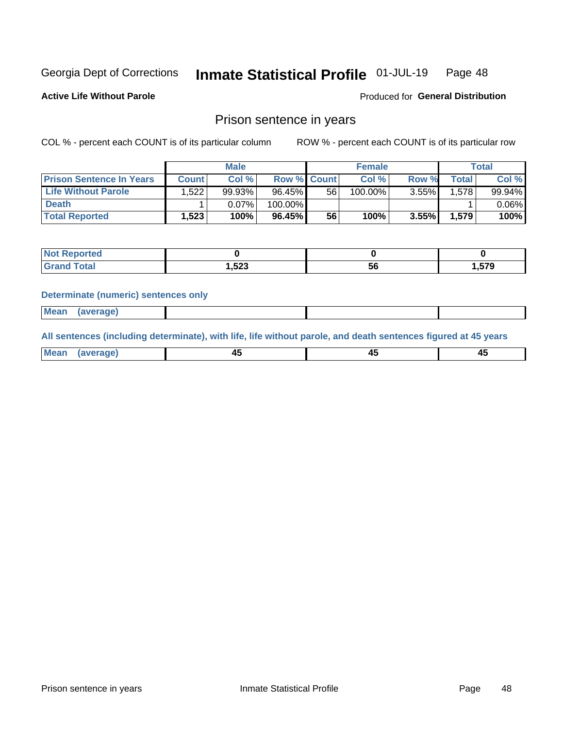Georgia Dept of Corrections **Inmate Statistical Profile** 01-JUL-19

**Active Life Without Parole**

Produced for **General Distribution**

## Prison sentence in years

COL % - percent each COUNT is of its particular column

ROW % - percent each COUNT is of its particular row

| | Male | | | Female | | | Total | |
|---|---|---|---|---|---|---|---|---|
| **Prison Sentence In Years** | **Count** | **Col %** | **Row %** | **Count** | **Col %** | **Row %** | **Total** | **Col %** |
| **Life Without Parole** | 1,522 | 99.93% | 96.45% | 56 | 100.00% | 3.55% | 1,578 | 99.94% |
| **Death** | 1 | 0.07% | 100.00% | | | | 1 | 0.06% |
| **Total Reported** | **1,523** | **100%** | **96.45%** | **56** | **100%** | **3.55%** | **1,579** | **100%** |

| | Male | Female | Total |
|---|---|---|---|
| **Not Reported** | **0** | **0** | **0** |
| **Grand Total** | **1,523** | **56** | **1,579** |

**Determinate (numeric) sentences only**

| | Male | Female | Total |
|---|---|---|---|
| **Mean (average)** | | | |

**All sentences (including determinate), with life, life without parole, and death sentences figured at 45 years**

| | Male | Female | Total |
|---|---|---|---|
| **Mean (average)** | **45** | **45** | **45** |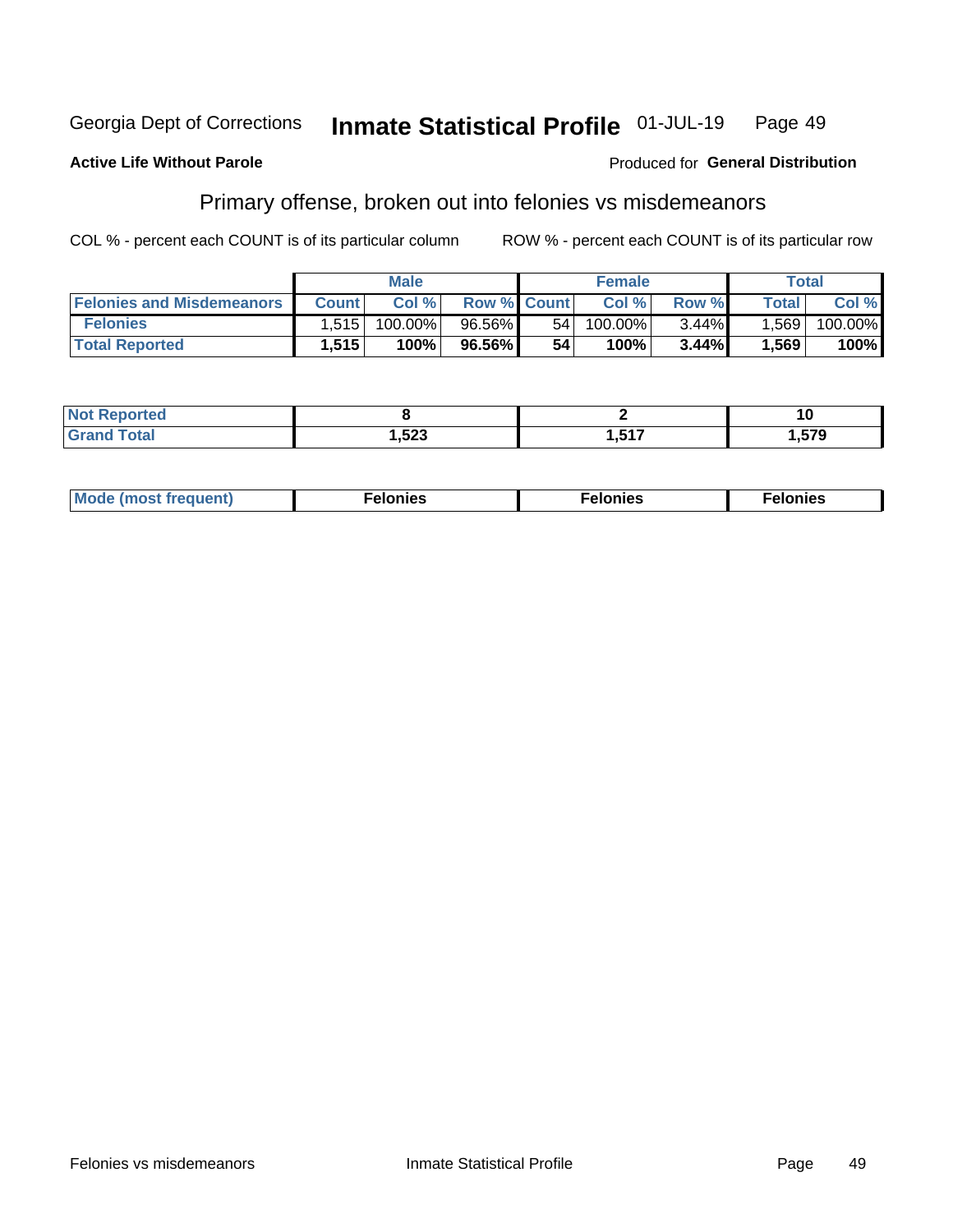Georgia Dept of Corrections **Inmate Statistical Profile** 01-JUL-19

**Active Life Without Parole**

Produced for **General Distribution**

## Primary offense, broken out into felonies vs misdemeanors

COL % - percent each COUNT is of its particular column ROW % - percent each COUNT is of its particular row

| | Male | | | Female | | | Total | |
|---|---|---|---|---|---|---|---|---|
| **Felonies and Misdemeanors** | **Count** | **Col %** | **Row %** | **Count** | **Col %** | **Row %** | **Total** | **Col %** |
| **Felonies** | 1,515 | 100.00% | 96.56% | 54 | 100.00% | 3.44% | 1,569 | 100.00% |
| **Total Reported** | **1,515** | **100%** | **96.56%** | **54** | **100%** | **3.44%** | **1,569** | **100%** |

| | Male | Female | Total |
|---|---|---|---|
| **Not Reported** | **8** | **2** | **10** |
| **Grand Total** | **1,523** | **1,517** | **1,579** |

| | Male | Female | Total |
|---|---|---|---|
| **Mode (most frequent)** | **Felonies** | **Felonies** | **Felonies** |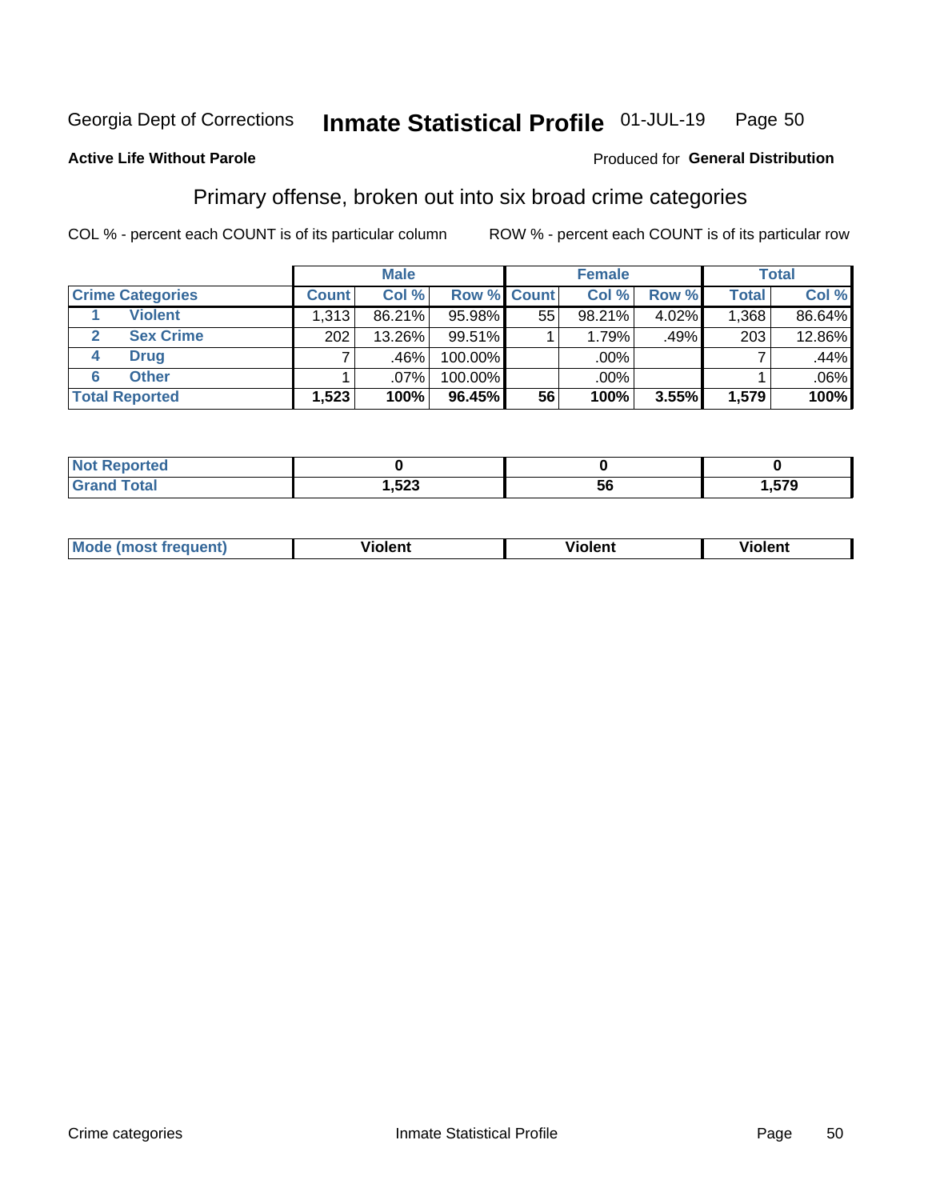Georgia Dept of Corrections **Inventory Statistical Profile** 01-JUL-19 Page 50

**Active Life Without Parole**

Produced for **General Distribution**

## Primary offense, broken out into six broad crime categories

COL % - percent each COUNT is of its particular column

ROW % - percent each COUNT is of its particular row

| Crime Categories | | Male | | | Female | | | Total | |
|---|---|---|---|---|---|---|---|---|---|
| | | Count | Col % | Row % | Count | Col % | Row % | Total | Col % |
| 1 | Violent | 1,313 | 86.21% | 95.98% | 55 | 98.21% | 4.02% | 1,368 | 86.64% |
| 2 | Sex Crime | 202 | 13.26% | 99.51% | 1 | 1.79% | .49% | 203 | 12.86% |
| 4 | Drug | 7 | .46% | 100.00% | | .00% | | 7 | .44% |
| 6 | Other | 1 | .07% | 100.00% | | .00% | | 1 | .06% |
| **Total Reported** | | **1,523** | **100%** | **96.45%** | **56** | **100%** | **3.55%** | **1,579** | **100%** |

| | Male | Female | Total |
|---|---|---|---|
| Not Reported | **0** | **0** | **0** |
| Grand Total | **1,523** | **56** | **1,579** |

| | Male | Female | Total |
|---|---|---|---|
| Mode (most frequent) | **Violent** | **Violent** | **Violent** |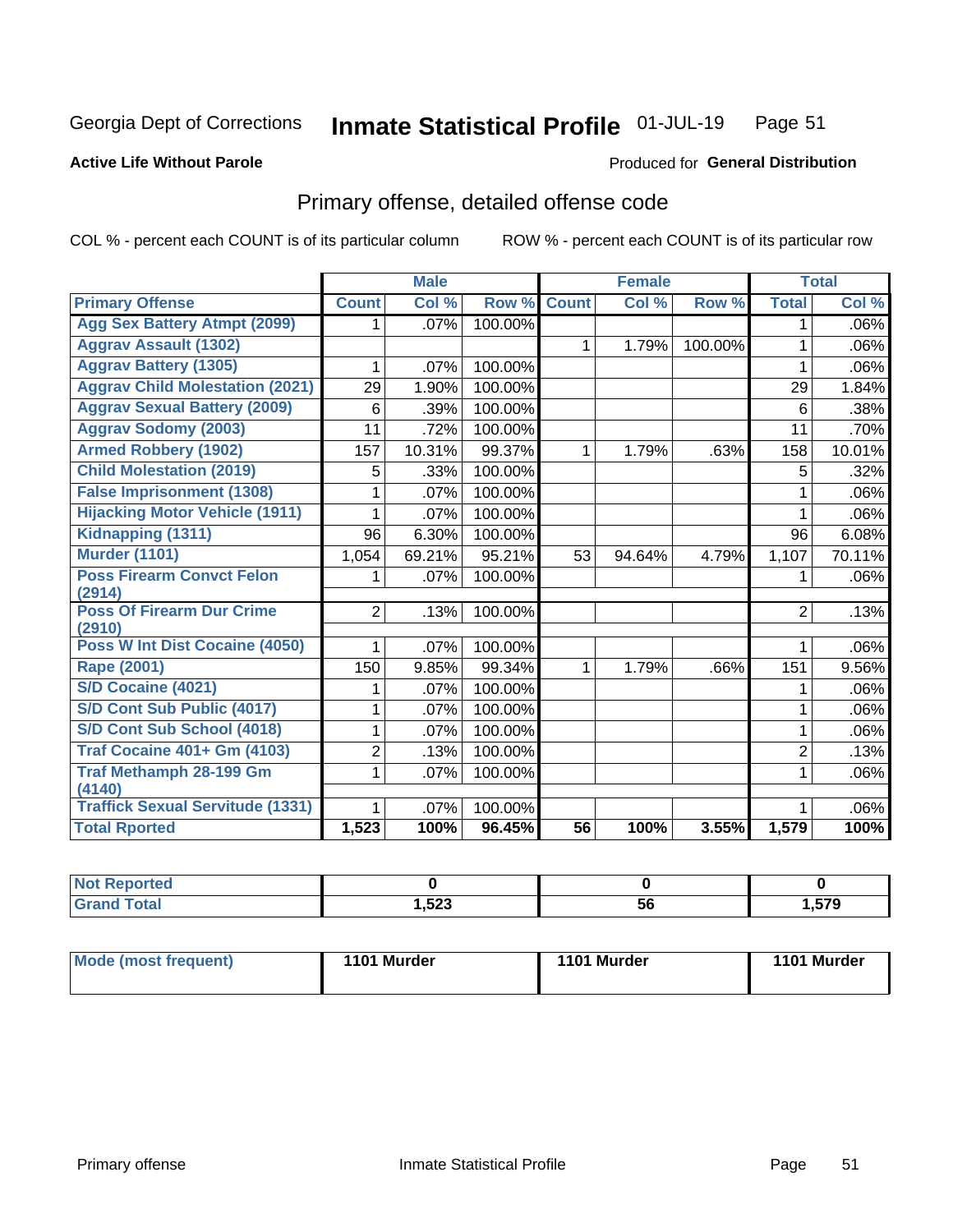Georgia Dept of Corrections **Inmate Statistical Profile** 01-JUL-19

**Active Life Without Parole**

Produced for **General Distribution**

## Primary offense, detailed offense code

COL % - percent each COUNT is of its particular column ROW % - percent each COUNT is of its particular row

| | Male | | | Female | | | Total | |
|---|---|---|---|---|---|---|---|---|
| **Primary Offense** | **Count** | **Col %** | **Row %** | **Count** | **Col %** | **Row %** | **Total** | **Col %** |
| **Agg Sex Battery Atmpt (2099)** | 1 | .07% | 100.00% | | | | 1 | .06% |
| **Aggrav Assault (1302)** | | | | 1 | 1.79% | 100.00% | 1 | .06% |
| **Aggrav Battery (1305)** | 1 | .07% | 100.00% | | | | 1 | .06% |
| **Aggrav Child Molestation (2021)** | 29 | 1.90% | 100.00% | | | | 29 | 1.84% |
| **Aggrav Sexual Battery (2009)** | 6 | .39% | 100.00% | | | | 6 | .38% |
| **Aggrav Sodomy (2003)** | 11 | .72% | 100.00% | | | | 11 | .70% |
| **Armed Robbery (1902)** | 157 | 10.31% | 99.37% | 1 | 1.79% | .63% | 158 | 10.01% |
| **Child Molestation (2019)** | 5 | .33% | 100.00% | | | | 5 | .32% |
| **False Imprisonment (1308)** | 1 | .07% | 100.00% | | | | 1 | .06% |
| **Hijacking Motor Vehicle (1911)** | 1 | .07% | 100.00% | | | | 1 | .06% |
| **Kidnapping (1311)** | 96 | 6.30% | 100.00% | | | | 96 | 6.08% |
| **Murder (1101)** | 1,054 | 69.21% | 95.21% | 53 | 94.64% | 4.79% | 1,107 | 70.11% |
| **Poss Firearm Convct Felon (2914)** | 1 | .07% | 100.00% | | | | 1 | .06% |
| **Poss Of Firearm Dur Crime (2910)** | 2 | .13% | 100.00% | | | | 2 | .13% |
| **Poss W Int Dist Cocaine (4050)** | 1 | .07% | 100.00% | | | | 1 | .06% |
| **Rape (2001)** | 150 | 9.85% | 99.34% | 1 | 1.79% | .66% | 151 | 9.56% |
| **S/D Cocaine (4021)** | 1 | .07% | 100.00% | | | | 1 | .06% |
| **S/D Cont Sub Public (4017)** | 1 | .07% | 100.00% | | | | 1 | .06% |
| **S/D Cont Sub School (4018)** | 1 | .07% | 100.00% | | | | 1 | .06% |
| **Traf Cocaine 401+ Gm (4103)** | 2 | .13% | 100.00% | | | | 2 | .13% |
| **Traf Methamph 28-199 Gm (4140)** | 1 | .07% | 100.00% | | | | 1 | .06% |
| **Traffick Sexual Servitude (1331)** | 1 | .07% | 100.00% | | | | 1 | .06% |
| **Total Rported** | **1,523** | **100%** | **96.45%** | **56** | **100%** | **3.55%** | **1,579** | **100%** |

| | Male | Female | Total |
|---|---|---|---|
| **Not Reported** | **0** | **0** | **0** |
| **Grand Total** | **1,523** | **56** | **1,579** |

| | Male | Female | Total |
|---|---|---|---|
| **Mode (most frequent)** | **1101 Murder** | **1101 Murder** | **1101 Murder** |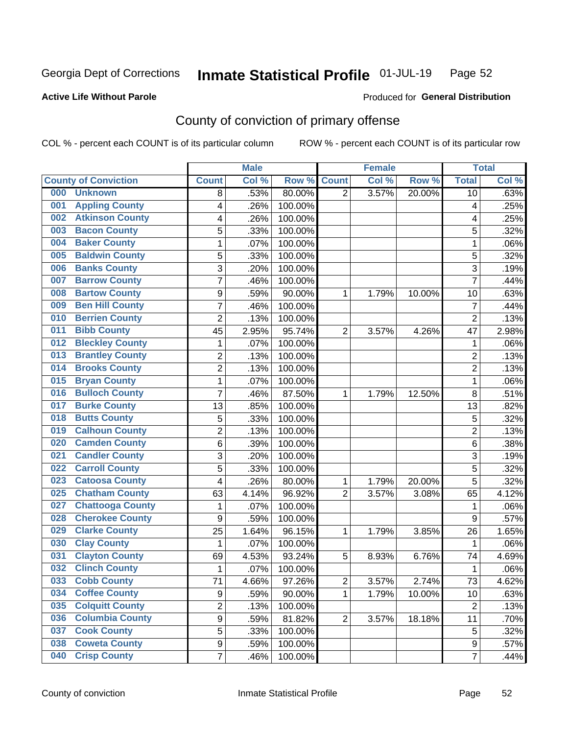Georgia Dept of Corrections **Inmate Statistical Profile** 01-JUL-19

**Active Life Without Parole**

Produced for **General Distribution**

# County of conviction of primary offense

COL % - percent each COUNT is of its particular column ROW % - percent each COUNT is of its particular row

| | Male | | | Female | | | Total | |
|---|---|---|---|---|---|---|---|---|
| **County of Conviction** | **Count** | **Col %** | **Row %** | **Count** | **Col %** | **Row %** | **Total** | **Col %** |
| 000 Unknown | 8 | .53% | 80.00% | 2 | 3.57% | 20.00% | 10 | .63% |
| 001 Appling County | 4 | .26% | 100.00% | | | | 4 | .25% |
| 002 Atkinson County | 4 | .26% | 100.00% | | | | 4 | .25% |
| 003 Bacon County | 5 | .33% | 100.00% | | | | 5 | .32% |
| 004 Baker County | 1 | .07% | 100.00% | | | | 1 | .06% |
| 005 Baldwin County | 5 | .33% | 100.00% | | | | 5 | .32% |
| 006 Banks County | 3 | .20% | 100.00% | | | | 3 | .19% |
| 007 Barrow County | 7 | .46% | 100.00% | | | | 7 | .44% |
| 008 Bartow County | 9 | .59% | 90.00% | 1 | 1.79% | 10.00% | 10 | .63% |
| 009 Ben Hill County | 7 | .46% | 100.00% | | | | 7 | .44% |
| 010 Berrien County | 2 | .13% | 100.00% | | | | 2 | .13% |
| 011 Bibb County | 45 | 2.95% | 95.74% | 2 | 3.57% | 4.26% | 47 | 2.98% |
| 012 Bleckley County | 1 | .07% | 100.00% | | | | 1 | .06% |
| 013 Brantley County | 2 | .13% | 100.00% | | | | 2 | .13% |
| 014 Brooks County | 2 | .13% | 100.00% | | | | 2 | .13% |
| 015 Bryan County | 1 | .07% | 100.00% | | | | 1 | .06% |
| 016 Bulloch County | 7 | .46% | 87.50% | 1 | 1.79% | 12.50% | 8 | .51% |
| 017 Burke County | 13 | .85% | 100.00% | | | | 13 | .82% |
| 018 Butts County | 5 | .33% | 100.00% | | | | 5 | .32% |
| 019 Calhoun County | 2 | .13% | 100.00% | | | | 2 | .13% |
| 020 Camden County | 6 | .39% | 100.00% | | | | 6 | .38% |
| 021 Candler County | 3 | .20% | 100.00% | | | | 3 | .19% |
| 022 Carroll County | 5 | .33% | 100.00% | | | | 5 | .32% |
| 023 Catoosa County | 4 | .26% | 80.00% | 1 | 1.79% | 20.00% | 5 | .32% |
| 025 Chatham County | 63 | 4.14% | 96.92% | 2 | 3.57% | 3.08% | 65 | 4.12% |
| 027 Chattooga County | 1 | .07% | 100.00% | | | | 1 | .06% |
| 028 Cherokee County | 9 | .59% | 100.00% | | | | 9 | .57% |
| 029 Clarke County | 25 | 1.64% | 96.15% | 1 | 1.79% | 3.85% | 26 | 1.65% |
| 030 Clay County | 1 | .07% | 100.00% | | | | 1 | .06% |
| 031 Clayton County | 69 | 4.53% | 93.24% | 5 | 8.93% | 6.76% | 74 | 4.69% |
| 032 Clinch County | 1 | .07% | 100.00% | | | | 1 | .06% |
| 033 Cobb County | 71 | 4.66% | 97.26% | 2 | 3.57% | 2.74% | 73 | 4.62% |
| 034 Coffee County | 9 | .59% | 90.00% | 1 | 1.79% | 10.00% | 10 | .63% |
| 035 Colquitt County | 2 | .13% | 100.00% | | | | 2 | .13% |
| 036 Columbia County | 9 | .59% | 81.82% | 2 | 3.57% | 18.18% | 11 | .70% |
| 037 Cook County | 5 | .33% | 100.00% | | | | 5 | .32% |
| 038 Coweta County | 9 | .59% | 100.00% | | | | 9 | .57% |
| 040 Crisp County | 7 | .46% | 100.00% | | | | 7 | .44% |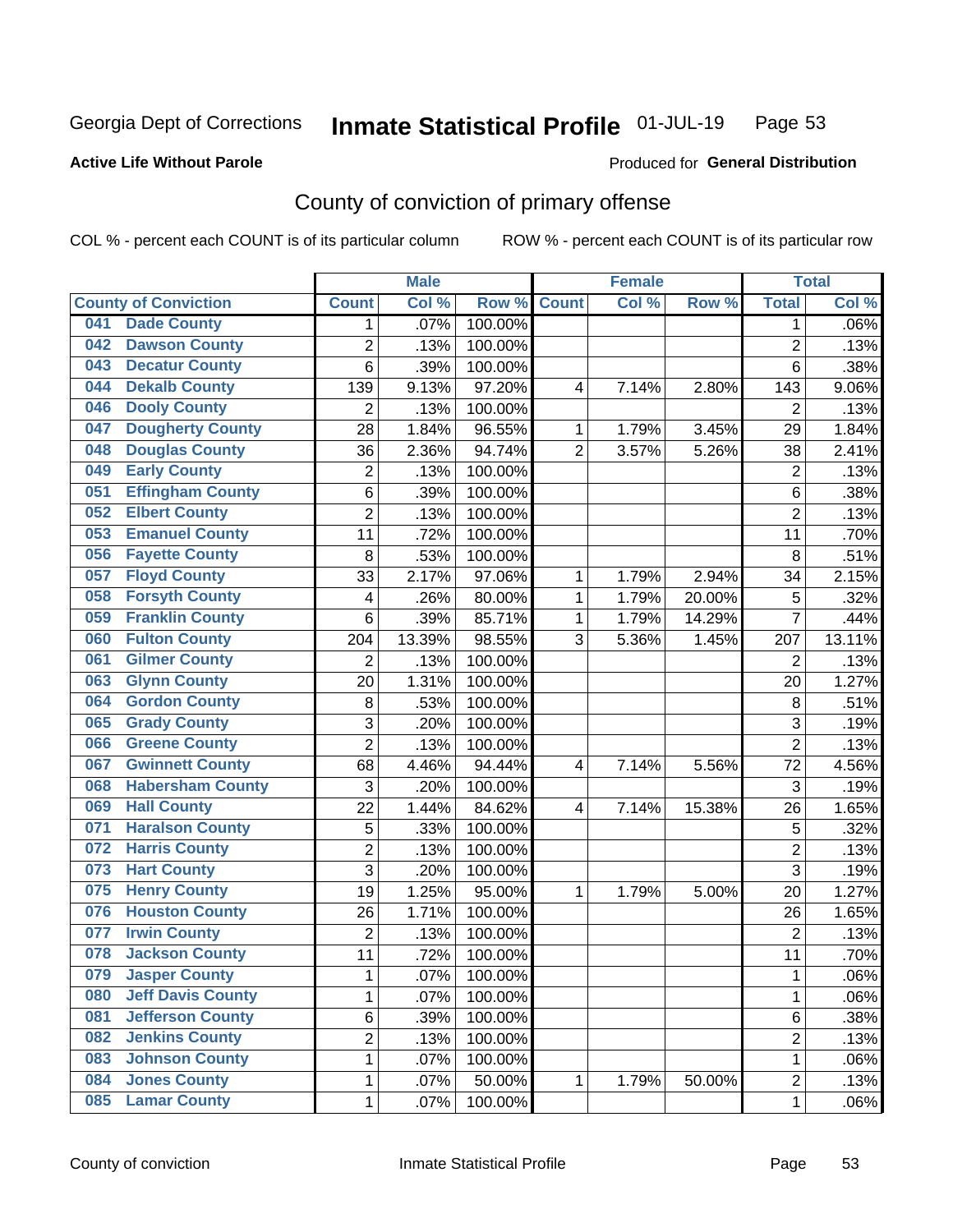Georgia Dept of Corrections **Inmate Statistical Profile** 01-JUL-19

**Active Life Without Parole**

Produced for **General Distribution**

## County of conviction of primary offense

COL % - percent each COUNT is of its particular column ROW % - percent each COUNT is of its particular row

| County of Conviction | Male | | | Female | | | Total | |
|---|---|---|---|---|---|---|---|---|
| | Count | Col % | Row % | Count | Col % | Row % | Total | Col % |
| 041 Dade County | 1 | .07% | 100.00% | | | | 1 | .06% |
| 042 Dawson County | 2 | .13% | 100.00% | | | | 2 | .13% |
| 043 Decatur County | 6 | .39% | 100.00% | | | | 6 | .38% |
| 044 Dekalb County | 139 | 9.13% | 97.20% | 4 | 7.14% | 2.80% | 143 | 9.06% |
| 046 Dooly County | 2 | .13% | 100.00% | | | | 2 | .13% |
| 047 Dougherty County | 28 | 1.84% | 96.55% | 1 | 1.79% | 3.45% | 29 | 1.84% |
| 048 Douglas County | 36 | 2.36% | 94.74% | 2 | 3.57% | 5.26% | 38 | 2.41% |
| 049 Early County | 2 | .13% | 100.00% | | | | 2 | .13% |
| 051 Effingham County | 6 | .39% | 100.00% | | | | 6 | .38% |
| 052 Elbert County | 2 | .13% | 100.00% | | | | 2 | .13% |
| 053 Emanuel County | 11 | .72% | 100.00% | | | | 11 | .70% |
| 056 Fayette County | 8 | .53% | 100.00% | | | | 8 | .51% |
| 057 Floyd County | 33 | 2.17% | 97.06% | 1 | 1.79% | 2.94% | 34 | 2.15% |
| 058 Forsyth County | 4 | .26% | 80.00% | 1 | 1.79% | 20.00% | 5 | .32% |
| 059 Franklin County | 6 | .39% | 85.71% | 1 | 1.79% | 14.29% | 7 | .44% |
| 060 Fulton County | 204 | 13.39% | 98.55% | 3 | 5.36% | 1.45% | 207 | 13.11% |
| 061 Gilmer County | 2 | .13% | 100.00% | | | | 2 | .13% |
| 063 Glynn County | 20 | 1.31% | 100.00% | | | | 20 | 1.27% |
| 064 Gordon County | 8 | .53% | 100.00% | | | | 8 | .51% |
| 065 Grady County | 3 | .20% | 100.00% | | | | 3 | .19% |
| 066 Greene County | 2 | .13% | 100.00% | | | | 2 | .13% |
| 067 Gwinnett County | 68 | 4.46% | 94.44% | 4 | 7.14% | 5.56% | 72 | 4.56% |
| 068 Habersham County | 3 | .20% | 100.00% | | | | 3 | .19% |
| 069 Hall County | 22 | 1.44% | 84.62% | 4 | 7.14% | 15.38% | 26 | 1.65% |
| 071 Haralson County | 5 | .33% | 100.00% | | | | 5 | .32% |
| 072 Harris County | 2 | .13% | 100.00% | | | | 2 | .13% |
| 073 Hart County | 3 | .20% | 100.00% | | | | 3 | .19% |
| 075 Henry County | 19 | 1.25% | 95.00% | 1 | 1.79% | 5.00% | 20 | 1.27% |
| 076 Houston County | 26 | 1.71% | 100.00% | | | | 26 | 1.65% |
| 077 Irwin County | 2 | .13% | 100.00% | | | | 2 | .13% |
| 078 Jackson County | 11 | .72% | 100.00% | | | | 11 | .70% |
| 079 Jasper County | 1 | .07% | 100.00% | | | | 1 | .06% |
| 080 Jeff Davis County | 1 | .07% | 100.00% | | | | 1 | .06% |
| 081 Jefferson County | 6 | .39% | 100.00% | | | | 6 | .38% |
| 082 Jenkins County | 2 | .13% | 100.00% | | | | 2 | .13% |
| 083 Johnson County | 1 | .07% | 100.00% | | | | 1 | .06% |
| 084 Jones County | 1 | .07% | 50.00% | 1 | 1.79% | 50.00% | 2 | .13% |
| 085 Lamar County | 1 | .07% | 100.00% | | | | 1 | .06% |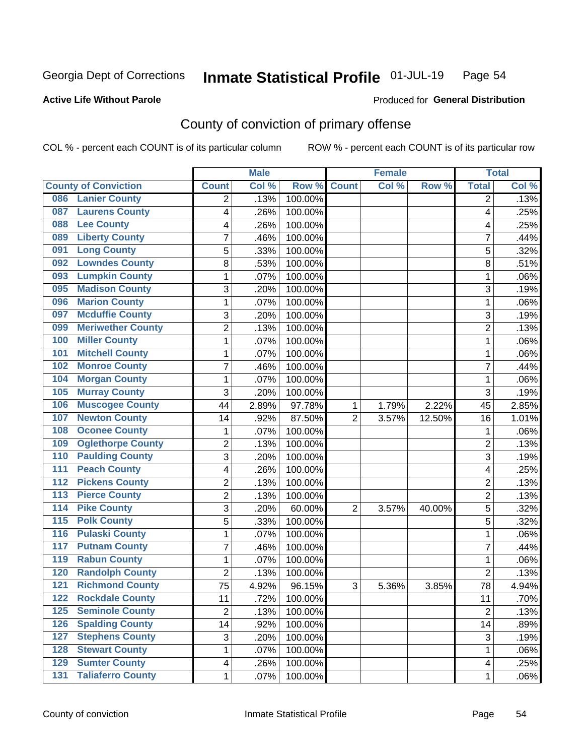Georgia Dept of Corrections **Inmate Statistical Profile** 01-JUL-19

**Active Life Without Parole** Produced for **General Distribution**

## County of conviction of primary offense

COL % - percent each COUNT is of its particular column ROW % - percent each COUNT is of its particular row

| County of Conviction | Male | | | Female | | | Total | |
|---|---|---|---|---|---|---|---|---|
| | Count | Col % | Row % | Count | Col % | Row % | Total | Col % |
| 086 Lanier County | 2 | .13% | 100.00% | | | | 2 | .13% |
| 087 Laurens County | 4 | .26% | 100.00% | | | | 4 | .25% |
| 088 Lee County | 4 | .26% | 100.00% | | | | 4 | .25% |
| 089 Liberty County | 7 | .46% | 100.00% | | | | 7 | .44% |
| 091 Long County | 5 | .33% | 100.00% | | | | 5 | .32% |
| 092 Lowndes County | 8 | .53% | 100.00% | | | | 8 | .51% |
| 093 Lumpkin County | 1 | .07% | 100.00% | | | | 1 | .06% |
| 095 Madison County | 3 | .20% | 100.00% | | | | 3 | .19% |
| 096 Marion County | 1 | .07% | 100.00% | | | | 1 | .06% |
| 097 Mcduffie County | 3 | .20% | 100.00% | | | | 3 | .19% |
| 099 Meriwether County | 2 | .13% | 100.00% | | | | 2 | .13% |
| 100 Miller County | 1 | .07% | 100.00% | | | | 1 | .06% |
| 101 Mitchell County | 1 | .07% | 100.00% | | | | 1 | .06% |
| 102 Monroe County | 7 | .46% | 100.00% | | | | 7 | .44% |
| 104 Morgan County | 1 | .07% | 100.00% | | | | 1 | .06% |
| 105 Murray County | 3 | .20% | 100.00% | | | | 3 | .19% |
| 106 Muscogee County | 44 | 2.89% | 97.78% | 1 | 1.79% | 2.22% | 45 | 2.85% |
| 107 Newton County | 14 | .92% | 87.50% | 2 | 3.57% | 12.50% | 16 | 1.01% |
| 108 Oconee County | 1 | .07% | 100.00% | | | | 1 | .06% |
| 109 Oglethorpe County | 2 | .13% | 100.00% | | | | 2 | .13% |
| 110 Paulding County | 3 | .20% | 100.00% | | | | 3 | .19% |
| 111 Peach County | 4 | .26% | 100.00% | | | | 4 | .25% |
| 112 Pickens County | 2 | .13% | 100.00% | | | | 2 | .13% |
| 113 Pierce County | 2 | .13% | 100.00% | | | | 2 | .13% |
| 114 Pike County | 3 | .20% | 60.00% | 2 | 3.57% | 40.00% | 5 | .32% |
| 115 Polk County | 5 | .33% | 100.00% | | | | 5 | .32% |
| 116 Pulaski County | 1 | .07% | 100.00% | | | | 1 | .06% |
| 117 Putnam County | 7 | .46% | 100.00% | | | | 7 | .44% |
| 119 Rabun County | 1 | .07% | 100.00% | | | | 1 | .06% |
| 120 Randolph County | 2 | .13% | 100.00% | | | | 2 | .13% |
| 121 Richmond County | 75 | 4.92% | 96.15% | 3 | 5.36% | 3.85% | 78 | 4.94% |
| 122 Rockdale County | 11 | .72% | 100.00% | | | | 11 | .70% |
| 125 Seminole County | 2 | .13% | 100.00% | | | | 2 | .13% |
| 126 Spalding County | 14 | .92% | 100.00% | | | | 14 | .89% |
| 127 Stephens County | 3 | .20% | 100.00% | | | | 3 | .19% |
| 128 Stewart County | 1 | .07% | 100.00% | | | | 1 | .06% |
| 129 Sumter County | 4 | .26% | 100.00% | | | | 4 | .25% |
| 131 Taliaferro County | 1 | .07% | 100.00% | | | | 1 | .06% |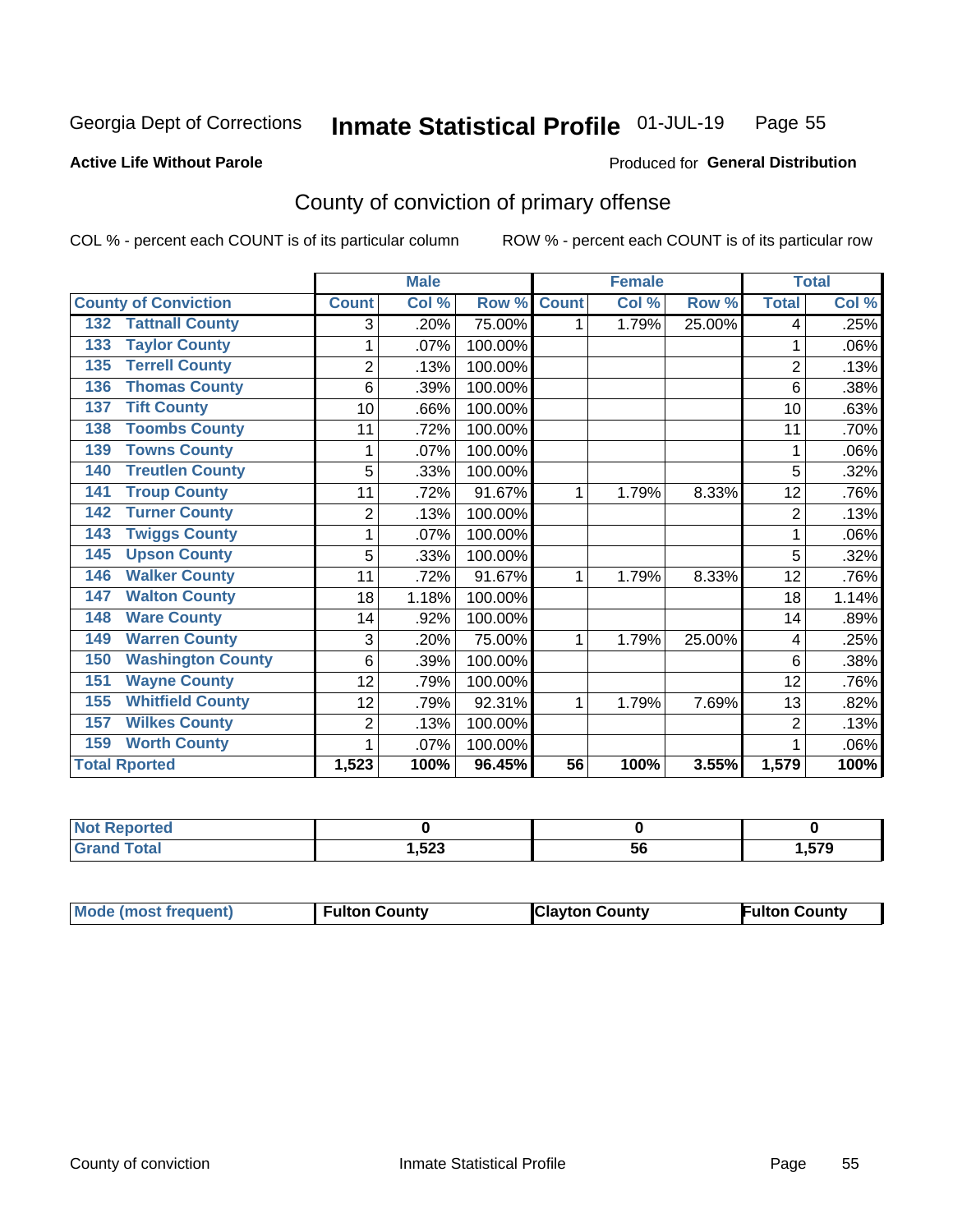Georgia Dept of Corrections **Inmate Statistical Profile** 01-JUL-19 Page 55

**Active Life Without Parole**

Produced for **General Distribution**

## County of conviction of primary offense

COL % - percent each COUNT is of its particular column ROW % - percent each COUNT is of its particular row

| | Male | | | Female | | | Total | |
|---|---|---|---|---|---|---|---|---|
| County of Conviction | Count | Col % | Row % | Count | Col % | Row % | Total | Col % |
| 132 Tattnall County | 3 | .20% | 75.00% | 1 | 1.79% | 25.00% | 4 | .25% |
| 133 Taylor County | 1 | .07% | 100.00% | | | | 1 | .06% |
| 135 Terrell County | 2 | .13% | 100.00% | | | | 2 | .13% |
| 136 Thomas County | 6 | .39% | 100.00% | | | | 6 | .38% |
| 137 Tift County | 10 | .66% | 100.00% | | | | 10 | .63% |
| 138 Toombs County | 11 | .72% | 100.00% | | | | 11 | .70% |
| 139 Towns County | 1 | .07% | 100.00% | | | | 1 | .06% |
| 140 Treutlen County | 5 | .33% | 100.00% | | | | 5 | .32% |
| 141 Troup County | 11 | .72% | 91.67% | 1 | 1.79% | 8.33% | 12 | .76% |
| 142 Turner County | 2 | .13% | 100.00% | | | | 2 | .13% |
| 143 Twiggs County | 1 | .07% | 100.00% | | | | 1 | .06% |
| 145 Upson County | 5 | .33% | 100.00% | | | | 5 | .32% |
| 146 Walker County | 11 | .72% | 91.67% | 1 | 1.79% | 8.33% | 12 | .76% |
| 147 Walton County | 18 | 1.18% | 100.00% | | | | 18 | 1.14% |
| 148 Ware County | 14 | .92% | 100.00% | | | | 14 | .89% |
| 149 Warren County | 3 | .20% | 75.00% | 1 | 1.79% | 25.00% | 4 | .25% |
| 150 Washington County | 6 | .39% | 100.00% | | | | 6 | .38% |
| 151 Wayne County | 12 | .79% | 100.00% | | | | 12 | .76% |
| 155 Whitfield County | 12 | .79% | 92.31% | 1 | 1.79% | 7.69% | 13 | .82% |
| 157 Wilkes County | 2 | .13% | 100.00% | | | | 2 | .13% |
| 159 Worth County | 1 | .07% | 100.00% | | | | 1 | .06% |
| **Total Rported** | **1,523** | **100%** | **96.45%** | **56** | **100%** | **3.55%** | **1,579** | **100%** |

| | Male | Female | Total |
|---|---|---|---|
| Not Reported | **0** | **0** | **0** |
| Grand Total | **1,523** | **56** | **1,579** |

| | Male | Female | Total |
|---|---|---|---|
| Mode (most frequent) | **Fulton County** | **Clayton County** | **Fulton County** |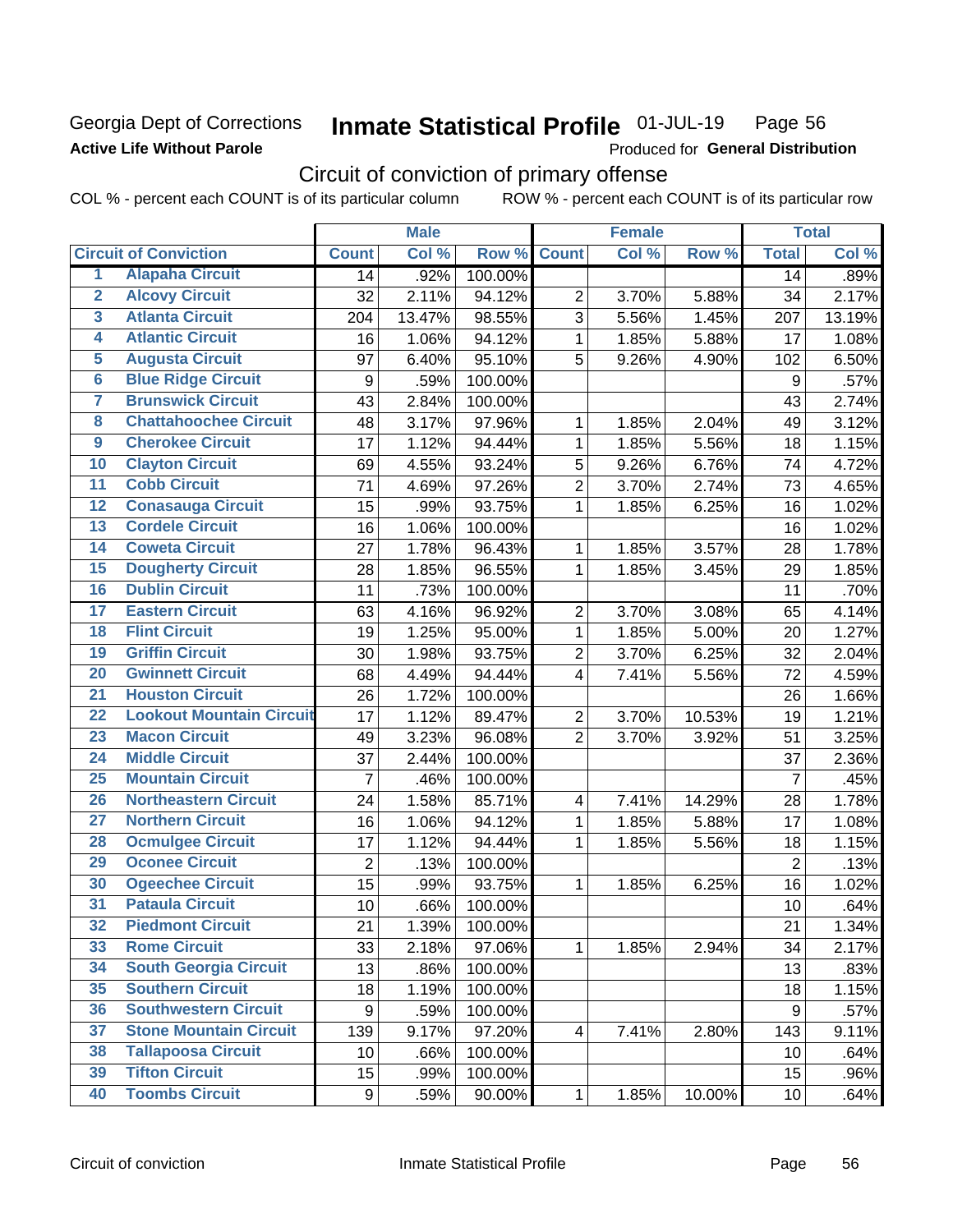Georgia Dept of Corrections

**Active Life Without Parole**

# Inmate Statistical Profile 01-JUL-19

Produced for **General Distribution**

## Circuit of conviction of primary offense

COL % - percent each COUNT is of its particular column    ROW % - percent each COUNT is of its particular row

| | | Male | | | Female | | | Total | |
|---|---|---|---|---|---|---|---|---|---|
| | Circuit of Conviction | Count | Col % | Row % | Count | Col % | Row % | Total | Col % |
| 1 | Alapaha Circuit | 14 | .92% | 100.00% | | | | 14 | .89% |
| 2 | Alcovy Circuit | 32 | 2.11% | 94.12% | 2 | 3.70% | 5.88% | 34 | 2.17% |
| 3 | Atlanta Circuit | 204 | 13.47% | 98.55% | 3 | 5.56% | 1.45% | 207 | 13.19% |
| 4 | Atlantic Circuit | 16 | 1.06% | 94.12% | 1 | 1.85% | 5.88% | 17 | 1.08% |
| 5 | Augusta Circuit | 97 | 6.40% | 95.10% | 5 | 9.26% | 4.90% | 102 | 6.50% |
| 6 | Blue Ridge Circuit | 9 | .59% | 100.00% | | | | 9 | .57% |
| 7 | Brunswick Circuit | 43 | 2.84% | 100.00% | | | | 43 | 2.74% |
| 8 | Chattahoochee Circuit | 48 | 3.17% | 97.96% | 1 | 1.85% | 2.04% | 49 | 3.12% |
| 9 | Cherokee Circuit | 17 | 1.12% | 94.44% | 1 | 1.85% | 5.56% | 18 | 1.15% |
| 10 | Clayton Circuit | 69 | 4.55% | 93.24% | 5 | 9.26% | 6.76% | 74 | 4.72% |
| 11 | Cobb Circuit | 71 | 4.69% | 97.26% | 2 | 3.70% | 2.74% | 73 | 4.65% |
| 12 | Conasauga Circuit | 15 | .99% | 93.75% | 1 | 1.85% | 6.25% | 16 | 1.02% |
| 13 | Cordele Circuit | 16 | 1.06% | 100.00% | | | | 16 | 1.02% |
| 14 | Coweta Circuit | 27 | 1.78% | 96.43% | 1 | 1.85% | 3.57% | 28 | 1.78% |
| 15 | Dougherty Circuit | 28 | 1.85% | 96.55% | 1 | 1.85% | 3.45% | 29 | 1.85% |
| 16 | Dublin Circuit | 11 | .73% | 100.00% | | | | 11 | .70% |
| 17 | Eastern Circuit | 63 | 4.16% | 96.92% | 2 | 3.70% | 3.08% | 65 | 4.14% |
| 18 | Flint Circuit | 19 | 1.25% | 95.00% | 1 | 1.85% | 5.00% | 20 | 1.27% |
| 19 | Griffin Circuit | 30 | 1.98% | 93.75% | 2 | 3.70% | 6.25% | 32 | 2.04% |
| 20 | Gwinnett Circuit | 68 | 4.49% | 94.44% | 4 | 7.41% | 5.56% | 72 | 4.59% |
| 21 | Houston Circuit | 26 | 1.72% | 100.00% | | | | 26 | 1.66% |
| 22 | Lookout Mountain Circuit | 17 | 1.12% | 89.47% | 2 | 3.70% | 10.53% | 19 | 1.21% |
| 23 | Macon Circuit | 49 | 3.23% | 96.08% | 2 | 3.70% | 3.92% | 51 | 3.25% |
| 24 | Middle Circuit | 37 | 2.44% | 100.00% | | | | 37 | 2.36% |
| 25 | Mountain Circuit | 7 | .46% | 100.00% | | | | 7 | .45% |
| 26 | Northeastern Circuit | 24 | 1.58% | 85.71% | 4 | 7.41% | 14.29% | 28 | 1.78% |
| 27 | Northern Circuit | 16 | 1.06% | 94.12% | 1 | 1.85% | 5.88% | 17 | 1.08% |
| 28 | Ocmulgee Circuit | 17 | 1.12% | 94.44% | 1 | 1.85% | 5.56% | 18 | 1.15% |
| 29 | Oconee Circuit | 2 | .13% | 100.00% | | | | 2 | .13% |
| 30 | Ogeechee Circuit | 15 | .99% | 93.75% | 1 | 1.85% | 6.25% | 16 | 1.02% |
| 31 | Pataula Circuit | 10 | .66% | 100.00% | | | | 10 | .64% |
| 32 | Piedmont Circuit | 21 | 1.39% | 100.00% | | | | 21 | 1.34% |
| 33 | Rome Circuit | 33 | 2.18% | 97.06% | 1 | 1.85% | 2.94% | 34 | 2.17% |
| 34 | South Georgia Circuit | 13 | .86% | 100.00% | | | | 13 | .83% |
| 35 | Southern Circuit | 18 | 1.19% | 100.00% | | | | 18 | 1.15% |
| 36 | Southwestern Circuit | 9 | .59% | 100.00% | | | | 9 | .57% |
| 37 | Stone Mountain Circuit | 139 | 9.17% | 97.20% | 4 | 7.41% | 2.80% | 143 | 9.11% |
| 38 | Tallapoosa Circuit | 10 | .66% | 100.00% | | | | 10 | .64% |
| 39 | Tifton Circuit | 15 | .99% | 100.00% | | | | 15 | .96% |
| 40 | Toombs Circuit | 9 | .59% | 90.00% | 1 | 1.85% | 10.00% | 10 | .64% |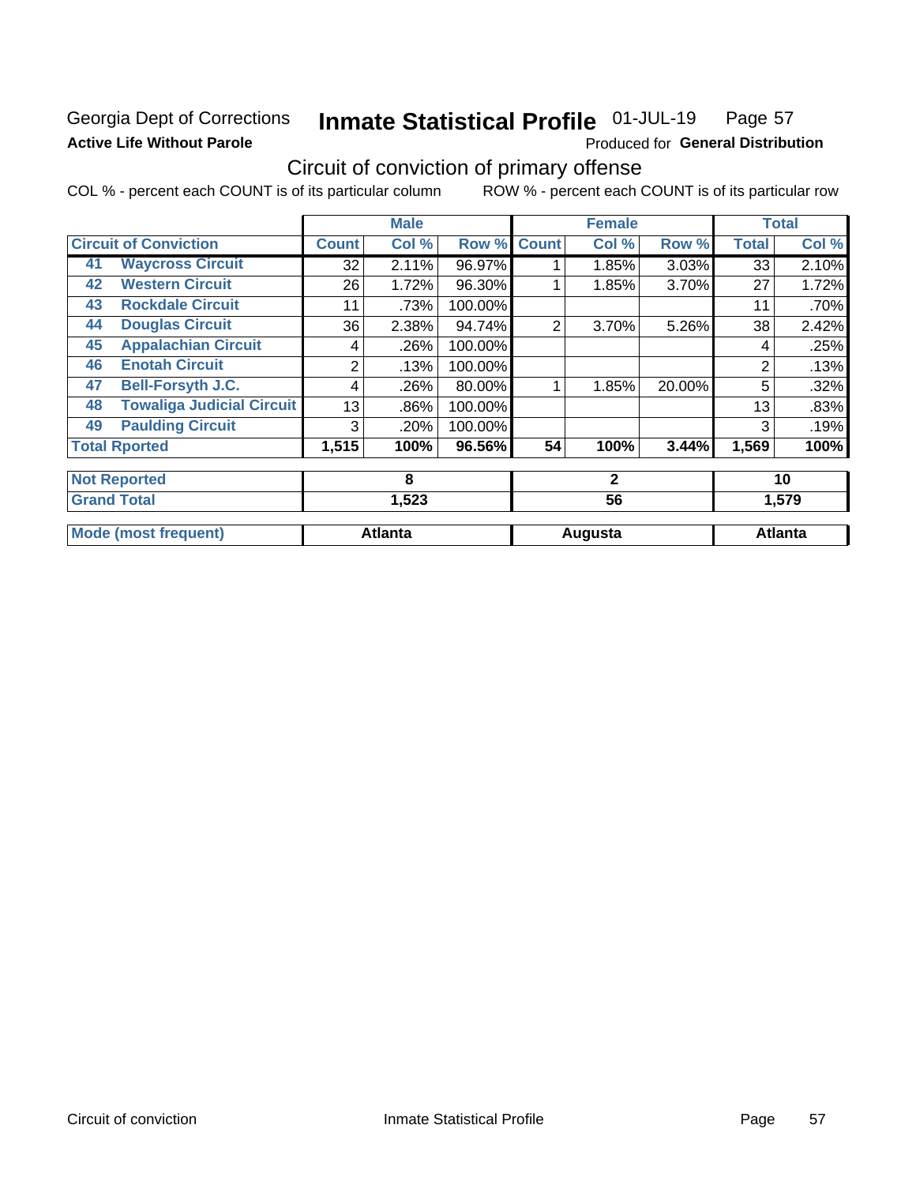Georgia Dept of Corrections **Inmate Statistical Profile** 01-JUL-19 Page 57

**Active Life Without Parole**

Produced for **General Distribution**

## Circuit of conviction of primary offense

COL % - percent each COUNT is of its particular column ROW % - percent each COUNT is of its particular row

| Circuit of Conviction | | Male | | | Female | | | Total | |
|---|---|---|---|---|---|---|---|---|---|
| | | Count | Col % | Row % | Count | Col % | Row % | Total | Col % |
| 41 | Waycross Circuit | 32 | 2.11% | 96.97% | 1 | 1.85% | 3.03% | 33 | 2.10% |
| 42 | Western Circuit | 26 | 1.72% | 96.30% | 1 | 1.85% | 3.70% | 27 | 1.72% |
| 43 | Rockdale Circuit | 11 | .73% | 100.00% | | | | 11 | .70% |
| 44 | Douglas Circuit | 36 | 2.38% | 94.74% | 2 | 3.70% | 5.26% | 38 | 2.42% |
| 45 | Appalachian Circuit | 4 | .26% | 100.00% | | | | 4 | .25% |
| 46 | Enotah Circuit | 2 | .13% | 100.00% | | | | 2 | .13% |
| 47 | Bell-Forsyth J.C. | 4 | .26% | 80.00% | 1 | 1.85% | 20.00% | 5 | .32% |
| 48 | Towaliga Judicial Circuit | 13 | .86% | 100.00% | | | | 13 | .83% |
| 49 | Paulding Circuit | 3 | .20% | 100.00% | | | | 3 | .19% |
| Total Rported | | 1,515 | 100% | 96.56% | 54 | 100% | 3.44% | 1,569 | 100% |
| Not Reported | | 8 | | | 2 | | | 10 | |
| Grand Total | | 1,523 | | | 56 | | | 1,579 | |
| Mode (most frequent) | | Atlanta | | | Augusta | | | Atlanta | |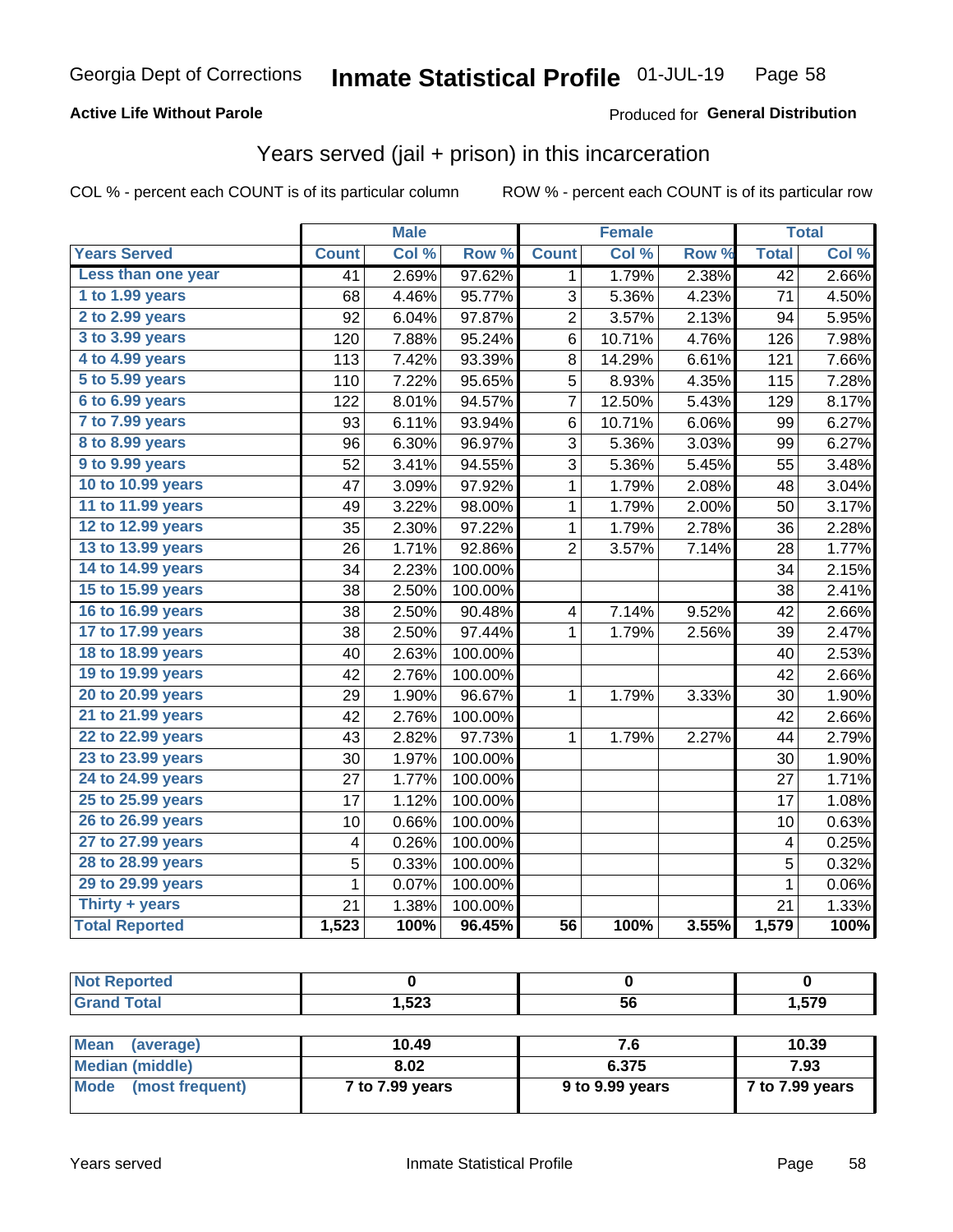Georgia Dept of Corrections **Inmate Statistical Profile** 01-JUL-19

**Active Life Without Parole**

Produced for **General Distribution**

## Years served (jail + prison) in this incarceration

COL % - percent each COUNT is of its particular column

ROW % - percent each COUNT is of its particular row

| | Male | | | Female | | | Total | |
|---|---|---|---|---|---|---|---|---|
| **Years Served** | **Count** | **Col %** | **Row %** | **Count** | **Col %** | **Row %** | **Total** | **Col %** |
| Less than one year | 41 | 2.69% | 97.62% | 1 | 1.79% | 2.38% | 42 | 2.66% |
| 1 to 1.99 years | 68 | 4.46% | 95.77% | 3 | 5.36% | 4.23% | 71 | 4.50% |
| 2 to 2.99 years | 92 | 6.04% | 97.87% | 2 | 3.57% | 2.13% | 94 | 5.95% |
| 3 to 3.99 years | 120 | 7.88% | 95.24% | 6 | 10.71% | 4.76% | 126 | 7.98% |
| 4 to 4.99 years | 113 | 7.42% | 93.39% | 8 | 14.29% | 6.61% | 121 | 7.66% |
| 5 to 5.99 years | 110 | 7.22% | 95.65% | 5 | 8.93% | 4.35% | 115 | 7.28% |
| 6 to 6.99 years | 122 | 8.01% | 94.57% | 7 | 12.50% | 5.43% | 129 | 8.17% |
| 7 to 7.99 years | 93 | 6.11% | 93.94% | 6 | 10.71% | 6.06% | 99 | 6.27% |
| 8 to 8.99 years | 96 | 6.30% | 96.97% | 3 | 5.36% | 3.03% | 99 | 6.27% |
| 9 to 9.99 years | 52 | 3.41% | 94.55% | 3 | 5.36% | 5.45% | 55 | 3.48% |
| 10 to 10.99 years | 47 | 3.09% | 97.92% | 1 | 1.79% | 2.08% | 48 | 3.04% |
| 11 to 11.99 years | 49 | 3.22% | 98.00% | 1 | 1.79% | 2.00% | 50 | 3.17% |
| 12 to 12.99 years | 35 | 2.30% | 97.22% | 1 | 1.79% | 2.78% | 36 | 2.28% |
| 13 to 13.99 years | 26 | 1.71% | 92.86% | 2 | 3.57% | 7.14% | 28 | 1.77% |
| 14 to 14.99 years | 34 | 2.23% | 100.00% | | | | 34 | 2.15% |
| 15 to 15.99 years | 38 | 2.50% | 100.00% | | | | 38 | 2.41% |
| 16 to 16.99 years | 38 | 2.50% | 90.48% | 4 | 7.14% | 9.52% | 42 | 2.66% |
| 17 to 17.99 years | 38 | 2.50% | 97.44% | 1 | 1.79% | 2.56% | 39 | 2.47% |
| 18 to 18.99 years | 40 | 2.63% | 100.00% | | | | 40 | 2.53% |
| 19 to 19.99 years | 42 | 2.76% | 100.00% | | | | 42 | 2.66% |
| 20 to 20.99 years | 29 | 1.90% | 96.67% | 1 | 1.79% | 3.33% | 30 | 1.90% |
| 21 to 21.99 years | 42 | 2.76% | 100.00% | | | | 42 | 2.66% |
| 22 to 22.99 years | 43 | 2.82% | 97.73% | 1 | 1.79% | 2.27% | 44 | 2.79% |
| 23 to 23.99 years | 30 | 1.97% | 100.00% | | | | 30 | 1.90% |
| 24 to 24.99 years | 27 | 1.77% | 100.00% | | | | 27 | 1.71% |
| 25 to 25.99 years | 17 | 1.12% | 100.00% | | | | 17 | 1.08% |
| 26 to 26.99 years | 10 | 0.66% | 100.00% | | | | 10 | 0.63% |
| 27 to 27.99 years | 4 | 0.26% | 100.00% | | | | 4 | 0.25% |
| 28 to 28.99 years | 5 | 0.33% | 100.00% | | | | 5 | 0.32% |
| 29 to 29.99 years | 1 | 0.07% | 100.00% | | | | 1 | 0.06% |
| Thirty + years | 21 | 1.38% | 100.00% | | | | 21 | 1.33% |
| **Total Reported** | **1,523** | **100%** | **96.45%** | **56** | **100%** | **3.55%** | **1,579** | **100%** |

| | Male | Female | Total |
|---|---|---|---|
| Not Reported | 0 | 0 | 0 |
| Grand Total | 1,523 | 56 | 1,579 |

| | Male | Female | Total |
|---|---|---|---|
| Mean (average) | 10.49 | 7.6 | 10.39 |
| Median (middle) | 8.02 | 6.375 | 7.93 |
| Mode (most frequent) | 7 to 7.99 years | 9 to 9.99 years | 7 to 7.99 years |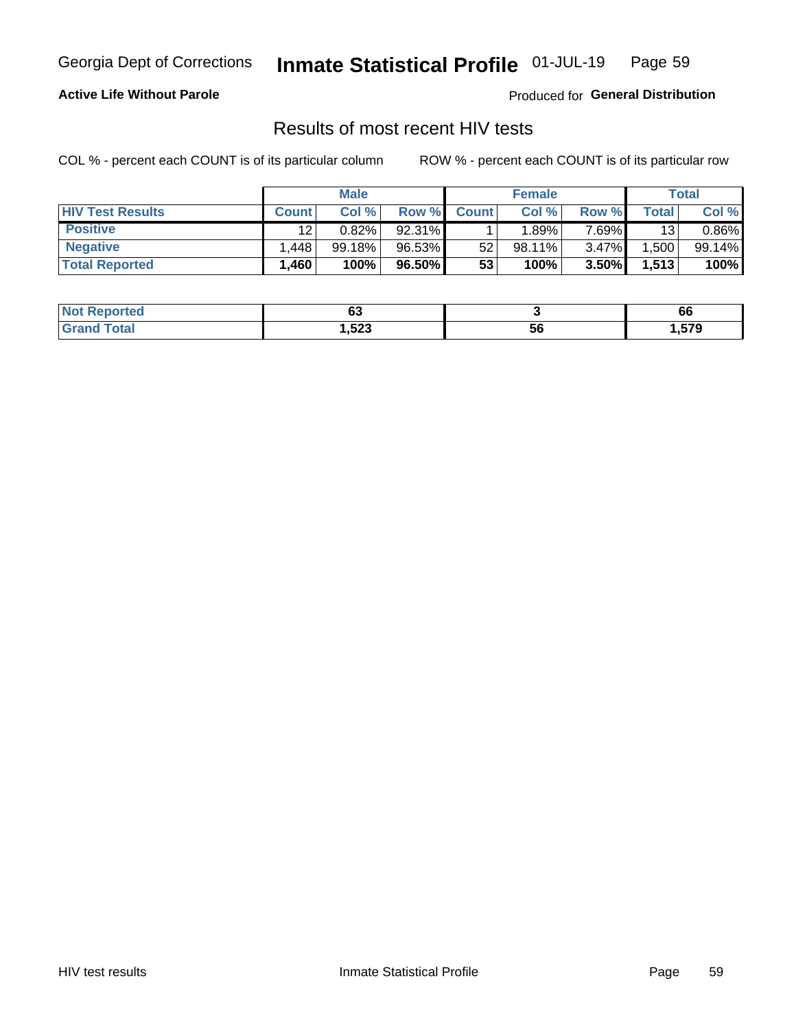Georgia Dept of Corrections **Inmate Statistical Profile** 01-JUL-19

**Active Life Without Parole**

Produced for **General Distribution**

## Results of most recent HIV tests

COL % - percent each COUNT is of its particular column

ROW % - percent each COUNT is of its particular row

| | Male | | | Female | | | Total | |
|---|---|---|---|---|---|---|---|---|
| **HIV Test Results** | **Count** | **Col %** | **Row %** | **Count** | **Col %** | **Row %** | **Total** | **Col %** |
| **Positive** | 12 | 0.82% | 92.31% | 1 | 1.89% | 7.69% | 13 | 0.86% |
| **Negative** | 1,448 | 99.18% | 96.53% | 52 | 98.11% | 3.47% | 1,500 | 99.14% |
| **Total Reported** | **1,460** | **100%** | **96.50%** | **53** | **100%** | **3.50%** | **1,513** | **100%** |

| | Male | Female | Total |
|---|---|---|---|
| **Not Reported** | **63** | **3** | **66** |
| **Grand Total** | **1,523** | **56** | **1,579** |

HIV test results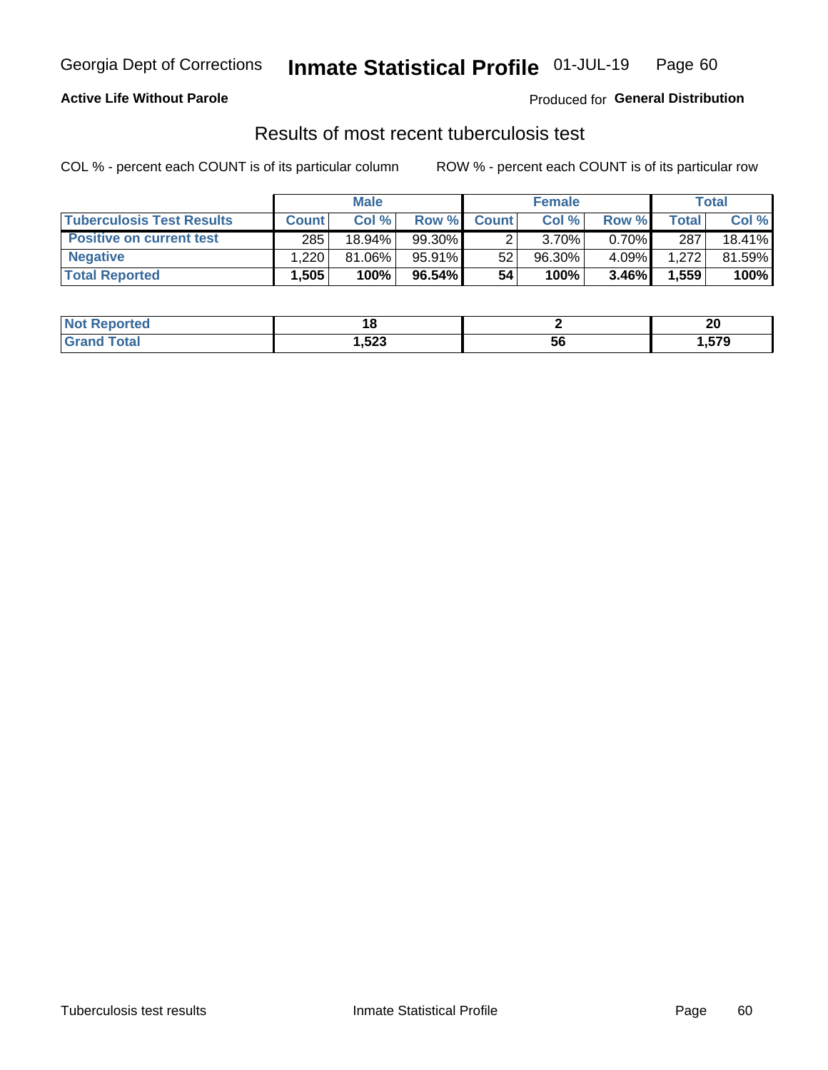Georgia Dept of Corrections **Inmate Statistical Profile** 01-JUL-19

**Active Life Without Parole**

Produced for **General Distribution**

## Results of most recent tuberculosis test

COL % - percent each COUNT is of its particular column

ROW % - percent each COUNT is of its particular row

| | Male | | | Female | | | Total | |
|---|---|---|---|---|---|---|---|---|
| **Tuberculosis Test Results** | **Count** | **Col %** | **Row %** | **Count** | **Col %** | **Row %** | **Total** | **Col %** |
| **Positive on current test** | 285 | 18.94% | 99.30% | 2 | 3.70% | 0.70% | 287 | 18.41% |
| **Negative** | 1,220 | 81.06% | 95.91% | 52 | 96.30% | 4.09% | 1,272 | 81.59% |
| **Total Reported** | **1,505** | **100%** | **96.54%** | **54** | **100%** | **3.46%** | **1,559** | **100%** |

| | Male | Female | Total |
|---|---|---|---|
| **Not Reported** | **18** | **2** | **20** |
| **Grand Total** | **1,523** | **56** | **1,579** |

Tuberculosis test results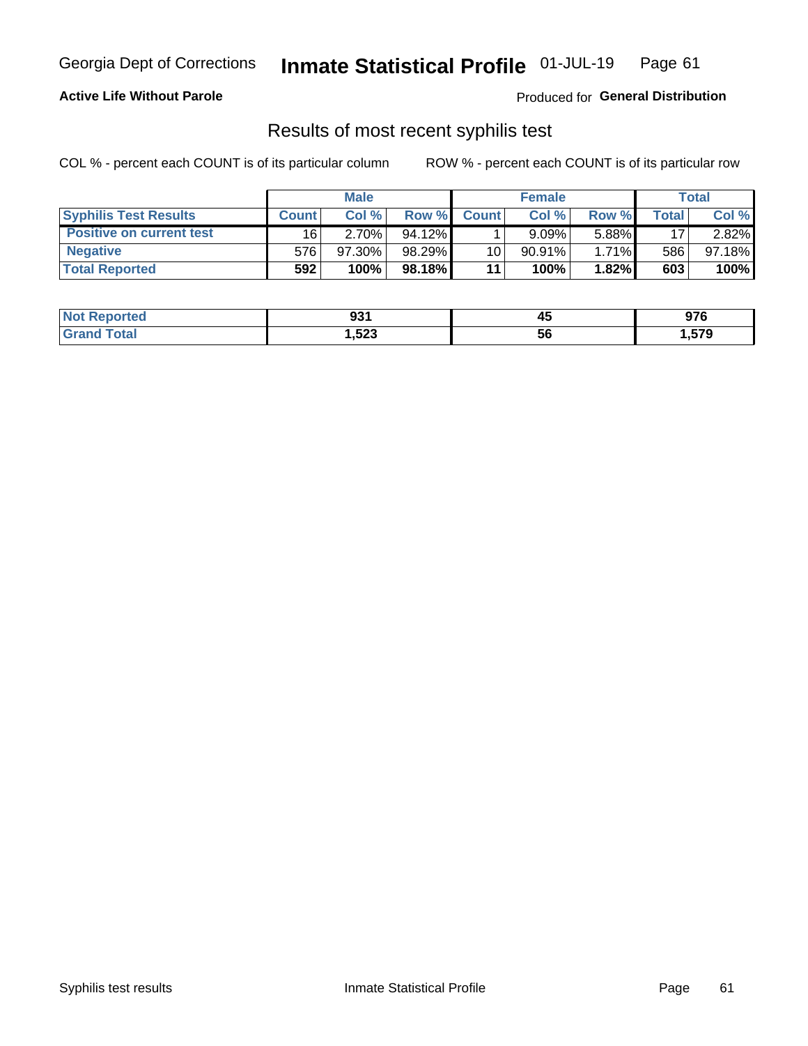Georgia Dept of Corrections **Inmate Statistical Profile** 01-JUL-19

**Active Life Without Parole**

Produced for **General Distribution**

## Results of most recent syphilis test

COL % - percent each COUNT is of its particular column

ROW % - percent each COUNT is of its particular row

| | Male | | | Female | | | Total | |
|---|---|---|---|---|---|---|---|---|
| **Syphilis Test Results** | **Count** | **Col %** | **Row %** | **Count** | **Col %** | **Row %** | **Total** | **Col %** |
| **Positive on current test** | 16 | 2.70% | 94.12% | 1 | 9.09% | 5.88% | 17 | 2.82% |
| **Negative** | 576 | 97.30% | 98.29% | 10 | 90.91% | 1.71% | 586 | 97.18% |
| **Total Reported** | **592** | **100%** | **98.18%** | **11** | **100%** | **1.82%** | **603** | **100%** |

| | Male | Female | Total |
|---|---|---|---|
| **Not Reported** | **931** | **45** | **976** |
| **Grand Total** | **1,523** | **56** | **1,579** |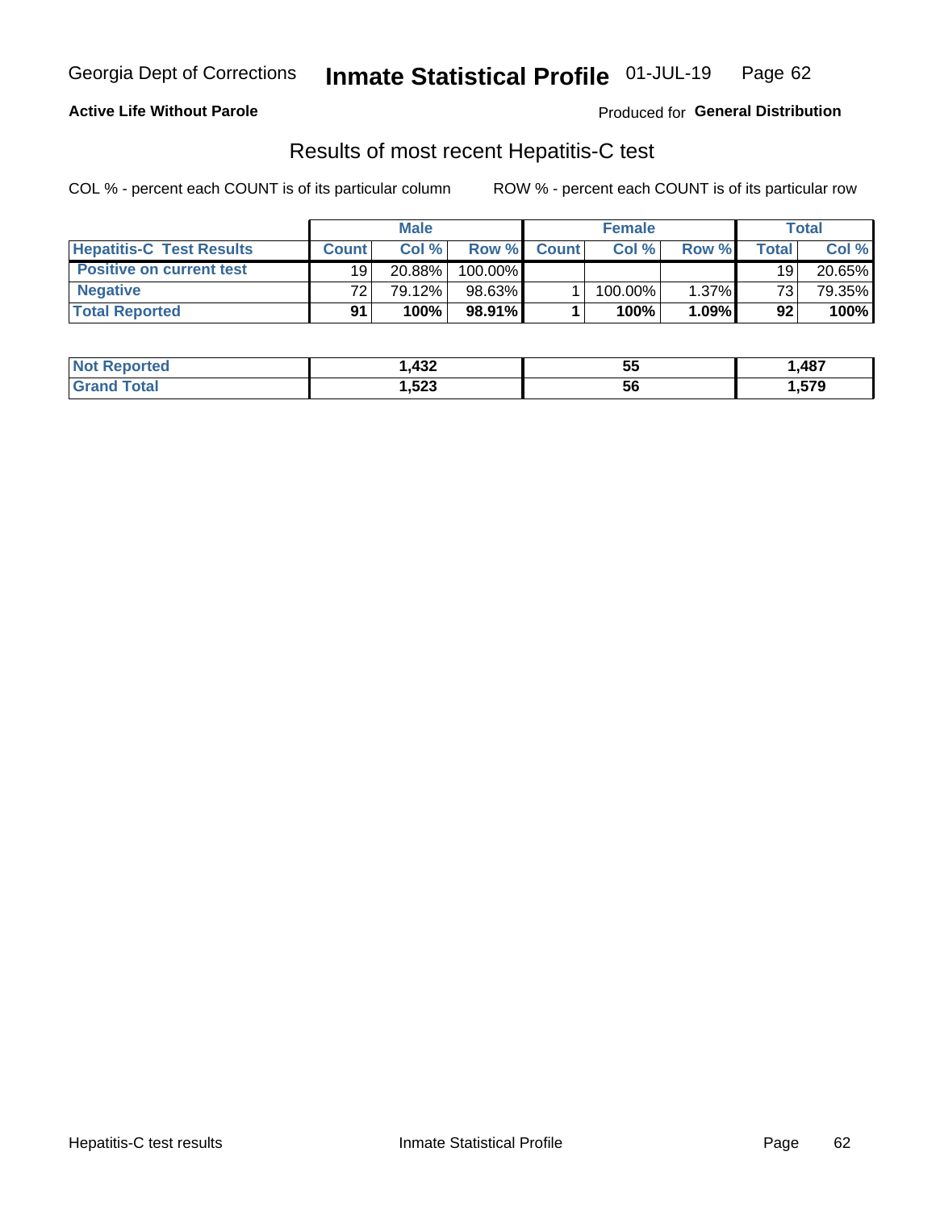Georgia Dept of Corrections **Inmate Statistical Profile** 01-JUL-19

**Active Life Without Parole**

Produced for **General Distribution**

## Results of most recent Hepatitis-C test

COL % - percent each COUNT is of its particular column

ROW % - percent each COUNT is of its particular row

| | Male | | | Female | | | Total | |
|---|---|---|---|---|---|---|---|---|
| **Hepatitis-C Test Results** | **Count** | **Col %** | **Row %** | **Count** | **Col %** | **Row %** | **Total** | **Col %** |
| **Positive on current test** | 19 | 20.88% | 100.00% | | | | 19 | 20.65% |
| **Negative** | 72 | 79.12% | 98.63% | 1 | 100.00% | 1.37% | 73 | 79.35% |
| **Total Reported** | **91** | **100%** | **98.91%** | **1** | **100%** | **1.09%** | **92** | **100%** |

| | Male | Female | Total |
|---|---|---|---|
| **Not Reported** | **1,432** | **55** | **1,487** |
| **Grand Total** | **1,523** | **56** | **1,579** |